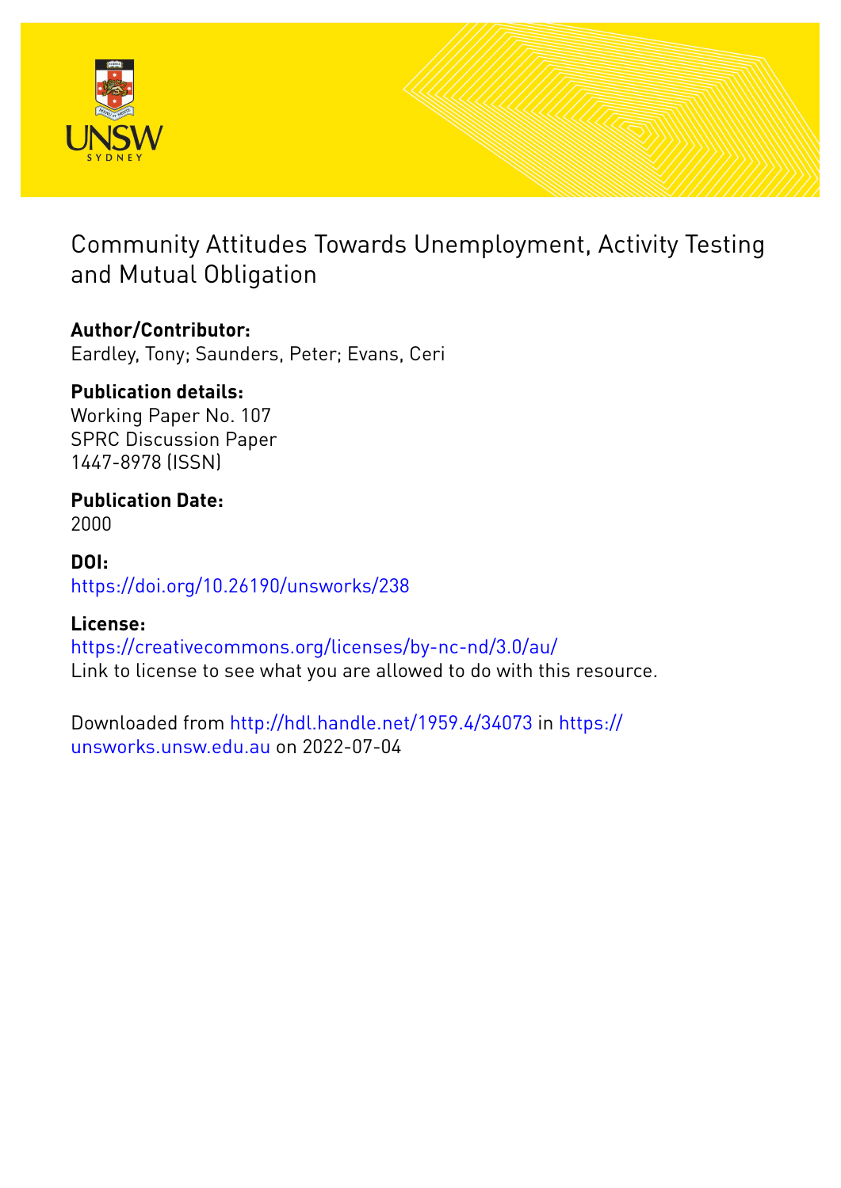# Community Attitudes Towards Unemployment, Activity Testing and Mutual Obligation

**Author/Contributor:**
Eardley, Tony; Saunders, Peter; Evans, Ceri

**Publication details:**
Working Paper No. 107
SPRC Discussion Paper
1447-8978 (ISSN)

**Publication Date:**
2000

**DOI:**
https://doi.org/10.26190/unsworks/238

**License:**
https://creativecommons.org/licenses/by-nc-nd/3.0/au/
Link to license to see what you are allowed to do with this resource.

Downloaded from http://hdl.handle.net/1959.4/34073 in https://unsworks.unsw.edu.au on 2022-07-04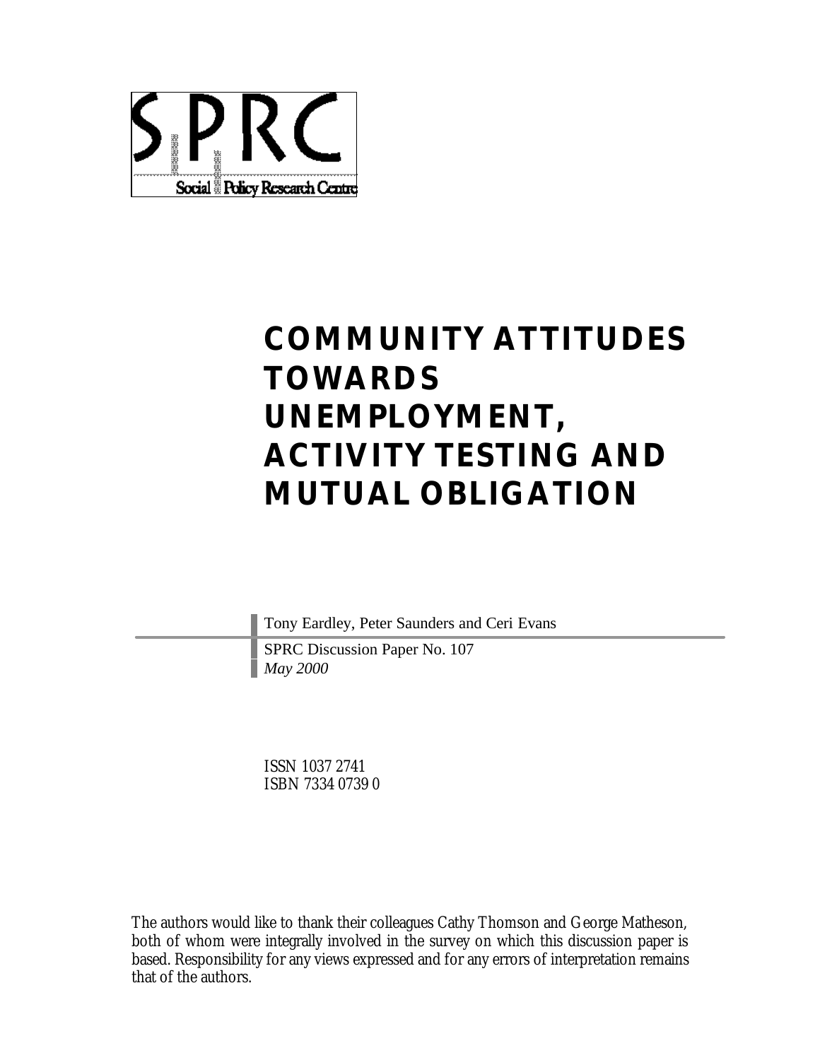SPRC

Social Policy Research Centre

# COMMUNITY ATTITUDES TOWARDS UNEMPLOYMENT, ACTIVITY TESTING AND MUTUAL OBLIGATION

Tony Eardley, Peter Saunders and Ceri Evans

SPRC Discussion Paper No. 107
*May 2000*

ISSN 1037 2741
ISBN 7334 0739 0

The authors would like to thank their colleagues Cathy Thomson and George Matheson, both of whom were integrally involved in the survey on which this discussion paper is based. Responsibility for any views expressed and for any errors of interpretation remains that of the authors.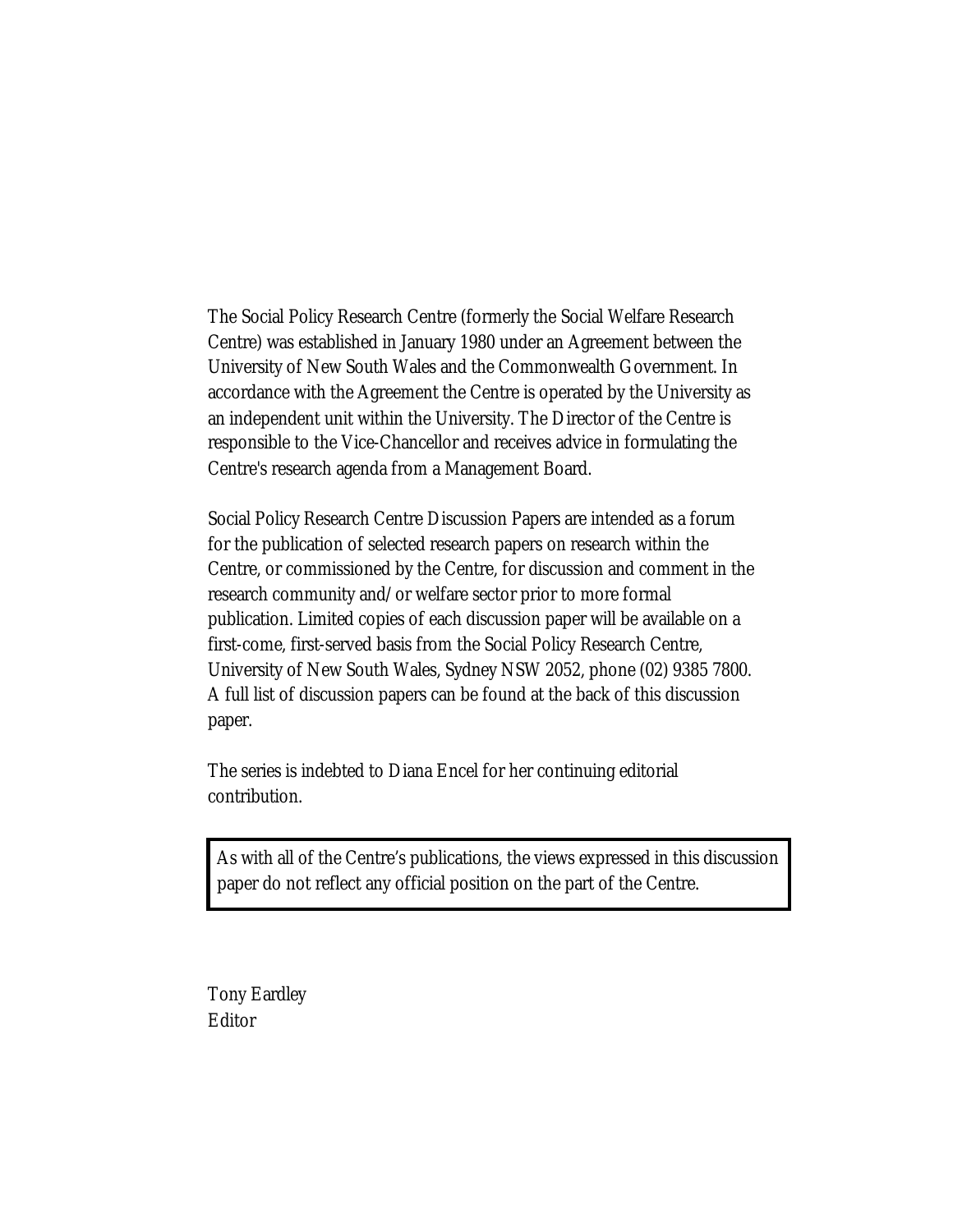The Social Policy Research Centre (formerly the Social Welfare Research Centre) was established in January 1980 under an Agreement between the University of New South Wales and the Commonwealth Government. In accordance with the Agreement the Centre is operated by the University as an independent unit within the University. The Director of the Centre is responsible to the Vice-Chancellor and receives advice in formulating the Centre's research agenda from a Management Board.

Social Policy Research Centre Discussion Papers are intended as a forum for the publication of selected research papers on research within the Centre, or commissioned by the Centre, for discussion and comment in the research community and/or welfare sector prior to more formal publication. Limited copies of each discussion paper will be available on a first-come, first-served basis from the Social Policy Research Centre, University of New South Wales, Sydney NSW 2052, phone (02) 9385 7800. A full list of discussion papers can be found at the back of this discussion paper.

The series is indebted to Diana Encel for her continuing editorial contribution.

As with all of the Centre's publications, the views expressed in this discussion paper do not reflect any official position on the part of the Centre.

Tony Eardley
Editor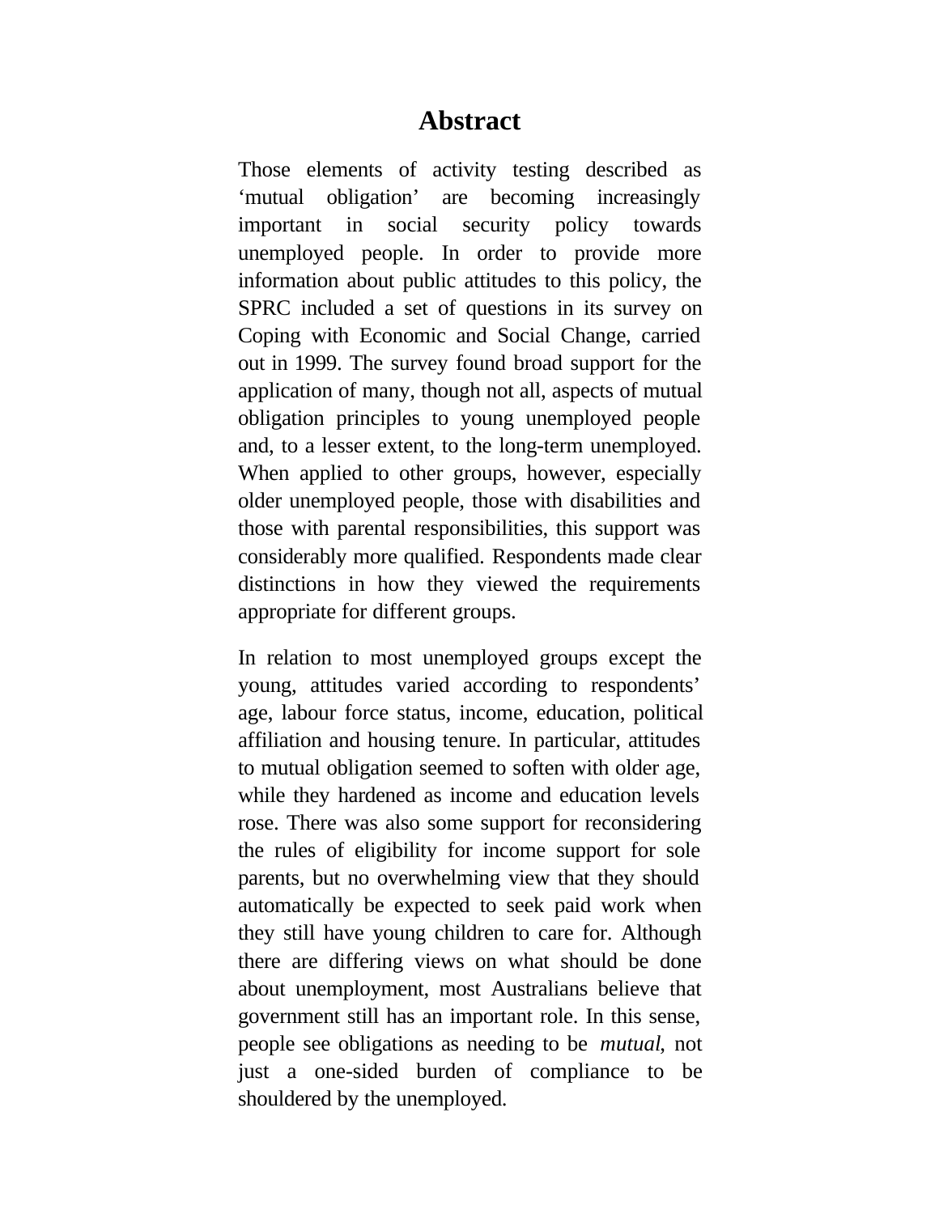# Abstract

Those elements of activity testing described as ‘mutual obligation’ are becoming increasingly important in social security policy towards unemployed people. In order to provide more information about public attitudes to this policy, the SPRC included a set of questions in its survey on Coping with Economic and Social Change, carried out in 1999. The survey found broad support for the application of many, though not all, aspects of mutual obligation principles to young unemployed people and, to a lesser extent, to the long-term unemployed. When applied to other groups, however, especially older unemployed people, those with disabilities and those with parental responsibilities, this support was considerably more qualified. Respondents made clear distinctions in how they viewed the requirements appropriate for different groups.

In relation to most unemployed groups except the young, attitudes varied according to respondents’ age, labour force status, income, education, political affiliation and housing tenure. In particular, attitudes to mutual obligation seemed to soften with older age, while they hardened as income and education levels rose. There was also some support for reconsidering the rules of eligibility for income support for sole parents, but no overwhelming view that they should automatically be expected to seek paid work when they still have young children to care for. Although there are differing views on what should be done about unemployment, most Australians believe that government still has an important role. In this sense, people see obligations as needing to be *mutual*, not just a one-sided burden of compliance to be shouldered by the unemployed.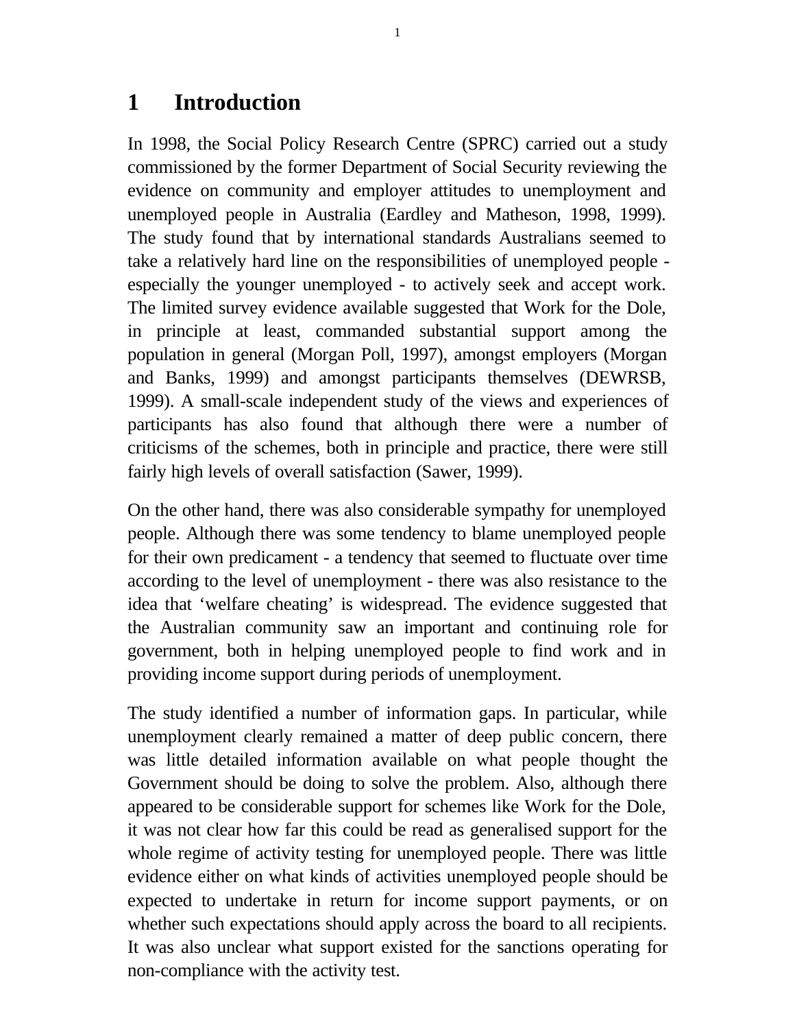# 1 Introduction

In 1998, the Social Policy Research Centre (SPRC) carried out a study commissioned by the former Department of Social Security reviewing the evidence on community and employer attitudes to unemployment and unemployed people in Australia (Eardley and Matheson, 1998, 1999). The study found that by international standards Australians seemed to take a relatively hard line on the responsibilities of unemployed people - especially the younger unemployed - to actively seek and accept work. The limited survey evidence available suggested that Work for the Dole, in principle at least, commanded substantial support among the population in general (Morgan Poll, 1997), amongst employers (Morgan and Banks, 1999) and amongst participants themselves (DEWRSB, 1999). A small-scale independent study of the views and experiences of participants has also found that although there were a number of criticisms of the schemes, both in principle and practice, there were still fairly high levels of overall satisfaction (Sawer, 1999).

On the other hand, there was also considerable sympathy for unemployed people. Although there was some tendency to blame unemployed people for their own predicament - a tendency that seemed to fluctuate over time according to the level of unemployment - there was also resistance to the idea that 'welfare cheating' is widespread. The evidence suggested that the Australian community saw an important and continuing role for government, both in helping unemployed people to find work and in providing income support during periods of unemployment.

The study identified a number of information gaps. In particular, while unemployment clearly remained a matter of deep public concern, there was little detailed information available on what people thought the Government should be doing to solve the problem. Also, although there appeared to be considerable support for schemes like Work for the Dole, it was not clear how far this could be read as generalised support for the whole regime of activity testing for unemployed people. There was little evidence either on what kinds of activities unemployed people should be expected to undertake in return for income support payments, or on whether such expectations should apply across the board to all recipients. It was also unclear what support existed for the sanctions operating for non-compliance with the activity test.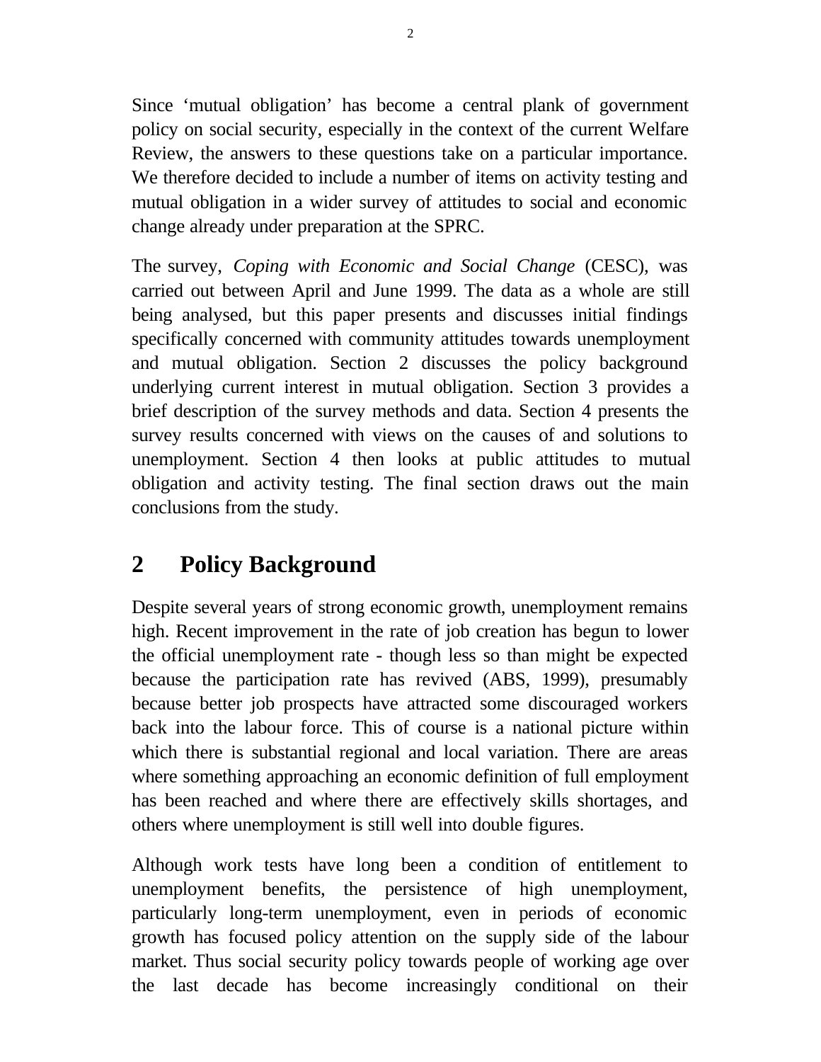Since 'mutual obligation' has become a central plank of government policy on social security, especially in the context of the current Welfare Review, the answers to these questions take on a particular importance. We therefore decided to include a number of items on activity testing and mutual obligation in a wider survey of attitudes to social and economic change already under preparation at the SPRC.

The survey, *Coping with Economic and Social Change* (CESC), was carried out between April and June 1999. The data as a whole are still being analysed, but this paper presents and discusses initial findings specifically concerned with community attitudes towards unemployment and mutual obligation. Section 2 discusses the policy background underlying current interest in mutual obligation. Section 3 provides a brief description of the survey methods and data. Section 4 presents the survey results concerned with views on the causes of and solutions to unemployment. Section 4 then looks at public attitudes to mutual obligation and activity testing. The final section draws out the main conclusions from the study.

## 2 Policy Background

Despite several years of strong economic growth, unemployment remains high. Recent improvement in the rate of job creation has begun to lower the official unemployment rate - though less so than might be expected because the participation rate has revived (ABS, 1999), presumably because better job prospects have attracted some discouraged workers back into the labour force. This of course is a national picture within which there is substantial regional and local variation. There are areas where something approaching an economic definition of full employment has been reached and where there are effectively skills shortages, and others where unemployment is still well into double figures.

Although work tests have long been a condition of entitlement to unemployment benefits, the persistence of high unemployment, particularly long-term unemployment, even in periods of economic growth has focused policy attention on the supply side of the labour market. Thus social security policy towards people of working age over the last decade has become increasingly conditional on their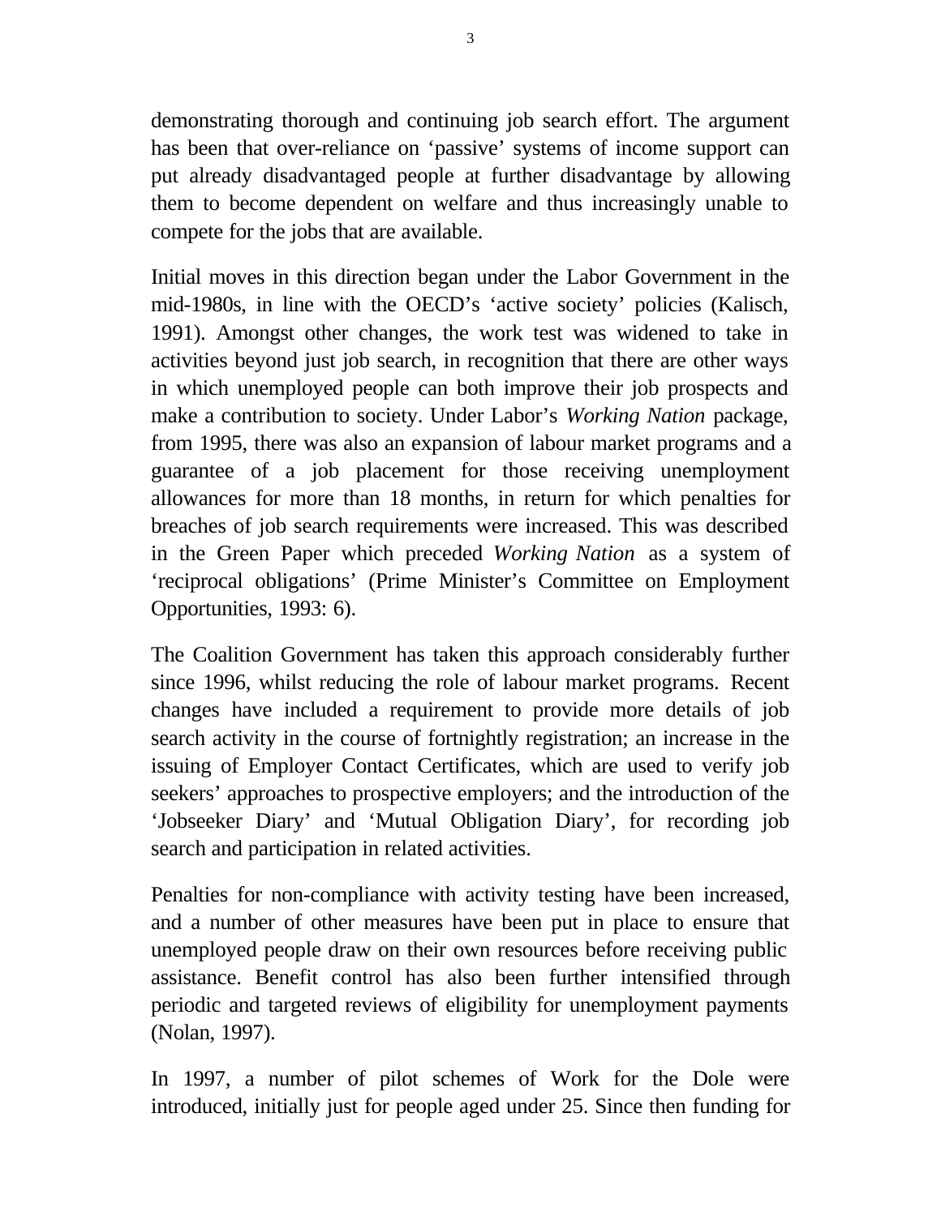demonstrating thorough and continuing job search effort. The argument has been that over-reliance on 'passive' systems of income support can put already disadvantaged people at further disadvantage by allowing them to become dependent on welfare and thus increasingly unable to compete for the jobs that are available.

Initial moves in this direction began under the Labor Government in the mid-1980s, in line with the OECD's 'active society' policies (Kalisch, 1991). Amongst other changes, the work test was widened to take in activities beyond just job search, in recognition that there are other ways in which unemployed people can both improve their job prospects and make a contribution to society. Under Labor's *Working Nation* package, from 1995, there was also an expansion of labour market programs and a guarantee of a job placement for those receiving unemployment allowances for more than 18 months, in return for which penalties for breaches of job search requirements were increased. This was described in the Green Paper which preceded *Working Nation* as a system of 'reciprocal obligations' (Prime Minister's Committee on Employment Opportunities, 1993: 6).

The Coalition Government has taken this approach considerably further since 1996, whilst reducing the role of labour market programs. Recent changes have included a requirement to provide more details of job search activity in the course of fortnightly registration; an increase in the issuing of Employer Contact Certificates, which are used to verify job seekers' approaches to prospective employers; and the introduction of the 'Jobseeker Diary' and 'Mutual Obligation Diary', for recording job search and participation in related activities.

Penalties for non-compliance with activity testing have been increased, and a number of other measures have been put in place to ensure that unemployed people draw on their own resources before receiving public assistance. Benefit control has also been further intensified through periodic and targeted reviews of eligibility for unemployment payments (Nolan, 1997).

In 1997, a number of pilot schemes of Work for the Dole were introduced, initially just for people aged under 25. Since then funding for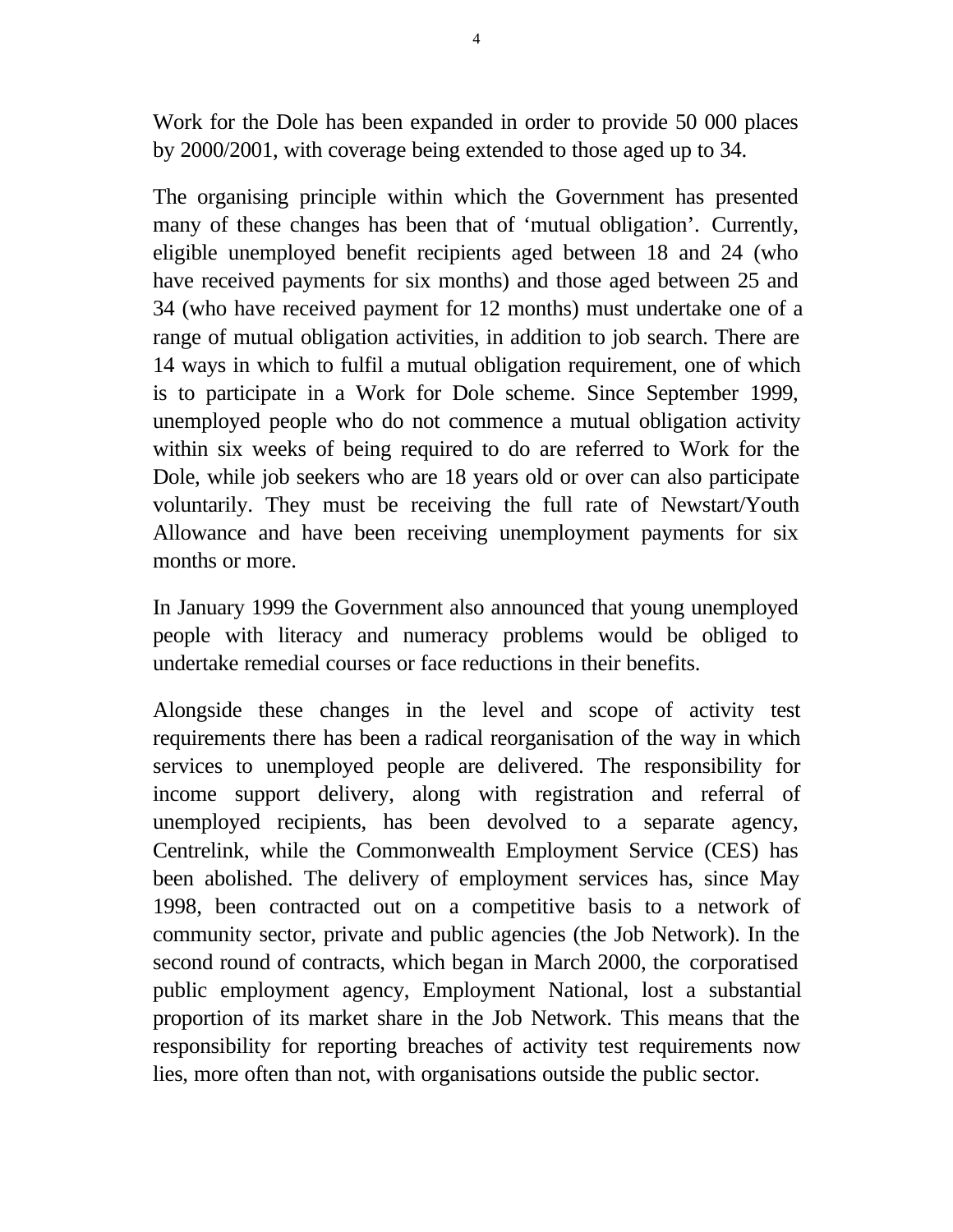Work for the Dole has been expanded in order to provide 50 000 places by 2000/2001, with coverage being extended to those aged up to 34.

The organising principle within which the Government has presented many of these changes has been that of ‘mutual obligation’. Currently, eligible unemployed benefit recipients aged between 18 and 24 (who have received payments for six months) and those aged between 25 and 34 (who have received payment for 12 months) must undertake one of a range of mutual obligation activities, in addition to job search. There are 14 ways in which to fulfil a mutual obligation requirement, one of which is to participate in a Work for Dole scheme. Since September 1999, unemployed people who do not commence a mutual obligation activity within six weeks of being required to do are referred to Work for the Dole, while job seekers who are 18 years old or over can also participate voluntarily. They must be receiving the full rate of Newstart/Youth Allowance and have been receiving unemployment payments for six months or more.

In January 1999 the Government also announced that young unemployed people with literacy and numeracy problems would be obliged to undertake remedial courses or face reductions in their benefits.

Alongside these changes in the level and scope of activity test requirements there has been a radical reorganisation of the way in which services to unemployed people are delivered. The responsibility for income support delivery, along with registration and referral of unemployed recipients, has been devolved to a separate agency, Centrelink, while the Commonwealth Employment Service (CES) has been abolished. The delivery of employment services has, since May 1998, been contracted out on a competitive basis to a network of community sector, private and public agencies (the Job Network). In the second round of contracts, which began in March 2000, the corporatised public employment agency, Employment National, lost a substantial proportion of its market share in the Job Network. This means that the responsibility for reporting breaches of activity test requirements now lies, more often than not, with organisations outside the public sector.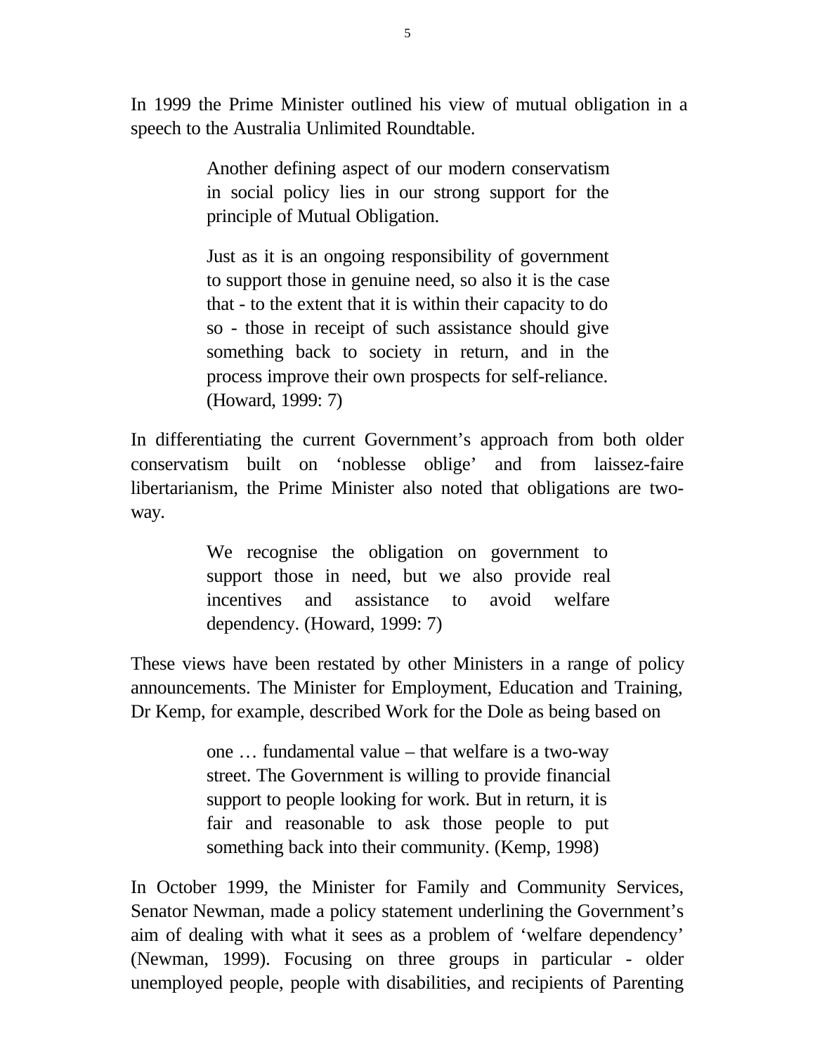In 1999 the Prime Minister outlined his view of mutual obligation in a speech to the Australia Unlimited Roundtable.

> Another defining aspect of our modern conservatism in social policy lies in our strong support for the principle of Mutual Obligation.
>
> Just as it is an ongoing responsibility of government to support those in genuine need, so also it is the case that - to the extent that it is within their capacity to do so - those in receipt of such assistance should give something back to society in return, and in the process improve their own prospects for self-reliance. (Howard, 1999: 7)

In differentiating the current Government's approach from both older conservatism built on 'noblesse oblige' and from laissez-faire libertarianism, the Prime Minister also noted that obligations are two-way.

> We recognise the obligation on government to support those in need, but we also provide real incentives and assistance to avoid welfare dependency. (Howard, 1999: 7)

These views have been restated by other Ministers in a range of policy announcements. The Minister for Employment, Education and Training, Dr Kemp, for example, described Work for the Dole as being based on

> one … fundamental value – that welfare is a two-way street. The Government is willing to provide financial support to people looking for work. But in return, it is fair and reasonable to ask those people to put something back into their community. (Kemp, 1998)

In October 1999, the Minister for Family and Community Services, Senator Newman, made a policy statement underlining the Government's aim of dealing with what it sees as a problem of 'welfare dependency' (Newman, 1999). Focusing on three groups in particular - older unemployed people, people with disabilities, and recipients of Parenting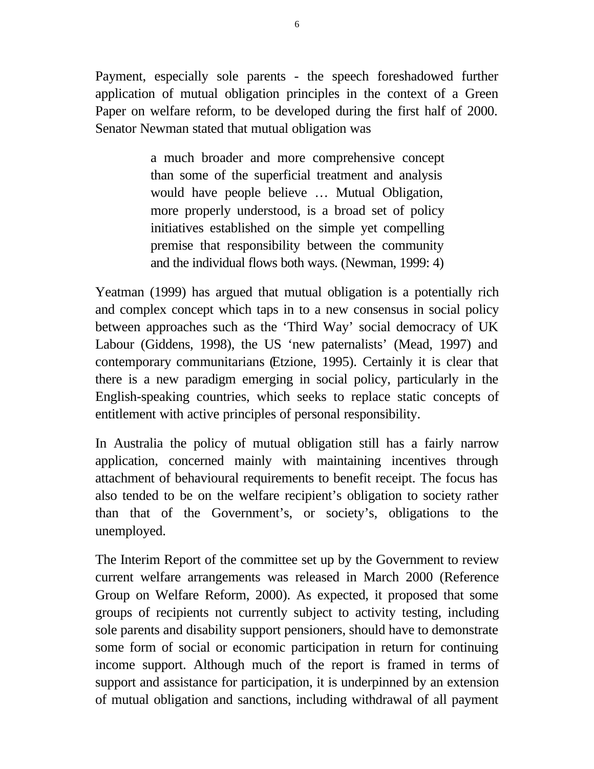Payment, especially sole parents - the speech foreshadowed further application of mutual obligation principles in the context of a Green Paper on welfare reform, to be developed during the first half of 2000. Senator Newman stated that mutual obligation was

> a much broader and more comprehensive concept than some of the superficial treatment and analysis would have people believe … Mutual Obligation, more properly understood, is a broad set of policy initiatives established on the simple yet compelling premise that responsibility between the community and the individual flows both ways. (Newman, 1999: 4)

Yeatman (1999) has argued that mutual obligation is a potentially rich and complex concept which taps in to a new consensus in social policy between approaches such as the 'Third Way' social democracy of UK Labour (Giddens, 1998), the US 'new paternalists' (Mead, 1997) and contemporary communitarians (Etzione, 1995). Certainly it is clear that there is a new paradigm emerging in social policy, particularly in the English-speaking countries, which seeks to replace static concepts of entitlement with active principles of personal responsibility.

In Australia the policy of mutual obligation still has a fairly narrow application, concerned mainly with maintaining incentives through attachment of behavioural requirements to benefit receipt. The focus has also tended to be on the welfare recipient's obligation to society rather than that of the Government's, or society's, obligations to the unemployed.

The Interim Report of the committee set up by the Government to review current welfare arrangements was released in March 2000 (Reference Group on Welfare Reform, 2000). As expected, it proposed that some groups of recipients not currently subject to activity testing, including sole parents and disability support pensioners, should have to demonstrate some form of social or economic participation in return for continuing income support. Although much of the report is framed in terms of support and assistance for participation, it is underpinned by an extension of mutual obligation and sanctions, including withdrawal of all payment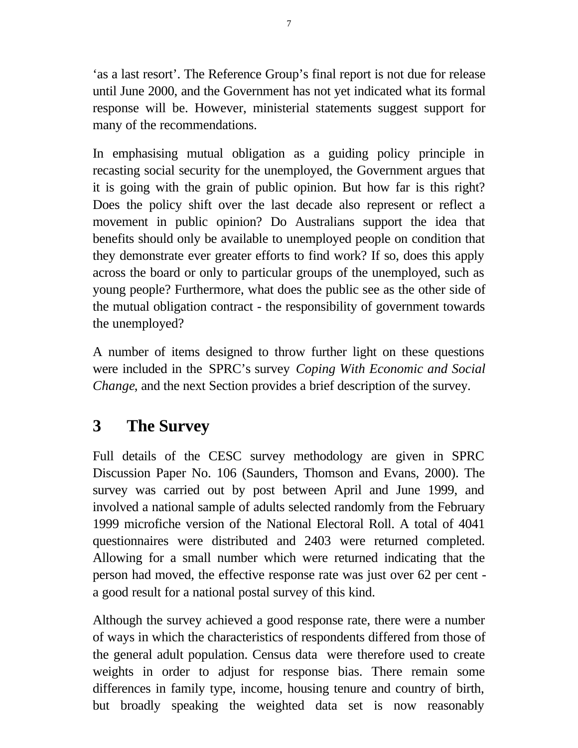'as a last resort'. The Reference Group's final report is not due for release until June 2000, and the Government has not yet indicated what its formal response will be. However, ministerial statements suggest support for many of the recommendations.

In emphasising mutual obligation as a guiding policy principle in recasting social security for the unemployed, the Government argues that it is going with the grain of public opinion. But how far is this right? Does the policy shift over the last decade also represent or reflect a movement in public opinion? Do Australians support the idea that benefits should only be available to unemployed people on condition that they demonstrate ever greater efforts to find work? If so, does this apply across the board or only to particular groups of the unemployed, such as young people? Furthermore, what does the public see as the other side of the mutual obligation contract - the responsibility of government towards the unemployed?

A number of items designed to throw further light on these questions were included in the SPRC's survey *Coping With Economic and Social Change*, and the next Section provides a brief description of the survey.

# 3 The Survey

Full details of the CESC survey methodology are given in SPRC Discussion Paper No. 106 (Saunders, Thomson and Evans, 2000). The survey was carried out by post between April and June 1999, and involved a national sample of adults selected randomly from the February 1999 microfiche version of the National Electoral Roll. A total of 4041 questionnaires were distributed and 2403 were returned completed. Allowing for a small number which were returned indicating that the person had moved, the effective response rate was just over 62 per cent - a good result for a national postal survey of this kind.

Although the survey achieved a good response rate, there were a number of ways in which the characteristics of respondents differed from those of the general adult population. Census data were therefore used to create weights in order to adjust for response bias. There remain some differences in family type, income, housing tenure and country of birth, but broadly speaking the weighted data set is now reasonably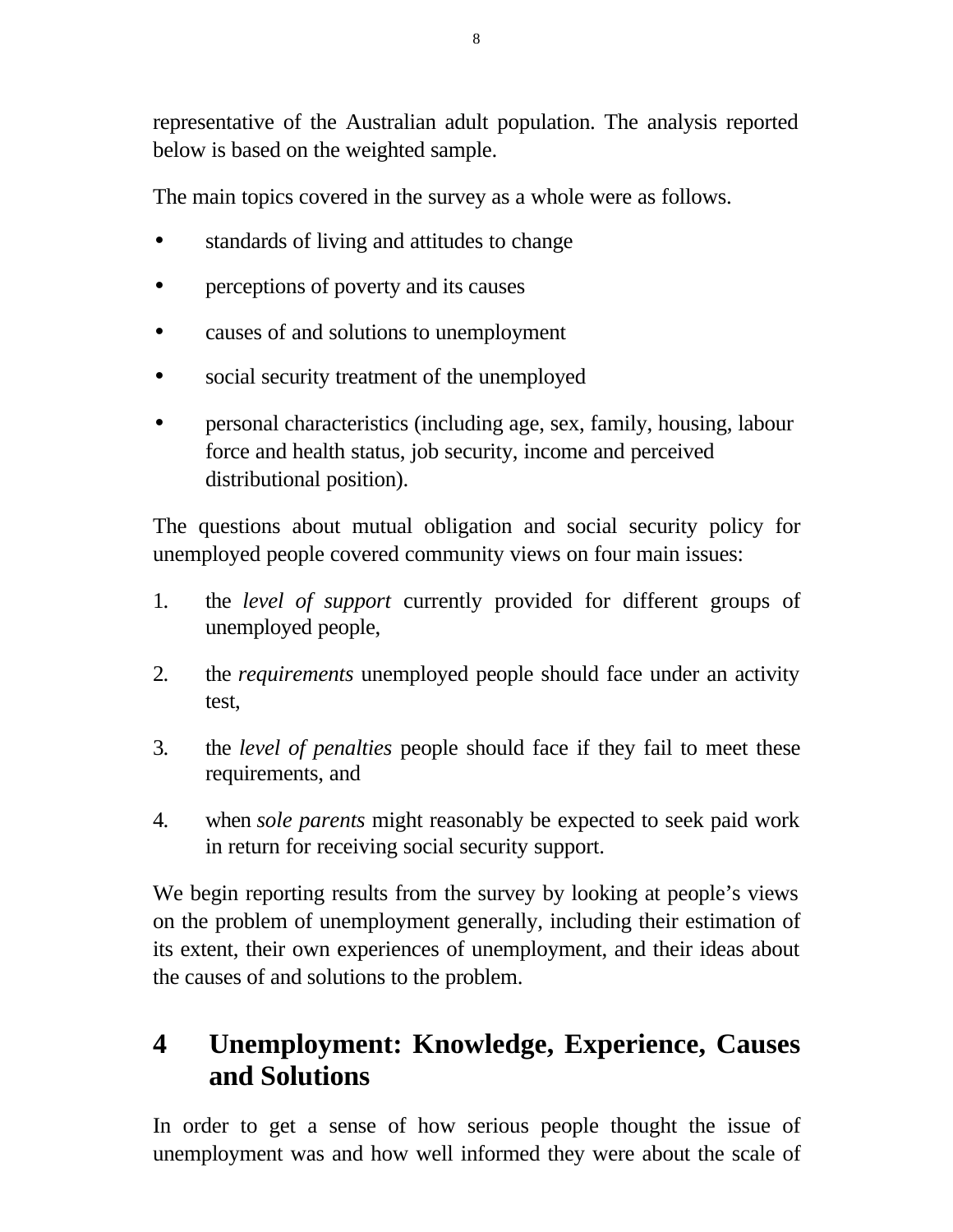representative of the Australian adult population. The analysis reported below is based on the weighted sample.

The main topics covered in the survey as a whole were as follows.

- standards of living and attitudes to change
- perceptions of poverty and its causes
- causes of and solutions to unemployment
- social security treatment of the unemployed
- personal characteristics (including age, sex, family, housing, labour force and health status, job security, income and perceived distributional position).

The questions about mutual obligation and social security policy for unemployed people covered community views on four main issues:

1. the *level of support* currently provided for different groups of unemployed people,
2. the *requirements* unemployed people should face under an activity test,
3. the *level of penalties* people should face if they fail to meet these requirements, and
4. when *sole parents* might reasonably be expected to seek paid work in return for receiving social security support.

We begin reporting results from the survey by looking at people's views on the problem of unemployment generally, including their estimation of its extent, their own experiences of unemployment, and their ideas about the causes of and solutions to the problem.

# 4 Unemployment: Knowledge, Experience, Causes and Solutions

In order to get a sense of how serious people thought the issue of unemployment was and how well informed they were about the scale of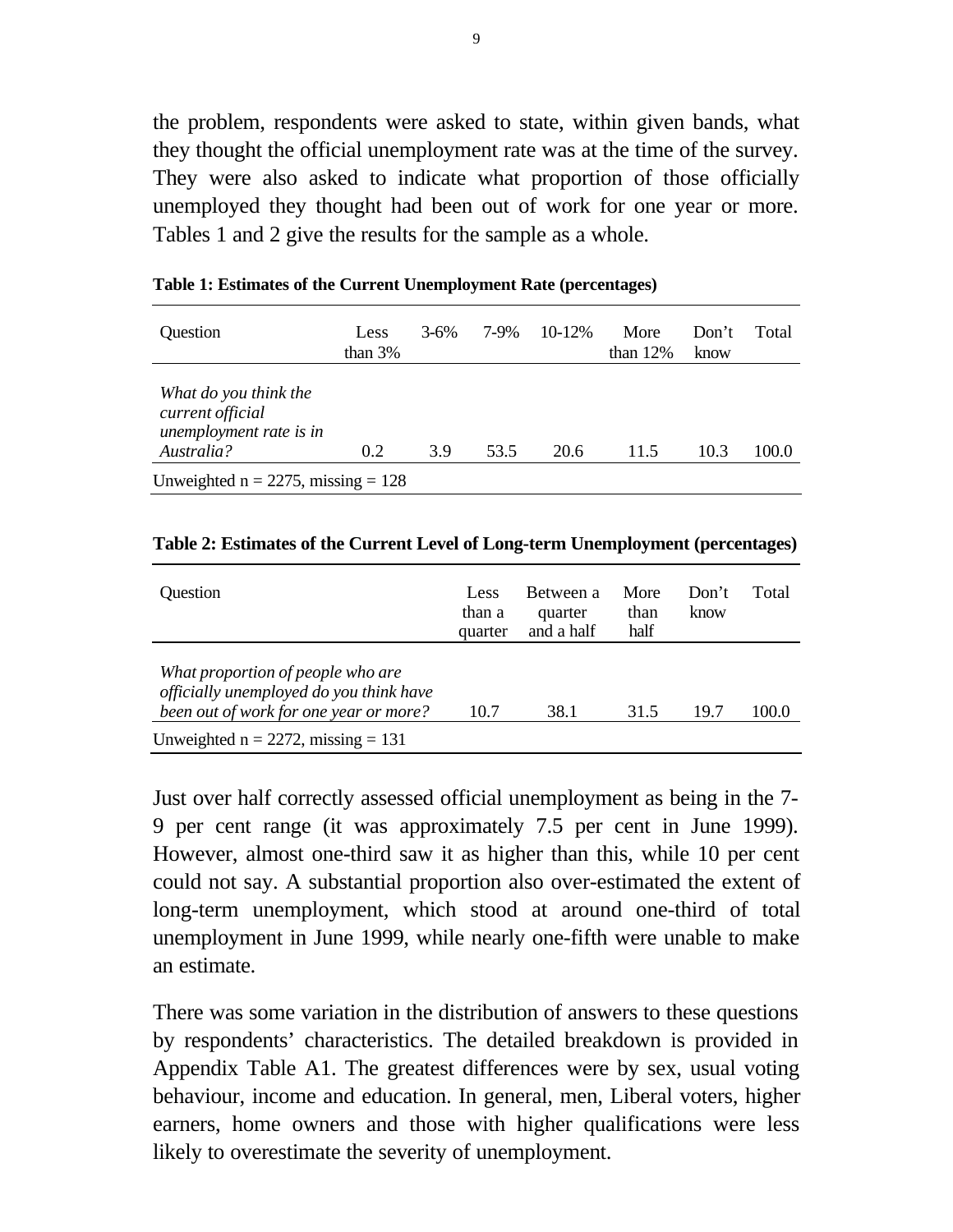the problem, respondents were asked to state, within given bands, what they thought the official unemployment rate was at the time of the survey. They were also asked to indicate what proportion of those officially unemployed they thought had been out of work for one year or more. Tables 1 and 2 give the results for the sample as a whole.

**Table 1: Estimates of the Current Unemployment Rate (percentages)**

| Question | Less than 3% | 3-6% | 7-9% | 10-12% | More than 12% | Don't know | Total |
|---|---|---|---|---|---|---|---|
| *What do you think the current official unemployment rate is in Australia?* | 0.2 | 3.9 | 53.5 | 20.6 | 11.5 | 10.3 | 100.0 |
| Unweighted n = 2275, missing = 128 | | | | | | | |

**Table 2: Estimates of the Current Level of Long-term Unemployment (percentages)**

| Question | Less than a quarter | Between a quarter and a half | More than half | Don't know | Total |
|---|---|---|---|---|---|
| *What proportion of people who are officially unemployed do you think have been out of work for one year or more?* | 10.7 | 38.1 | 31.5 | 19.7 | 100.0 |
| Unweighted n = 2272, missing = 131 | | | | | |

Just over half correctly assessed official unemployment as being in the 7-9 per cent range (it was approximately 7.5 per cent in June 1999). However, almost one-third saw it as higher than this, while 10 per cent could not say. A substantial proportion also over-estimated the extent of long-term unemployment, which stood at around one-third of total unemployment in June 1999, while nearly one-fifth were unable to make an estimate.

There was some variation in the distribution of answers to these questions by respondents' characteristics. The detailed breakdown is provided in Appendix Table A1. The greatest differences were by sex, usual voting behaviour, income and education. In general, men, Liberal voters, higher earners, home owners and those with higher qualifications were less likely to overestimate the severity of unemployment.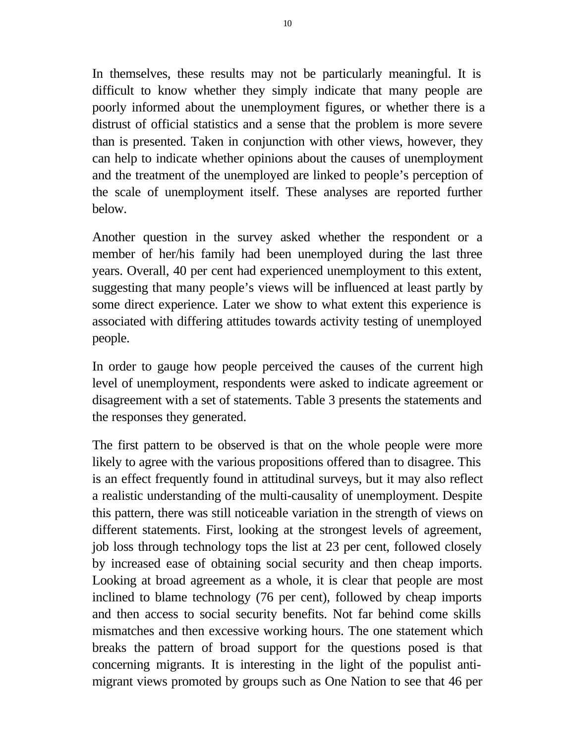In themselves, these results may not be particularly meaningful. It is difficult to know whether they simply indicate that many people are poorly informed about the unemployment figures, or whether there is a distrust of official statistics and a sense that the problem is more severe than is presented. Taken in conjunction with other views, however, they can help to indicate whether opinions about the causes of unemployment and the treatment of the unemployed are linked to people's perception of the scale of unemployment itself. These analyses are reported further below.

Another question in the survey asked whether the respondent or a member of her/his family had been unemployed during the last three years. Overall, 40 per cent had experienced unemployment to this extent, suggesting that many people's views will be influenced at least partly by some direct experience. Later we show to what extent this experience is associated with differing attitudes towards activity testing of unemployed people.

In order to gauge how people perceived the causes of the current high level of unemployment, respondents were asked to indicate agreement or disagreement with a set of statements. Table 3 presents the statements and the responses they generated.

The first pattern to be observed is that on the whole people were more likely to agree with the various propositions offered than to disagree. This is an effect frequently found in attitudinal surveys, but it may also reflect a realistic understanding of the multi-causality of unemployment. Despite this pattern, there was still noticeable variation in the strength of views on different statements. First, looking at the strongest levels of agreement, job loss through technology tops the list at 23 per cent, followed closely by increased ease of obtaining social security and then cheap imports. Looking at broad agreement as a whole, it is clear that people are most inclined to blame technology (76 per cent), followed by cheap imports and then access to social security benefits. Not far behind come skills mismatches and then excessive working hours. The one statement which breaks the pattern of broad support for the questions posed is that concerning migrants. It is interesting in the light of the populist anti-migrant views promoted by groups such as One Nation to see that 46 per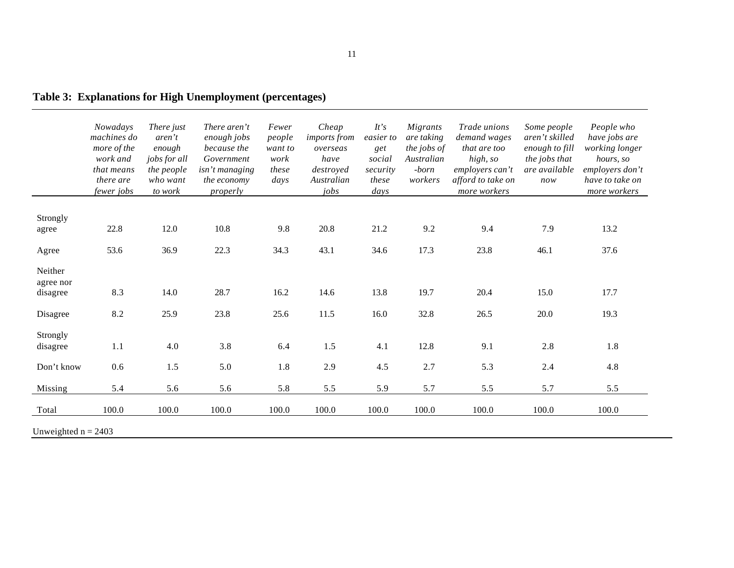**Table 3: Explanations for High Unemployment (percentages)**

| | *Nowadays machines do more of the work and that means there are fewer jobs* | *There just aren't enough jobs for all the people who want to work* | *There aren't enough jobs because the Government isn't managing the economy properly* | *Fewer people want to work these days* | *Cheap imports from overseas have destroyed Australian jobs* | *It's easier to get social security these days* | *Migrants are taking the jobs of Australian-born workers* | *Trade unions demand wages that are too high, so employers can't afford to take on more workers* | *Some people aren't skilled enough to fill the jobs that are available now* | *People who have jobs are working longer hours, so employers don't have to take on more workers* |
|---|---|---|---|---|---|---|---|---|---|---|
| Strongly agree | 22.8 | 12.0 | 10.8 | 9.8 | 20.8 | 21.2 | 9.2 | 9.4 | 7.9 | 13.2 |
| Agree | 53.6 | 36.9 | 22.3 | 34.3 | 43.1 | 34.6 | 17.3 | 23.8 | 46.1 | 37.6 |
| Neither agree nor disagree | 8.3 | 14.0 | 28.7 | 16.2 | 14.6 | 13.8 | 19.7 | 20.4 | 15.0 | 17.7 |
| Disagree | 8.2 | 25.9 | 23.8 | 25.6 | 11.5 | 16.0 | 32.8 | 26.5 | 20.0 | 19.3 |
| Strongly disagree | 1.1 | 4.0 | 3.8 | 6.4 | 1.5 | 4.1 | 12.8 | 9.1 | 2.8 | 1.8 |
| Don't know | 0.6 | 1.5 | 5.0 | 1.8 | 2.9 | 4.5 | 2.7 | 5.3 | 2.4 | 4.8 |
| Missing | 5.4 | 5.6 | 5.6 | 5.8 | 5.5 | 5.9 | 5.7 | 5.5 | 5.7 | 5.5 |
| Total | 100.0 | 100.0 | 100.0 | 100.0 | 100.0 | 100.0 | 100.0 | 100.0 | 100.0 | 100.0 |

Unweighted n = 2403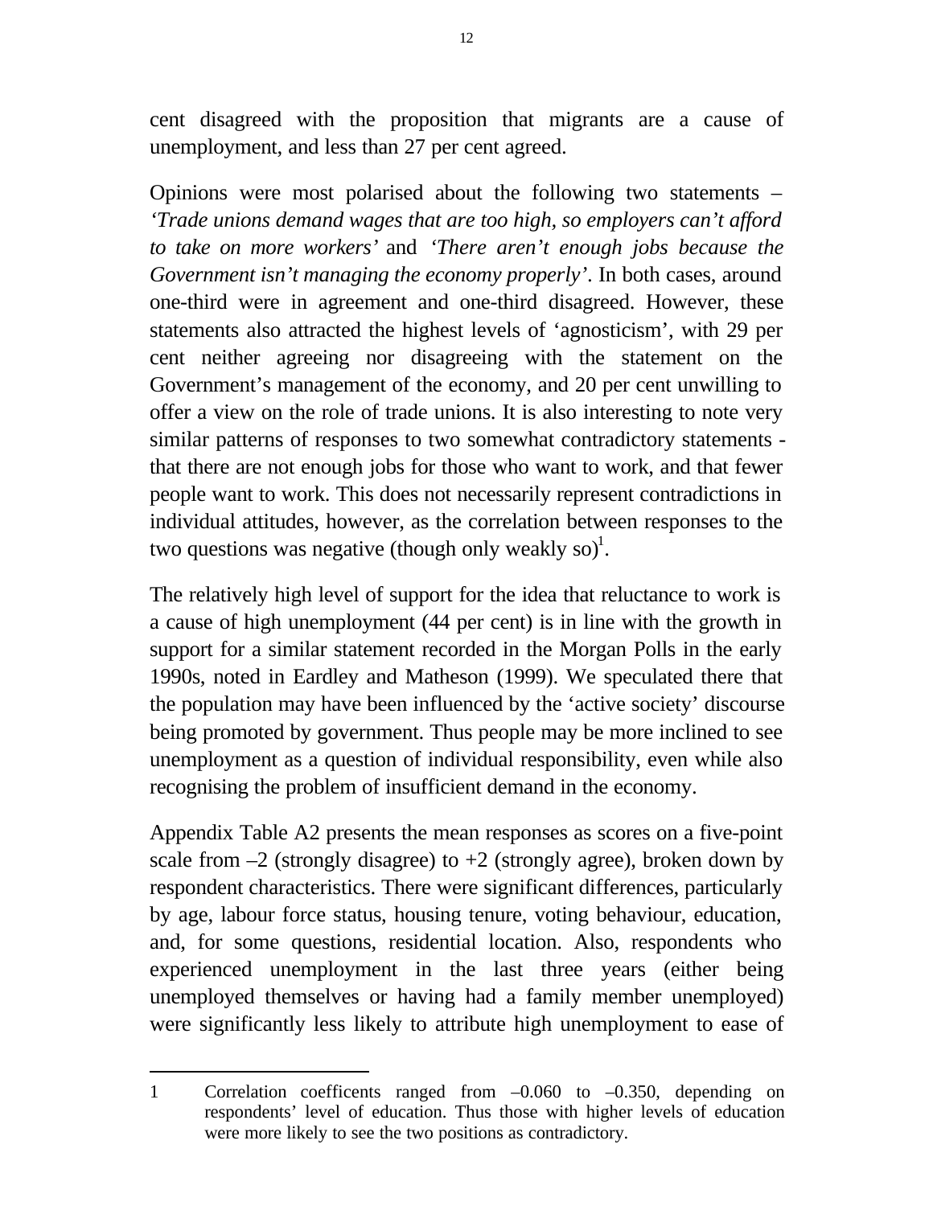cent disagreed with the proposition that migrants are a cause of unemployment, and less than 27 per cent agreed.

Opinions were most polarised about the following two statements – *'Trade unions demand wages that are too high, so employers can't afford to take on more workers'* and *'There aren't enough jobs because the Government isn't managing the economy properly'*. In both cases, around one-third were in agreement and one-third disagreed. However, these statements also attracted the highest levels of 'agnosticism', with 29 per cent neither agreeing nor disagreeing with the statement on the Government's management of the economy, and 20 per cent unwilling to offer a view on the role of trade unions. It is also interesting to note very similar patterns of responses to two somewhat contradictory statements - that there are not enough jobs for those who want to work, and that fewer people want to work. This does not necessarily represent contradictions in individual attitudes, however, as the correlation between responses to the two questions was negative (though only weakly so)[1].

The relatively high level of support for the idea that reluctance to work is a cause of high unemployment (44 per cent) is in line with the growth in support for a similar statement recorded in the Morgan Polls in the early 1990s, noted in Eardley and Matheson (1999). We speculated there that the population may have been influenced by the 'active society' discourse being promoted by government. Thus people may be more inclined to see unemployment as a question of individual responsibility, even while also recognising the problem of insufficient demand in the economy.

Appendix Table A2 presents the mean responses as scores on a five-point scale from –2 (strongly disagree) to +2 (strongly agree), broken down by respondent characteristics. There were significant differences, particularly by age, labour force status, housing tenure, voting behaviour, education, and, for some questions, residential location. Also, respondents who experienced unemployment in the last three years (either being unemployed themselves or having had a family member unemployed) were significantly less likely to attribute high unemployment to ease of

---

1 Correlation coefficents ranged from –0.060 to –0.350, depending on respondents' level of education. Thus those with higher levels of education were more likely to see the two positions as contradictory.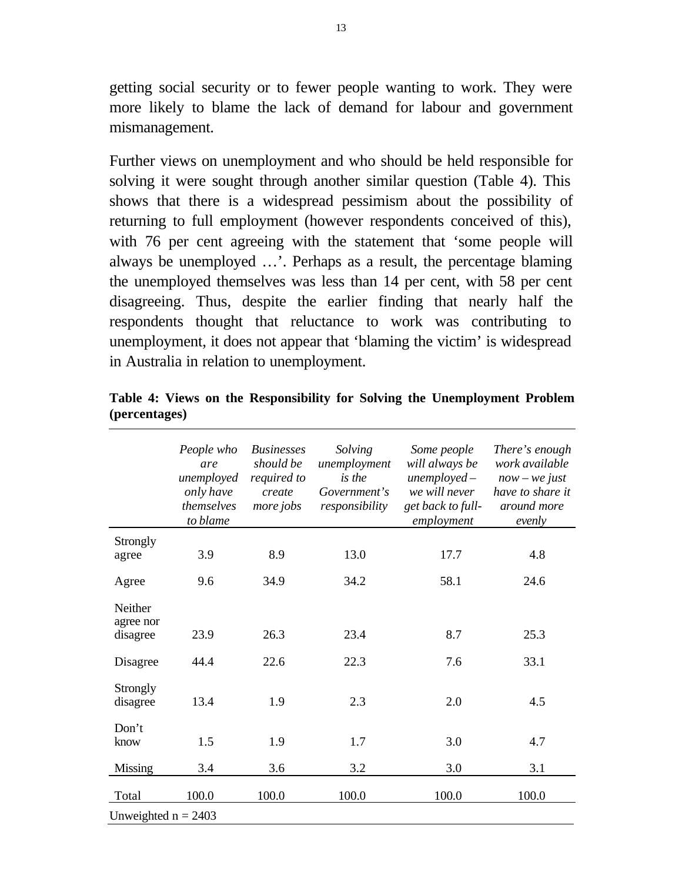getting social security or to fewer people wanting to work. They were more likely to blame the lack of demand for labour and government mismanagement.

Further views on unemployment and who should be held responsible for solving it were sought through another similar question (Table 4). This shows that there is a widespread pessimism about the possibility of returning to full employment (however respondents conceived of this), with 76 per cent agreeing with the statement that 'some people will always be unemployed …'. Perhaps as a result, the percentage blaming the unemployed themselves was less than 14 per cent, with 58 per cent disagreeing. Thus, despite the earlier finding that nearly half the respondents thought that reluctance to work was contributing to unemployment, it does not appear that 'blaming the victim' is widespread in Australia in relation to unemployment.

**Table 4: Views on the Responsibility for Solving the Unemployment Problem (percentages)**

| | *People who are unemployed only have themselves to blame* | *Businesses should be required to create more jobs* | *Solving unemployment is the Government's responsibility* | *Some people will always be unemployed – we will never get back to full-employment* | *There's enough work available now – we just have to share it around more evenly* |
|---|---|---|---|---|---|
| Strongly agree | 3.9 | 8.9 | 13.0 | 17.7 | 4.8 |
| Agree | 9.6 | 34.9 | 34.2 | 58.1 | 24.6 |
| Neither agree nor disagree | 23.9 | 26.3 | 23.4 | 8.7 | 25.3 |
| Disagree | 44.4 | 22.6 | 22.3 | 7.6 | 33.1 |
| Strongly disagree | 13.4 | 1.9 | 2.3 | 2.0 | 4.5 |
| Don't know | 1.5 | 1.9 | 1.7 | 3.0 | 4.7 |
| Missing | 3.4 | 3.6 | 3.2 | 3.0 | 3.1 |
| Total | 100.0 | 100.0 | 100.0 | 100.0 | 100.0 |

Unweighted n = 2403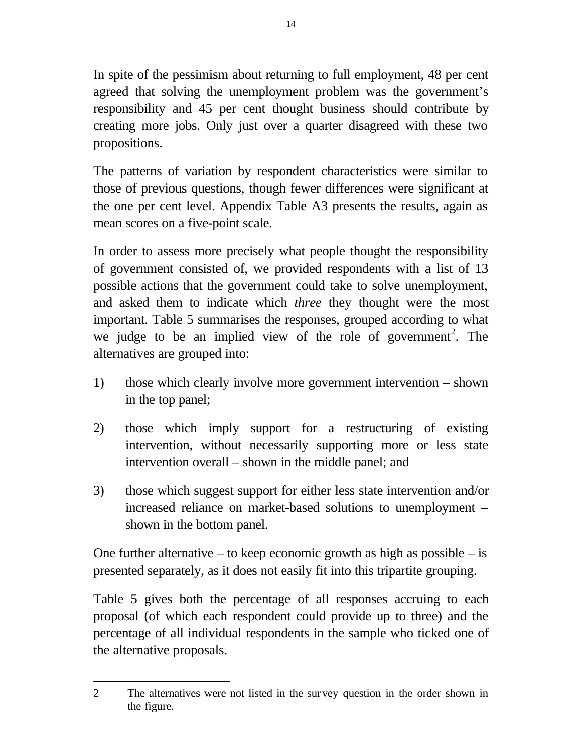In spite of the pessimism about returning to full employment, 48 per cent agreed that solving the unemployment problem was the government's responsibility and 45 per cent thought business should contribute by creating more jobs. Only just over a quarter disagreed with these two propositions.

The patterns of variation by respondent characteristics were similar to those of previous questions, though fewer differences were significant at the one per cent level. Appendix Table A3 presents the results, again as mean scores on a five-point scale.

In order to assess more precisely what people thought the responsibility of government consisted of, we provided respondents with a list of 13 possible actions that the government could take to solve unemployment, and asked them to indicate which *three* they thought were the most important. Table 5 summarises the responses, grouped according to what we judge to be an implied view of the role of government[2]. The alternatives are grouped into:

1) those which clearly involve more government intervention – shown in the top panel;

2) those which imply support for a restructuring of existing intervention, without necessarily supporting more or less state intervention overall – shown in the middle panel; and

3) those which suggest support for either less state intervention and/or increased reliance on market-based solutions to unemployment – shown in the bottom panel.

One further alternative – to keep economic growth as high as possible – is presented separately, as it does not easily fit into this tripartite grouping.

Table 5 gives both the percentage of all responses accruing to each proposal (of which each respondent could provide up to three) and the percentage of all individual respondents in the sample who ticked one of the alternative proposals.

---

2 The alternatives were not listed in the survey question in the order shown in the figure.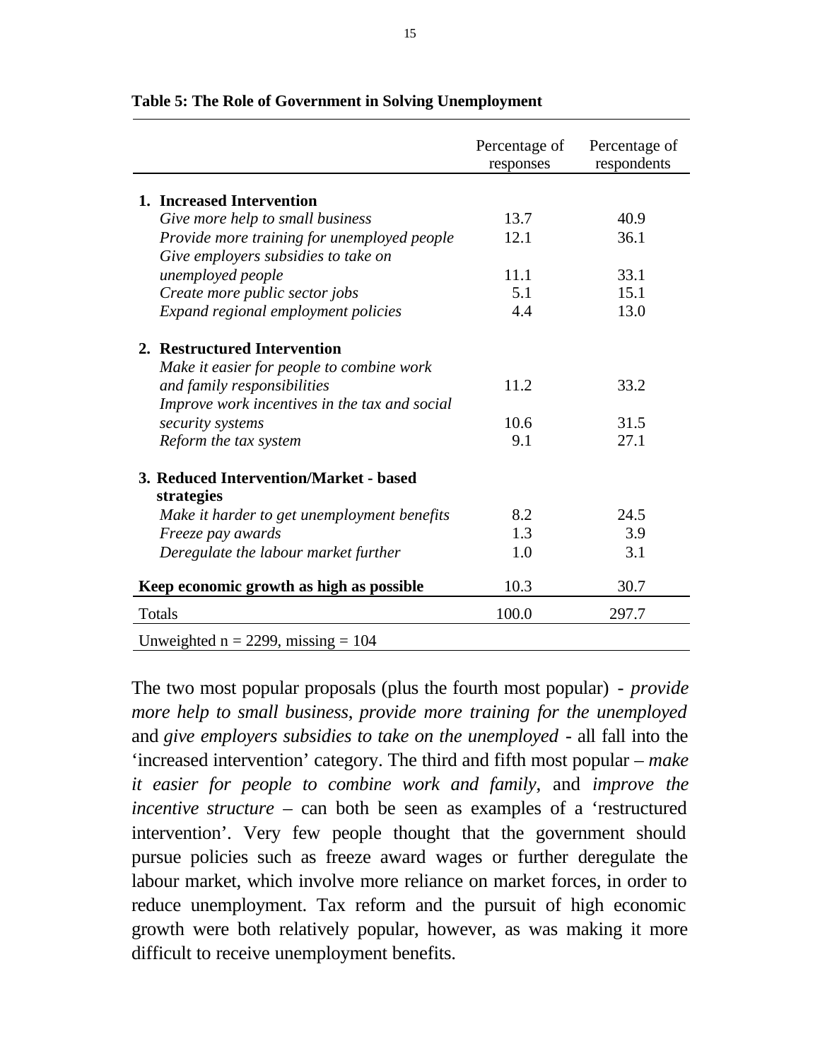**Table 5: The Role of Government in Solving Unemployment**

| | Percentage of responses | Percentage of respondents |
|---|---|---|
| **1. Increased Intervention** | | |
| *Give more help to small business* | 13.7 | 40.9 |
| *Provide more training for unemployed people* | 12.1 | 36.1 |
| *Give employers subsidies to take on unemployed people* | 11.1 | 33.1 |
| *Create more public sector jobs* | 5.1 | 15.1 |
| *Expand regional employment policies* | 4.4 | 13.0 |
| **2. Restructured Intervention** | | |
| *Make it easier for people to combine work and family responsibilities* | 11.2 | 33.2 |
| *Improve work incentives in the tax and social security systems* | 10.6 | 31.5 |
| *Reform the tax system* | 9.1 | 27.1 |
| **3. Reduced Intervention/Market - based strategies** | | |
| *Make it harder to get unemployment benefits* | 8.2 | 24.5 |
| *Freeze pay awards* | 1.3 | 3.9 |
| *Deregulate the labour market further* | 1.0 | 3.1 |
| **Keep economic growth as high as possible** | 10.3 | 30.7 |
| Totals | 100.0 | 297.7 |
| Unweighted n = 2299, missing = 104 | | |

The two most popular proposals (plus the fourth most popular) - *provide more help to small business*, *provide more training for the unemployed* and *give employers subsidies to take on the unemployed* - all fall into the 'increased intervention' category. The third and fifth most popular – *make it easier for people to combine work and family*, and *improve the incentive structure* – can both be seen as examples of a 'restructured intervention'. Very few people thought that the government should pursue policies such as freeze award wages or further deregulate the labour market, which involve more reliance on market forces, in order to reduce unemployment. Tax reform and the pursuit of high economic growth were both relatively popular, however, as was making it more difficult to receive unemployment benefits.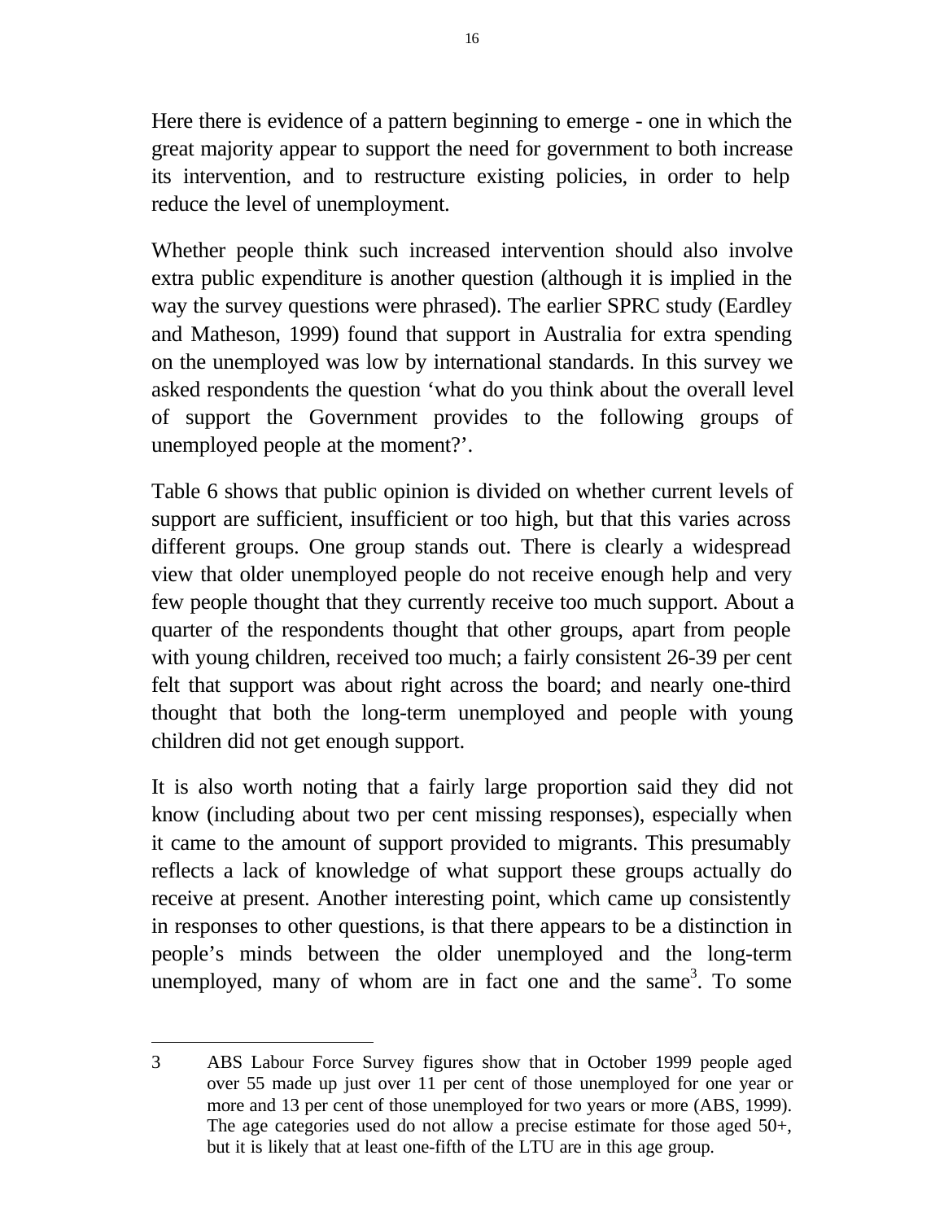Here there is evidence of a pattern beginning to emerge - one in which the great majority appear to support the need for government to both increase its intervention, and to restructure existing policies, in order to help reduce the level of unemployment.

Whether people think such increased intervention should also involve extra public expenditure is another question (although it is implied in the way the survey questions were phrased). The earlier SPRC study (Eardley and Matheson, 1999) found that support in Australia for extra spending on the unemployed was low by international standards. In this survey we asked respondents the question 'what do you think about the overall level of support the Government provides to the following groups of unemployed people at the moment?'.

Table 6 shows that public opinion is divided on whether current levels of support are sufficient, insufficient or too high, but that this varies across different groups. One group stands out. There is clearly a widespread view that older unemployed people do not receive enough help and very few people thought that they currently receive too much support. About a quarter of the respondents thought that other groups, apart from people with young children, received too much; a fairly consistent 26-39 per cent felt that support was about right across the board; and nearly one-third thought that both the long-term unemployed and people with young children did not get enough support.

It is also worth noting that a fairly large proportion said they did not know (including about two per cent missing responses), especially when it came to the amount of support provided to migrants. This presumably reflects a lack of knowledge of what support these groups actually do receive at present. Another interesting point, which came up consistently in responses to other questions, is that there appears to be a distinction in people's minds between the older unemployed and the long-term unemployed, many of whom are in fact one and the same[3]. To some

---

3 ABS Labour Force Survey figures show that in October 1999 people aged over 55 made up just over 11 per cent of those unemployed for one year or more and 13 per cent of those unemployed for two years or more (ABS, 1999). The age categories used do not allow a precise estimate for those aged 50+, but it is likely that at least one-fifth of the LTU are in this age group.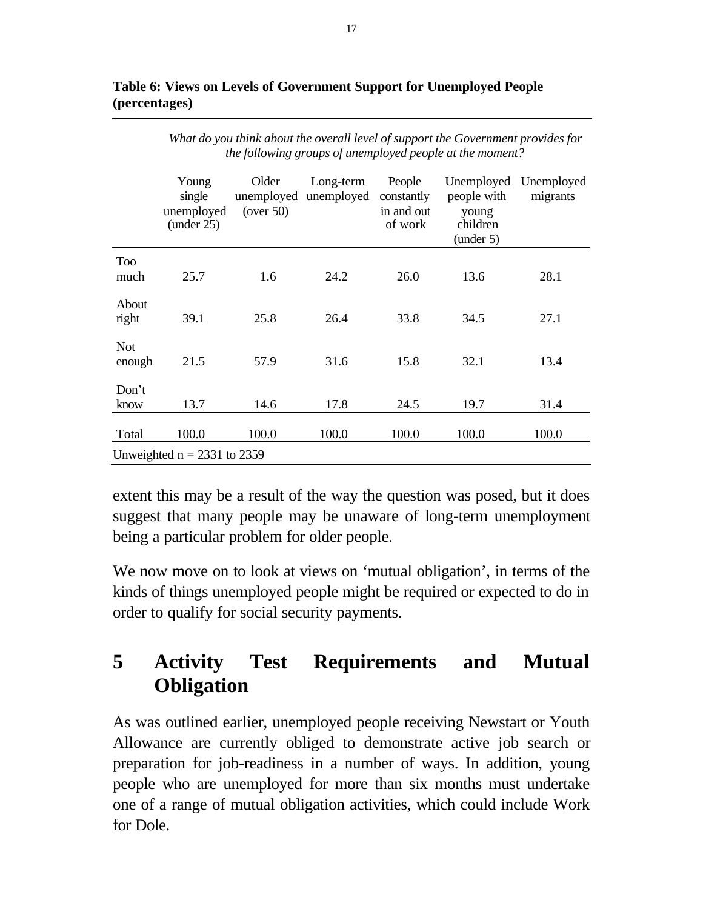**Table 6: Views on Levels of Government Support for Unemployed People (percentages)**

*What do you think about the overall level of support the Government provides for the following groups of unemployed people at the moment?*

| | Young single unemployed (under 25) | Older unemployed (over 50) | Long-term unemployed | People constantly in and out of work | Unemployed people with young children (under 5) | Unemployed migrants |
|---|---|---|---|---|---|---|
| Too much | 25.7 | 1.6 | 24.2 | 26.0 | 13.6 | 28.1 |
| About right | 39.1 | 25.8 | 26.4 | 33.8 | 34.5 | 27.1 |
| Not enough | 21.5 | 57.9 | 31.6 | 15.8 | 32.1 | 13.4 |
| Don't know | 13.7 | 14.6 | 17.8 | 24.5 | 19.7 | 31.4 |
| Total | 100.0 | 100.0 | 100.0 | 100.0 | 100.0 | 100.0 |

Unweighted n = 2331 to 2359

extent this may be a result of the way the question was posed, but it does suggest that many people may be unaware of long-term unemployment being a particular problem for older people.

We now move on to look at views on 'mutual obligation', in terms of the kinds of things unemployed people might be required or expected to do in order to qualify for social security payments.

# 5 Activity Test Requirements and Mutual Obligation

As was outlined earlier, unemployed people receiving Newstart or Youth Allowance are currently obliged to demonstrate active job search or preparation for job-readiness in a number of ways. In addition, young people who are unemployed for more than six months must undertake one of a range of mutual obligation activities, which could include Work for Dole.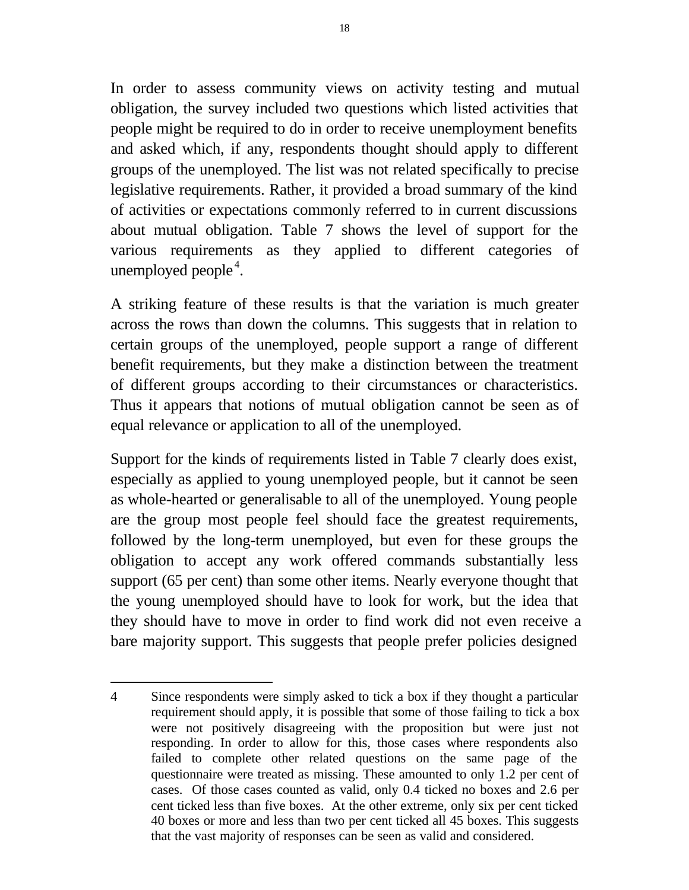In order to assess community views on activity testing and mutual obligation, the survey included two questions which listed activities that people might be required to do in order to receive unemployment benefits and asked which, if any, respondents thought should apply to different groups of the unemployed. The list was not related specifically to precise legislative requirements. Rather, it provided a broad summary of the kind of activities or expectations commonly referred to in current discussions about mutual obligation. Table 7 shows the level of support for the various requirements as they applied to different categories of unemployed people[4].

A striking feature of these results is that the variation is much greater across the rows than down the columns. This suggests that in relation to certain groups of the unemployed, people support a range of different benefit requirements, but they make a distinction between the treatment of different groups according to their circumstances or characteristics. Thus it appears that notions of mutual obligation cannot be seen as of equal relevance or application to all of the unemployed.

Support for the kinds of requirements listed in Table 7 clearly does exist, especially as applied to young unemployed people, but it cannot be seen as whole-hearted or generalisable to all of the unemployed. Young people are the group most people feel should face the greatest requirements, followed by the long-term unemployed, but even for these groups the obligation to accept any work offered commands substantially less support (65 per cent) than some other items. Nearly everyone thought that the young unemployed should have to look for work, but the idea that they should have to move in order to find work did not even receive a bare majority support. This suggests that people prefer policies designed

---

4 Since respondents were simply asked to tick a box if they thought a particular requirement should apply, it is possible that some of those failing to tick a box were not positively disagreeing with the proposition but were just not responding. In order to allow for this, those cases where respondents also failed to complete other related questions on the same page of the questionnaire were treated as missing. These amounted to only 1.2 per cent of cases. Of those cases counted as valid, only 0.4 ticked no boxes and 2.6 per cent ticked less than five boxes. At the other extreme, only six per cent ticked 40 boxes or more and less than two per cent ticked all 45 boxes. This suggests that the vast majority of responses can be seen as valid and considered.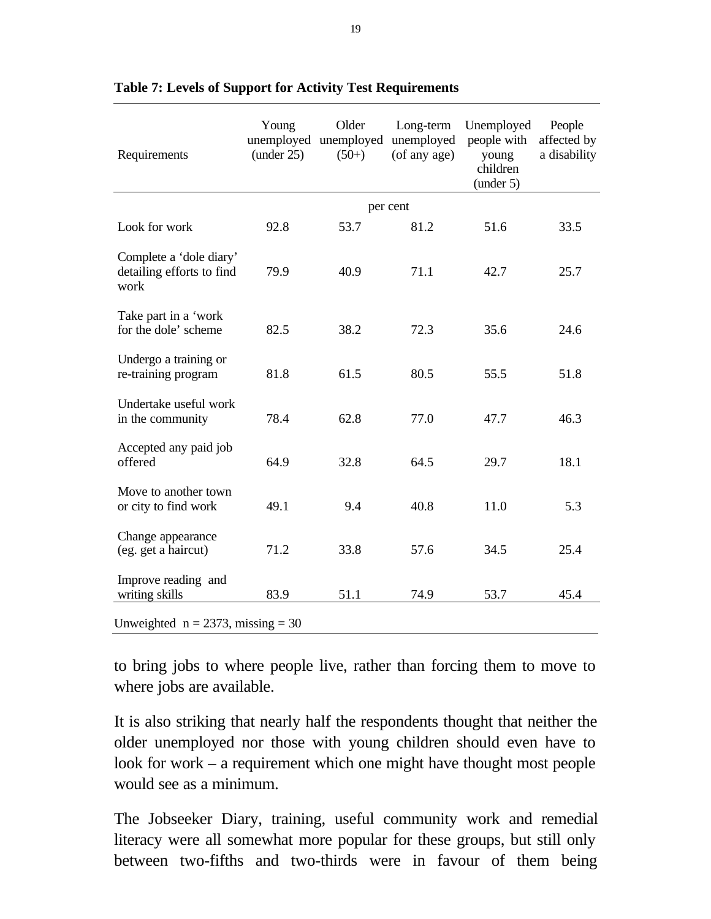**Table 7: Levels of Support for Activity Test Requirements**

| Requirements | Young unemployed (under 25) | Older unemployed (50+) | Long-term unemployed (of any age) | Unemployed people with young children (under 5) | People affected by a disability |
|---|---|---|---|---|---|
| | per cent | | | | |
| Look for work | 92.8 | 53.7 | 81.2 | 51.6 | 33.5 |
| Complete a 'dole diary' detailing efforts to find work | 79.9 | 40.9 | 71.1 | 42.7 | 25.7 |
| Take part in a 'work for the dole' scheme | 82.5 | 38.2 | 72.3 | 35.6 | 24.6 |
| Undergo a training or re-training program | 81.8 | 61.5 | 80.5 | 55.5 | 51.8 |
| Undertake useful work in the community | 78.4 | 62.8 | 77.0 | 47.7 | 46.3 |
| Accepted any paid job offered | 64.9 | 32.8 | 64.5 | 29.7 | 18.1 |
| Move to another town or city to find work | 49.1 | 9.4 | 40.8 | 11.0 | 5.3 |
| Change appearance (eg. get a haircut) | 71.2 | 33.8 | 57.6 | 34.5 | 25.4 |
| Improve reading and writing skills | 83.9 | 51.1 | 74.9 | 53.7 | 45.4 |

Unweighted n = 2373, missing = 30

to bring jobs to where people live, rather than forcing them to move to where jobs are available.

It is also striking that nearly half the respondents thought that neither the older unemployed nor those with young children should even have to look for work – a requirement which one might have thought most people would see as a minimum.

The Jobseeker Diary, training, useful community work and remedial literacy were all somewhat more popular for these groups, but still only between two-fifths and two-thirds were in favour of them being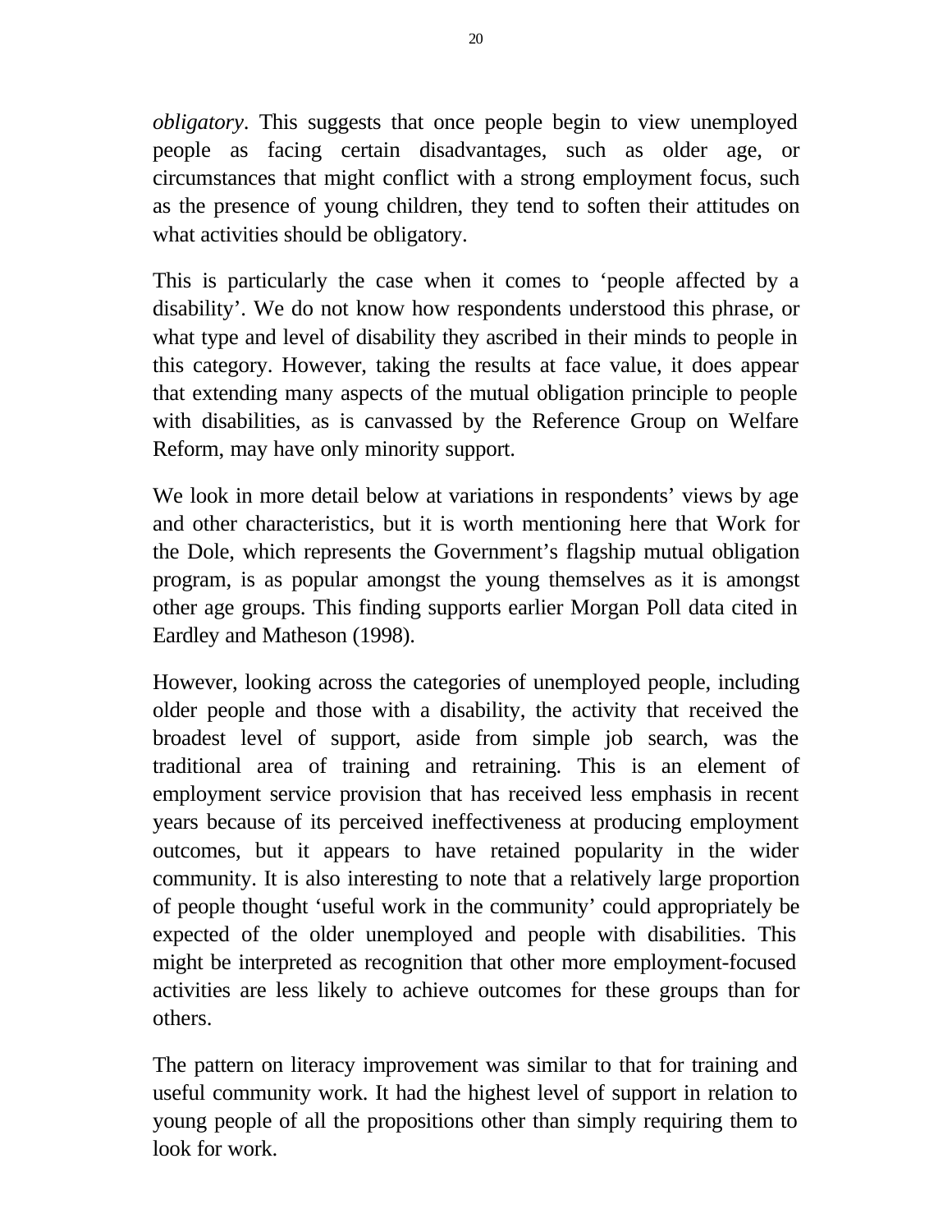*obligatory*. This suggests that once people begin to view unemployed people as facing certain disadvantages, such as older age, or circumstances that might conflict with a strong employment focus, such as the presence of young children, they tend to soften their attitudes on what activities should be obligatory.

This is particularly the case when it comes to 'people affected by a disability'. We do not know how respondents understood this phrase, or what type and level of disability they ascribed in their minds to people in this category. However, taking the results at face value, it does appear that extending many aspects of the mutual obligation principle to people with disabilities, as is canvassed by the Reference Group on Welfare Reform, may have only minority support.

We look in more detail below at variations in respondents' views by age and other characteristics, but it is worth mentioning here that Work for the Dole, which represents the Government's flagship mutual obligation program, is as popular amongst the young themselves as it is amongst other age groups. This finding supports earlier Morgan Poll data cited in Eardley and Matheson (1998).

However, looking across the categories of unemployed people, including older people and those with a disability, the activity that received the broadest level of support, aside from simple job search, was the traditional area of training and retraining. This is an element of employment service provision that has received less emphasis in recent years because of its perceived ineffectiveness at producing employment outcomes, but it appears to have retained popularity in the wider community. It is also interesting to note that a relatively large proportion of people thought 'useful work in the community' could appropriately be expected of the older unemployed and people with disabilities. This might be interpreted as recognition that other more employment-focused activities are less likely to achieve outcomes for these groups than for others.

The pattern on literacy improvement was similar to that for training and useful community work. It had the highest level of support in relation to young people of all the propositions other than simply requiring them to look for work.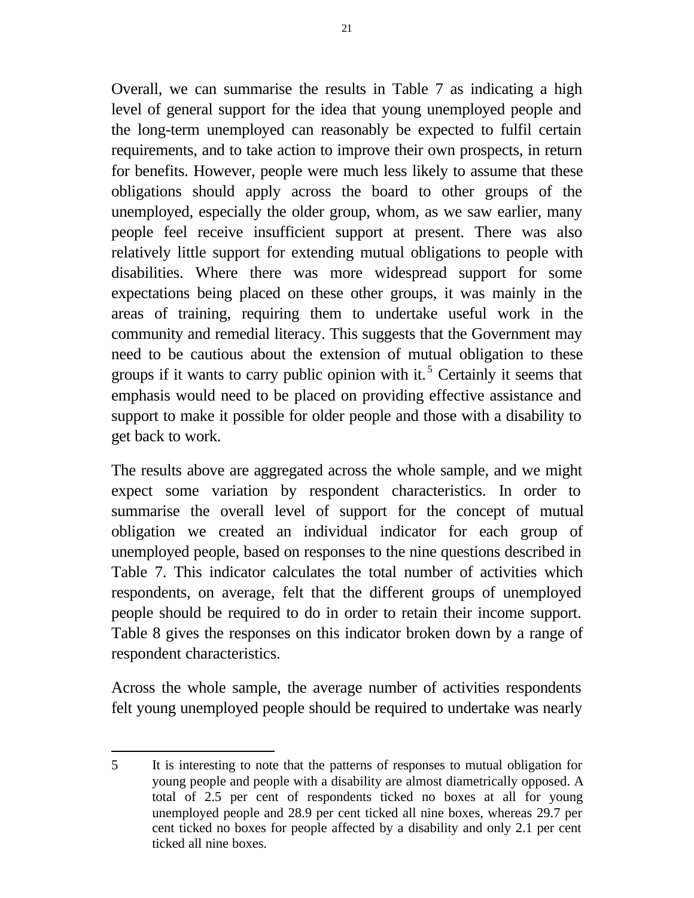Overall, we can summarise the results in Table 7 as indicating a high level of general support for the idea that young unemployed people and the long-term unemployed can reasonably be expected to fulfil certain requirements, and to take action to improve their own prospects, in return for benefits. However, people were much less likely to assume that these obligations should apply across the board to other groups of the unemployed, especially the older group, whom, as we saw earlier, many people feel receive insufficient support at present. There was also relatively little support for extending mutual obligations to people with disabilities. Where there was more widespread support for some expectations being placed on these other groups, it was mainly in the areas of training, requiring them to undertake useful work in the community and remedial literacy. This suggests that the Government may need to be cautious about the extension of mutual obligation to these groups if it wants to carry public opinion with it.[5] Certainly it seems that emphasis would need to be placed on providing effective assistance and support to make it possible for older people and those with a disability to get back to work.

The results above are aggregated across the whole sample, and we might expect some variation by respondent characteristics. In order to summarise the overall level of support for the concept of mutual obligation we created an individual indicator for each group of unemployed people, based on responses to the nine questions described in Table 7. This indicator calculates the total number of activities which respondents, on average, felt that the different groups of unemployed people should be required to do in order to retain their income support. Table 8 gives the responses on this indicator broken down by a range of respondent characteristics.

Across the whole sample, the average number of activities respondents felt young unemployed people should be required to undertake was nearly

---

5 It is interesting to note that the patterns of responses to mutual obligation for young people and people with a disability are almost diametrically opposed. A total of 2.5 per cent of respondents ticked no boxes at all for young unemployed people and 28.9 per cent ticked all nine boxes, whereas 29.7 per cent ticked no boxes for people affected by a disability and only 2.1 per cent ticked all nine boxes.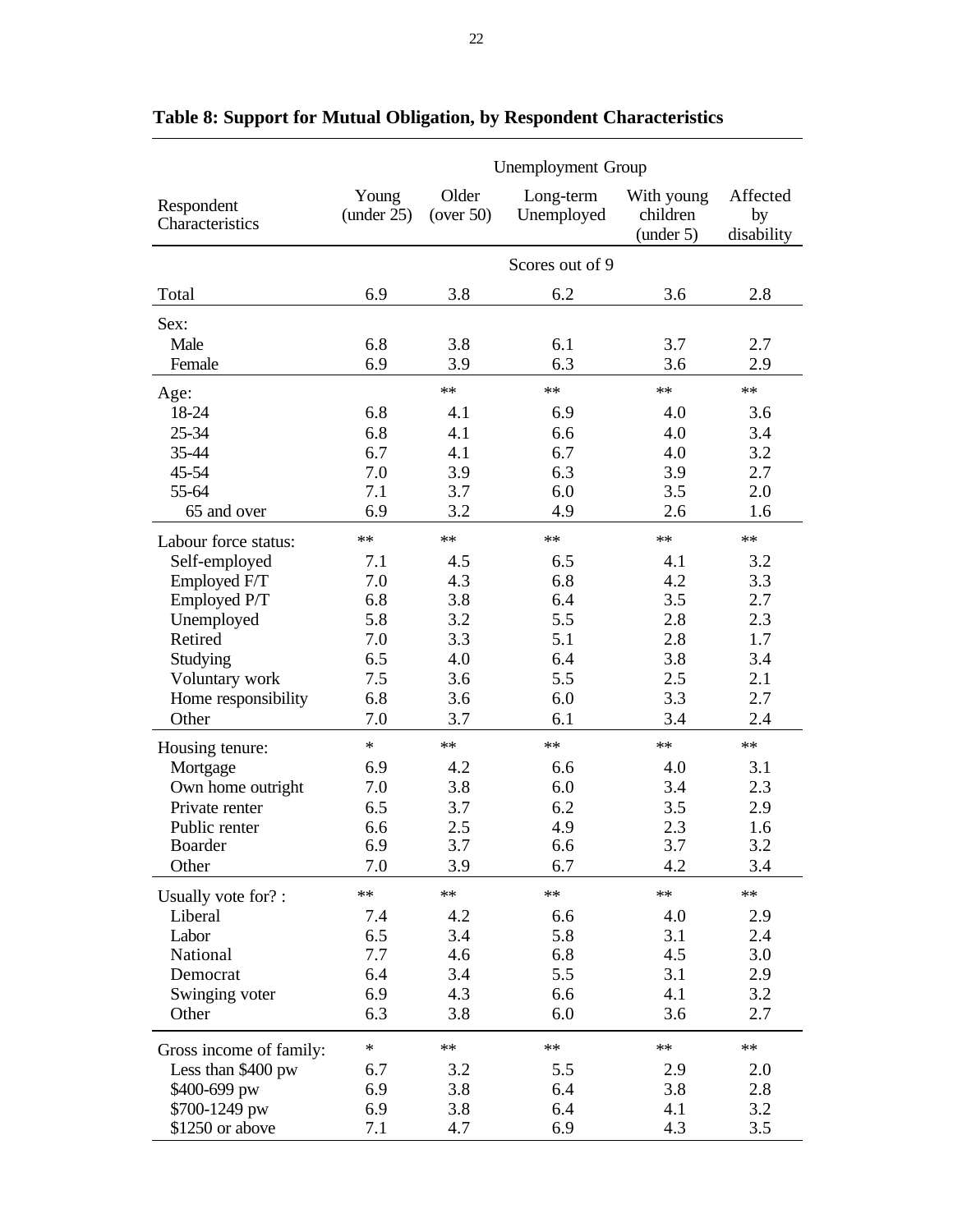**Table 8: Support for Mutual Obligation, by Respondent Characteristics**

| Respondent Characteristics | Unemployment Group | | | | |
|---|---|---|---|---|---|
| | Young (under 25) | Older (over 50) | Long-term Unemployed | With young children (under 5) | Affected by disability |
| | Scores out of 9 | | | | |
| Total | 6.9 | 3.8 | 6.2 | 3.6 | 2.8 |
| Sex: | | | | | |
| Male | 6.8 | 3.8 | 6.1 | 3.7 | 2.7 |
| Female | 6.9 | 3.9 | 6.3 | 3.6 | 2.9 |
| Age: | | ** | ** | ** | ** |
| 18-24 | 6.8 | 4.1 | 6.9 | 4.0 | 3.6 |
| 25-34 | 6.8 | 4.1 | 6.6 | 4.0 | 3.4 |
| 35-44 | 6.7 | 4.1 | 6.7 | 4.0 | 3.2 |
| 45-54 | 7.0 | 3.9 | 6.3 | 3.9 | 2.7 |
| 55-64 | 7.1 | 3.7 | 6.0 | 3.5 | 2.0 |
| 65 and over | 6.9 | 3.2 | 4.9 | 2.6 | 1.6 |
| Labour force status: | ** | ** | ** | ** | ** |
| Self-employed | 7.1 | 4.5 | 6.5 | 4.1 | 3.2 |
| Employed F/T | 7.0 | 4.3 | 6.8 | 4.2 | 3.3 |
| Employed P/T | 6.8 | 3.8 | 6.4 | 3.5 | 2.7 |
| Unemployed | 5.8 | 3.2 | 5.5 | 2.8 | 2.3 |
| Retired | 7.0 | 3.3 | 5.1 | 2.8 | 1.7 |
| Studying | 6.5 | 4.0 | 6.4 | 3.8 | 3.4 |
| Voluntary work | 7.5 | 3.6 | 5.5 | 2.5 | 2.1 |
| Home responsibility | 6.8 | 3.6 | 6.0 | 3.3 | 2.7 |
| Other | 7.0 | 3.7 | 6.1 | 3.4 | 2.4 |
| Housing tenure: | * | ** | ** | ** | ** |
| Mortgage | 6.9 | 4.2 | 6.6 | 4.0 | 3.1 |
| Own home outright | 7.0 | 3.8 | 6.0 | 3.4 | 2.3 |
| Private renter | 6.5 | 3.7 | 6.2 | 3.5 | 2.9 |
| Public renter | 6.6 | 2.5 | 4.9 | 2.3 | 1.6 |
| Boarder | 6.9 | 3.7 | 6.6 | 3.7 | 3.2 |
| Other | 7.0 | 3.9 | 6.7 | 4.2 | 3.4 |
| Usually vote for? : | ** | ** | ** | ** | ** |
| Liberal | 7.4 | 4.2 | 6.6 | 4.0 | 2.9 |
| Labor | 6.5 | 3.4 | 5.8 | 3.1 | 2.4 |
| National | 7.7 | 4.6 | 6.8 | 4.5 | 3.0 |
| Democrat | 6.4 | 3.4 | 5.5 | 3.1 | 2.9 |
| Swinging voter | 6.9 | 4.3 | 6.6 | 4.1 | 3.2 |
| Other | 6.3 | 3.8 | 6.0 | 3.6 | 2.7 |
| Gross income of family: | * | ** | ** | ** | ** |
| Less than $400 pw | 6.7 | 3.2 | 5.5 | 2.9 | 2.0 |
| $400-699 pw | 6.9 | 3.8 | 6.4 | 3.8 | 2.8 |
| $700-1249 pw | 6.9 | 3.8 | 6.4 | 4.1 | 3.2 |
| $1250 or above | 7.1 | 4.7 | 6.9 | 4.3 | 3.5 |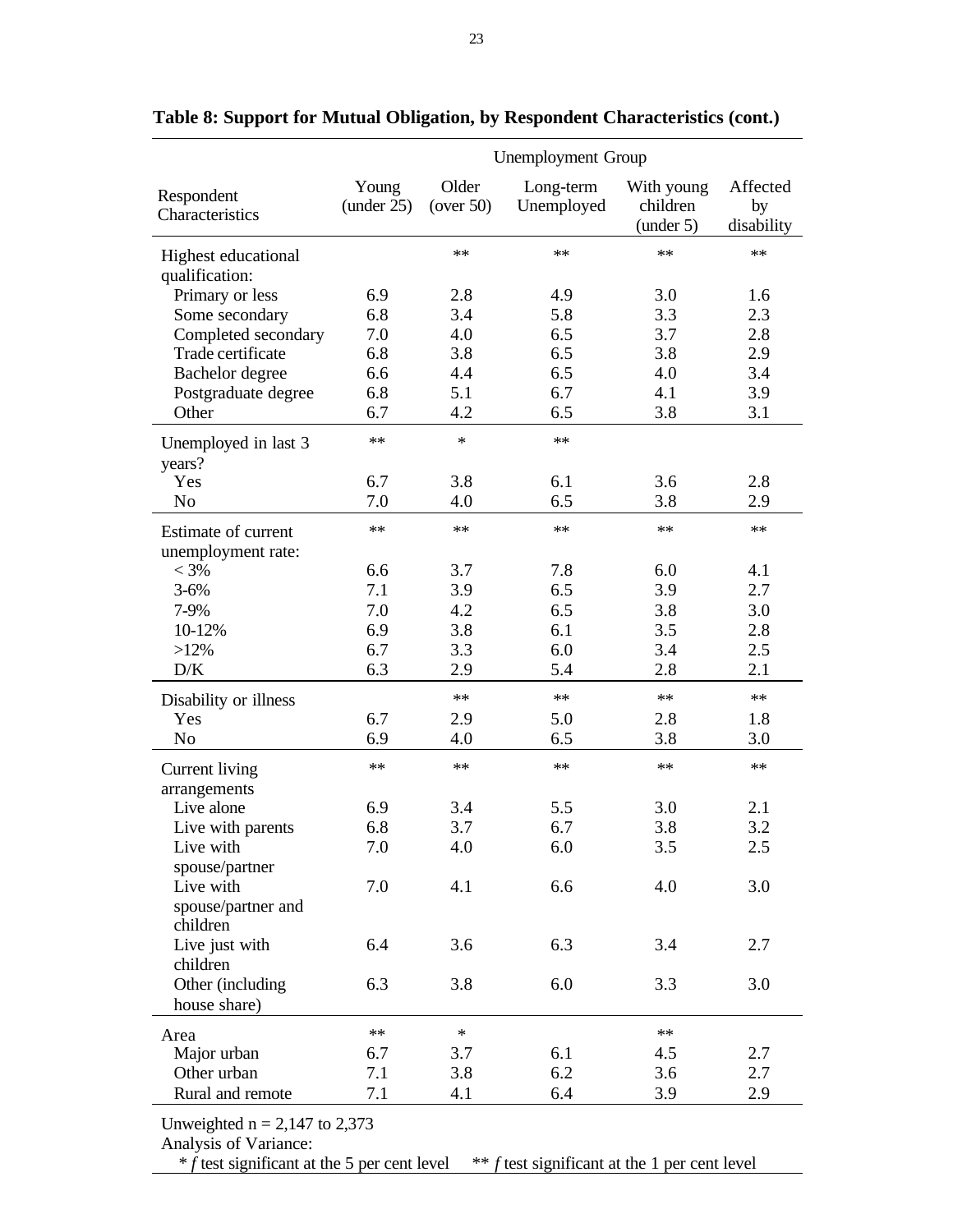**Table 8: Support for Mutual Obligation, by Respondent Characteristics (cont.)**

| Respondent Characteristics | Unemployment Group | | | | |
|---|---|---|---|---|---|
| | Young (under 25) | Older (over 50) | Long-term Unemployed | With young children (under 5) | Affected by disability |
| Highest educational qualification: | | ** | ** | ** | ** |
| Primary or less | 6.9 | 2.8 | 4.9 | 3.0 | 1.6 |
| Some secondary | 6.8 | 3.4 | 5.8 | 3.3 | 2.3 |
| Completed secondary | 7.0 | 4.0 | 6.5 | 3.7 | 2.8 |
| Trade certificate | 6.8 | 3.8 | 6.5 | 3.8 | 2.9 |
| Bachelor degree | 6.6 | 4.4 | 6.5 | 4.0 | 3.4 |
| Postgraduate degree | 6.8 | 5.1 | 6.7 | 4.1 | 3.9 |
| Other | 6.7 | 4.2 | 6.5 | 3.8 | 3.1 |
| Unemployed in last 3 years? | ** | * | ** | | |
| Yes | 6.7 | 3.8 | 6.1 | 3.6 | 2.8 |
| No | 7.0 | 4.0 | 6.5 | 3.8 | 2.9 |
| Estimate of current unemployment rate: | ** | ** | ** | ** | ** |
| < 3% | 6.6 | 3.7 | 7.8 | 6.0 | 4.1 |
| 3-6% | 7.1 | 3.9 | 6.5 | 3.9 | 2.7 |
| 7-9% | 7.0 | 4.2 | 6.5 | 3.8 | 3.0 |
| 10-12% | 6.9 | 3.8 | 6.1 | 3.5 | 2.8 |
| >12% | 6.7 | 3.3 | 6.0 | 3.4 | 2.5 |
| D/K | 6.3 | 2.9 | 5.4 | 2.8 | 2.1 |
| Disability or illness | | ** | ** | ** | ** |
| Yes | 6.7 | 2.9 | 5.0 | 2.8 | 1.8 |
| No | 6.9 | 4.0 | 6.5 | 3.8 | 3.0 |
| Current living arrangements | ** | ** | ** | ** | ** |
| Live alone | 6.9 | 3.4 | 5.5 | 3.0 | 2.1 |
| Live with parents | 6.8 | 3.7 | 6.7 | 3.8 | 3.2 |
| Live with spouse/partner | 7.0 | 4.0 | 6.0 | 3.5 | 2.5 |
| Live with spouse/partner and children | 7.0 | 4.1 | 6.6 | 4.0 | 3.0 |
| Live just with children | 6.4 | 3.6 | 6.3 | 3.4 | 2.7 |
| Other (including house share) | 6.3 | 3.8 | 6.0 | 3.3 | 3.0 |
| Area | ** | * | | ** | |
| Major urban | 6.7 | 3.7 | 6.1 | 4.5 | 2.7 |
| Other urban | 7.1 | 3.8 | 6.2 | 3.6 | 2.7 |
| Rural and remote | 7.1 | 4.1 | 6.4 | 3.9 | 2.9 |

Unweighted n = 2,147 to 2,373

Analysis of Variance:

\* *f* test significant at the 5 per cent level  ** *f* test significant at the 1 per cent level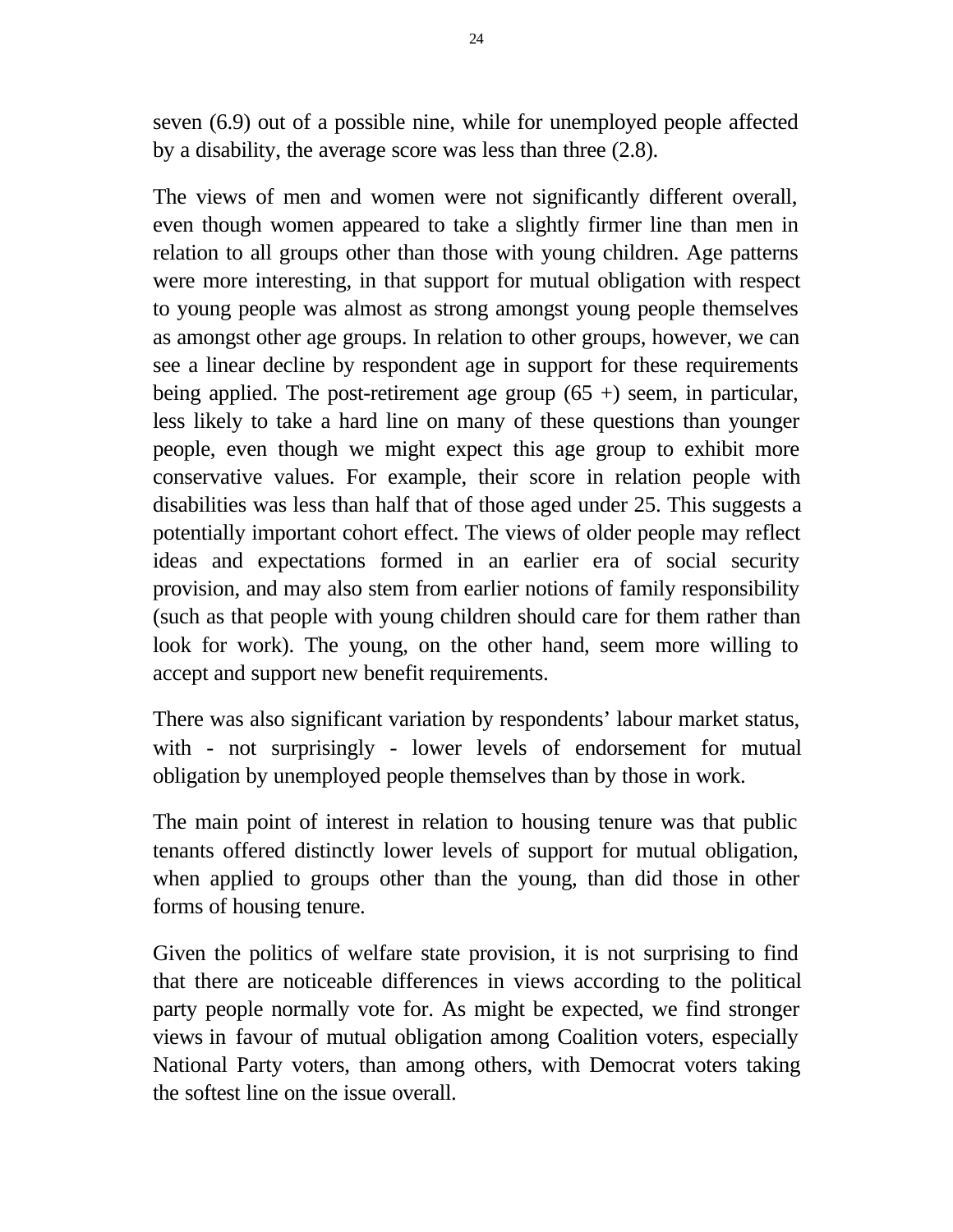seven (6.9) out of a possible nine, while for unemployed people affected by a disability, the average score was less than three (2.8).

The views of men and women were not significantly different overall, even though women appeared to take a slightly firmer line than men in relation to all groups other than those with young children. Age patterns were more interesting, in that support for mutual obligation with respect to young people was almost as strong amongst young people themselves as amongst other age groups. In relation to other groups, however, we can see a linear decline by respondent age in support for these requirements being applied. The post-retirement age group (65 +) seem, in particular, less likely to take a hard line on many of these questions than younger people, even though we might expect this age group to exhibit more conservative values. For example, their score in relation people with disabilities was less than half that of those aged under 25. This suggests a potentially important cohort effect. The views of older people may reflect ideas and expectations formed in an earlier era of social security provision, and may also stem from earlier notions of family responsibility (such as that people with young children should care for them rather than look for work). The young, on the other hand, seem more willing to accept and support new benefit requirements.

There was also significant variation by respondents' labour market status, with - not surprisingly - lower levels of endorsement for mutual obligation by unemployed people themselves than by those in work.

The main point of interest in relation to housing tenure was that public tenants offered distinctly lower levels of support for mutual obligation, when applied to groups other than the young, than did those in other forms of housing tenure.

Given the politics of welfare state provision, it is not surprising to find that there are noticeable differences in views according to the political party people normally vote for. As might be expected, we find stronger views in favour of mutual obligation among Coalition voters, especially National Party voters, than among others, with Democrat voters taking the softest line on the issue overall.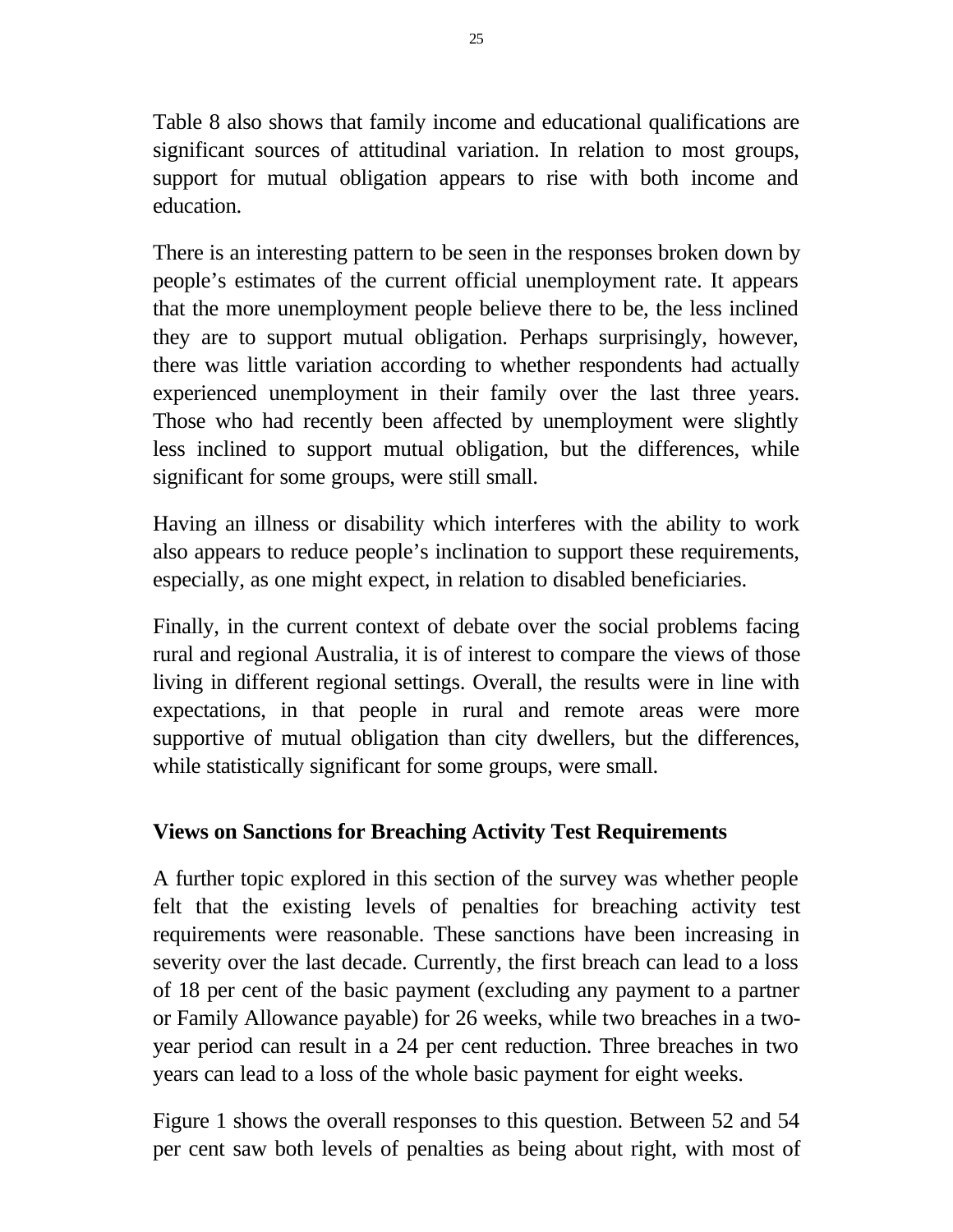Table 8 also shows that family income and educational qualifications are significant sources of attitudinal variation. In relation to most groups, support for mutual obligation appears to rise with both income and education.

There is an interesting pattern to be seen in the responses broken down by people's estimates of the current official unemployment rate. It appears that the more unemployment people believe there to be, the less inclined they are to support mutual obligation. Perhaps surprisingly, however, there was little variation according to whether respondents had actually experienced unemployment in their family over the last three years. Those who had recently been affected by unemployment were slightly less inclined to support mutual obligation, but the differences, while significant for some groups, were still small.

Having an illness or disability which interferes with the ability to work also appears to reduce people's inclination to support these requirements, especially, as one might expect, in relation to disabled beneficiaries.

Finally, in the current context of debate over the social problems facing rural and regional Australia, it is of interest to compare the views of those living in different regional settings. Overall, the results were in line with expectations, in that people in rural and remote areas were more supportive of mutual obligation than city dwellers, but the differences, while statistically significant for some groups, were small.

### Views on Sanctions for Breaching Activity Test Requirements

A further topic explored in this section of the survey was whether people felt that the existing levels of penalties for breaching activity test requirements were reasonable. These sanctions have been increasing in severity over the last decade. Currently, the first breach can lead to a loss of 18 per cent of the basic payment (excluding any payment to a partner or Family Allowance payable) for 26 weeks, while two breaches in a two-year period can result in a 24 per cent reduction. Three breaches in two years can lead to a loss of the whole basic payment for eight weeks.

Figure 1 shows the overall responses to this question. Between 52 and 54 per cent saw both levels of penalties as being about right, with most of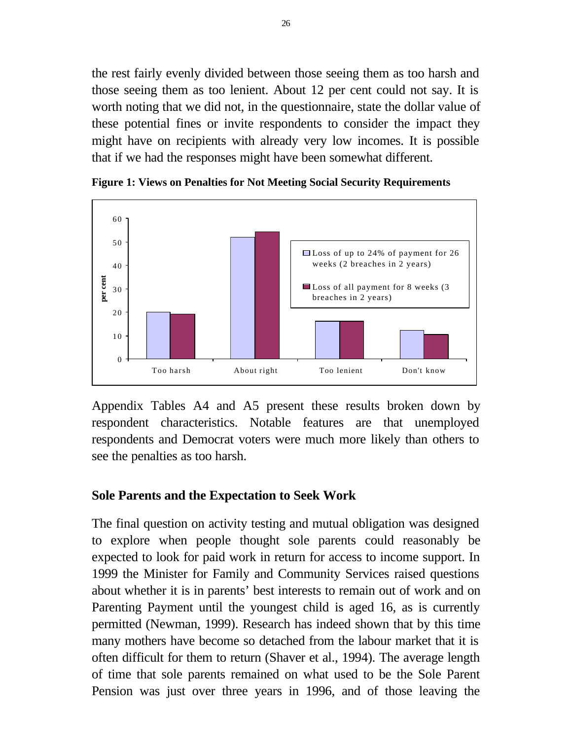the rest fairly evenly divided between those seeing them as too harsh and those seeing them as too lenient. About 12 per cent could not say. It is worth noting that we did not, in the questionnaire, state the dollar value of these potential fines or invite respondents to consider the impact they might have on recipients with already very low incomes. It is possible that if we had the responses might have been somewhat different.

**Figure 1: Views on Penalties for Not Meeting Social Security Requirements**

Appendix Tables A4 and A5 present these results broken down by respondent characteristics. Notable features are that unemployed respondents and Democrat voters were much more likely than others to see the penalties as too harsh.

## Sole Parents and the Expectation to Seek Work

The final question on activity testing and mutual obligation was designed to explore when people thought sole parents could reasonably be expected to look for paid work in return for access to income support. In 1999 the Minister for Family and Community Services raised questions about whether it is in parents' best interests to remain out of work and on Parenting Payment until the youngest child is aged 16, as is currently permitted (Newman, 1999). Research has indeed shown that by this time many mothers have become so detached from the labour market that it is often difficult for them to return (Shaver et al., 1994). The average length of time that sole parents remained on what used to be the Sole Parent Pension was just over three years in 1996, and of those leaving the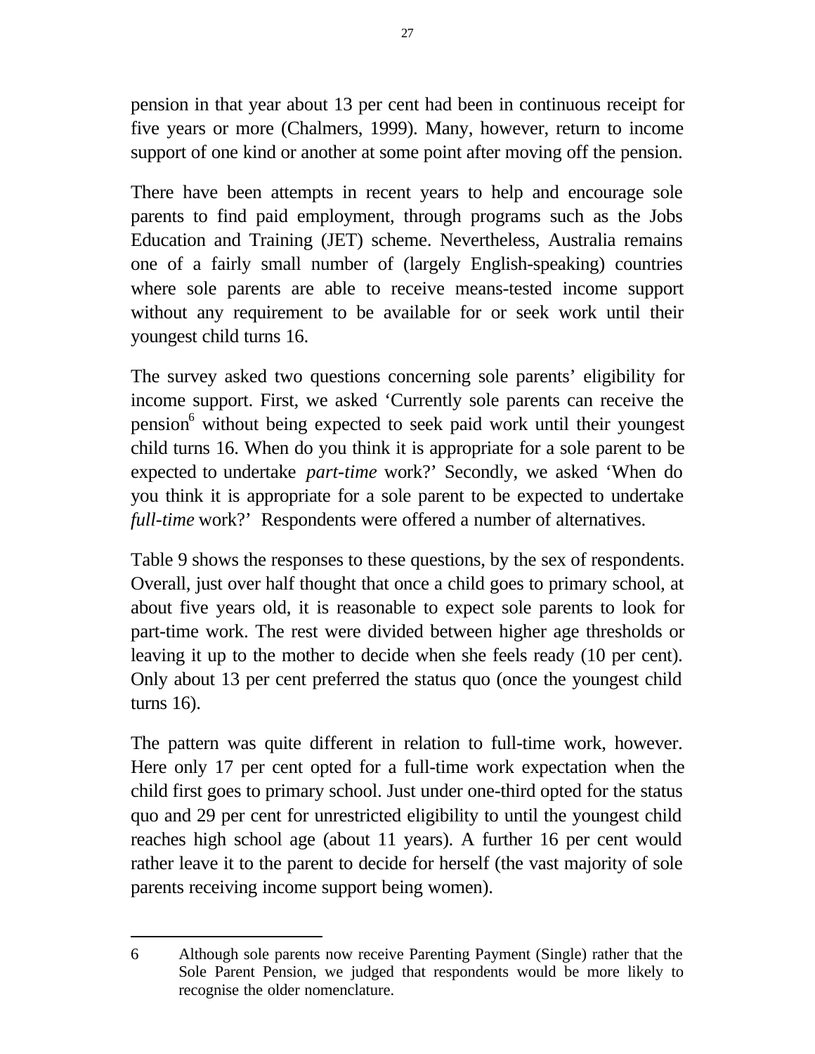pension in that year about 13 per cent had been in continuous receipt for five years or more (Chalmers, 1999). Many, however, return to income support of one kind or another at some point after moving off the pension.

There have been attempts in recent years to help and encourage sole parents to find paid employment, through programs such as the Jobs Education and Training (JET) scheme. Nevertheless, Australia remains one of a fairly small number of (largely English-speaking) countries where sole parents are able to receive means-tested income support without any requirement to be available for or seek work until their youngest child turns 16.

The survey asked two questions concerning sole parents' eligibility for income support. First, we asked 'Currently sole parents can receive the pension[6] without being expected to seek paid work until their youngest child turns 16. When do you think it is appropriate for a sole parent to be expected to undertake *part-time* work?' Secondly, we asked 'When do you think it is appropriate for a sole parent to be expected to undertake *full-time* work?' Respondents were offered a number of alternatives.

Table 9 shows the responses to these questions, by the sex of respondents. Overall, just over half thought that once a child goes to primary school, at about five years old, it is reasonable to expect sole parents to look for part-time work. The rest were divided between higher age thresholds or leaving it up to the mother to decide when she feels ready (10 per cent). Only about 13 per cent preferred the status quo (once the youngest child turns 16).

The pattern was quite different in relation to full-time work, however. Here only 17 per cent opted for a full-time work expectation when the child first goes to primary school. Just under one-third opted for the status quo and 29 per cent for unrestricted eligibility to until the youngest child reaches high school age (about 11 years). A further 16 per cent would rather leave it to the parent to decide for herself (the vast majority of sole parents receiving income support being women).

---

6 Although sole parents now receive Parenting Payment (Single) rather that the Sole Parent Pension, we judged that respondents would be more likely to recognise the older nomenclature.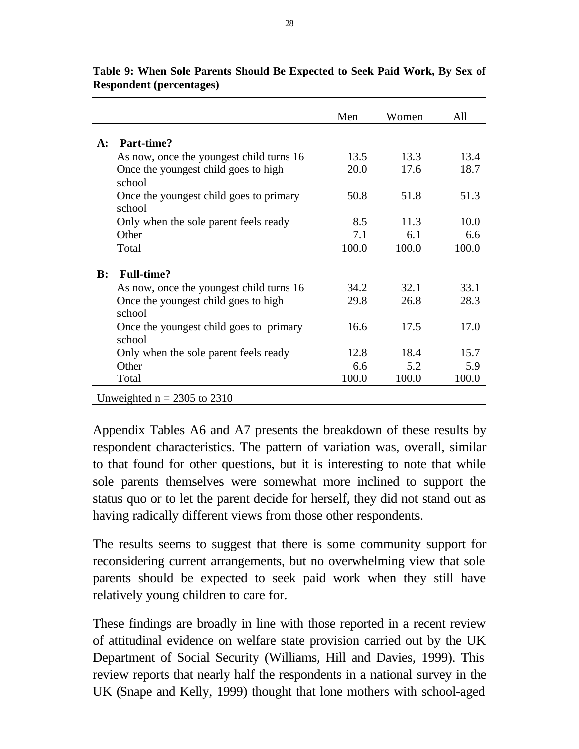**Table 9: When Sole Parents Should Be Expected to Seek Paid Work, By Sex of Respondent (percentages)**

| | Men | Women | All |
|---|---|---|---|
| **A: Part-time?** | | | |
| As now, once the youngest child turns 16 | 13.5 | 13.3 | 13.4 |
| Once the youngest child goes to high school | 20.0 | 17.6 | 18.7 |
| Once the youngest child goes to primary school | 50.8 | 51.8 | 51.3 |
| Only when the sole parent feels ready | 8.5 | 11.3 | 10.0 |
| Other | 7.1 | 6.1 | 6.6 |
| Total | 100.0 | 100.0 | 100.0 |
| **B: Full-time?** | | | |
| As now, once the youngest child turns 16 | 34.2 | 32.1 | 33.1 |
| Once the youngest child goes to high school | 29.8 | 26.8 | 28.3 |
| Once the youngest child goes to primary school | 16.6 | 17.5 | 17.0 |
| Only when the sole parent feels ready | 12.8 | 18.4 | 15.7 |
| Other | 6.6 | 5.2 | 5.9 |
| Total | 100.0 | 100.0 | 100.0 |

Unweighted n = 2305 to 2310

Appendix Tables A6 and A7 presents the breakdown of these results by respondent characteristics. The pattern of variation was, overall, similar to that found for other questions, but it is interesting to note that while sole parents themselves were somewhat more inclined to support the status quo or to let the parent decide for herself, they did not stand out as having radically different views from those other respondents.

The results seems to suggest that there is some community support for reconsidering current arrangements, but no overwhelming view that sole parents should be expected to seek paid work when they still have relatively young children to care for.

These findings are broadly in line with those reported in a recent review of attitudinal evidence on welfare state provision carried out by the UK Department of Social Security (Williams, Hill and Davies, 1999). This review reports that nearly half the respondents in a national survey in the UK (Snape and Kelly, 1999) thought that lone mothers with school-aged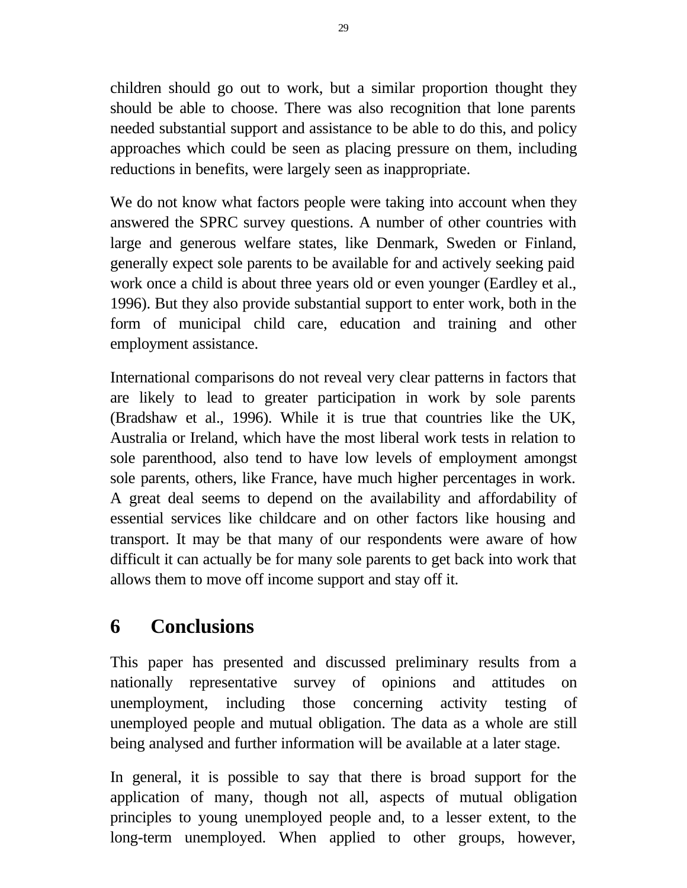children should go out to work, but a similar proportion thought they should be able to choose. There was also recognition that lone parents needed substantial support and assistance to be able to do this, and policy approaches which could be seen as placing pressure on them, including reductions in benefits, were largely seen as inappropriate.

We do not know what factors people were taking into account when they answered the SPRC survey questions. A number of other countries with large and generous welfare states, like Denmark, Sweden or Finland, generally expect sole parents to be available for and actively seeking paid work once a child is about three years old or even younger (Eardley et al., 1996). But they also provide substantial support to enter work, both in the form of municipal child care, education and training and other employment assistance.

International comparisons do not reveal very clear patterns in factors that are likely to lead to greater participation in work by sole parents (Bradshaw et al., 1996). While it is true that countries like the UK, Australia or Ireland, which have the most liberal work tests in relation to sole parenthood, also tend to have low levels of employment amongst sole parents, others, like France, have much higher percentages in work. A great deal seems to depend on the availability and affordability of essential services like childcare and on other factors like housing and transport. It may be that many of our respondents were aware of how difficult it can actually be for many sole parents to get back into work that allows them to move off income support and stay off it.

# 6 Conclusions

This paper has presented and discussed preliminary results from a nationally representative survey of opinions and attitudes on unemployment, including those concerning activity testing of unemployed people and mutual obligation. The data as a whole are still being analysed and further information will be available at a later stage.

In general, it is possible to say that there is broad support for the application of many, though not all, aspects of mutual obligation principles to young unemployed people and, to a lesser extent, to the long-term unemployed. When applied to other groups, however,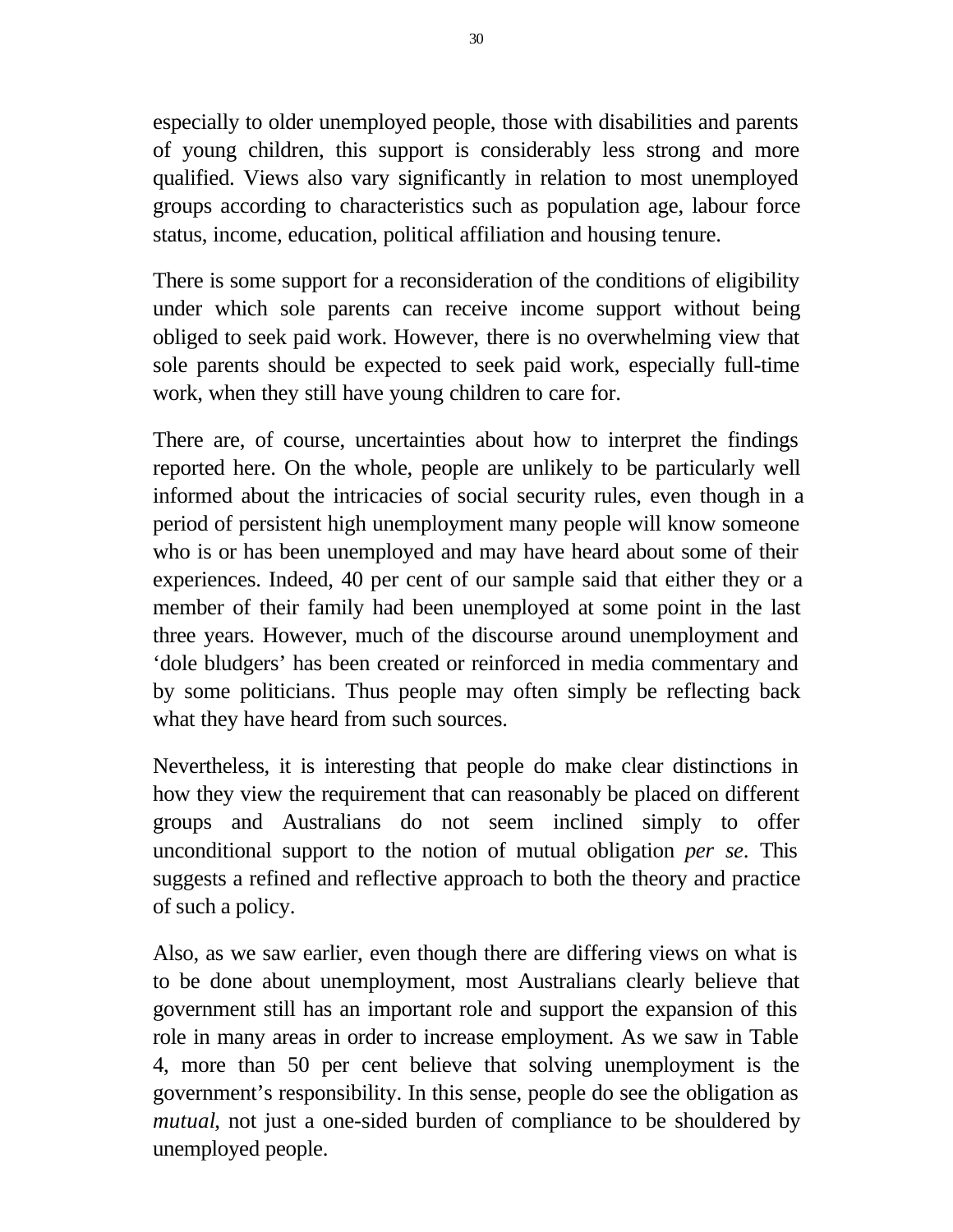especially to older unemployed people, those with disabilities and parents of young children, this support is considerably less strong and more qualified. Views also vary significantly in relation to most unemployed groups according to characteristics such as population age, labour force status, income, education, political affiliation and housing tenure.

There is some support for a reconsideration of the conditions of eligibility under which sole parents can receive income support without being obliged to seek paid work. However, there is no overwhelming view that sole parents should be expected to seek paid work, especially full-time work, when they still have young children to care for.

There are, of course, uncertainties about how to interpret the findings reported here. On the whole, people are unlikely to be particularly well informed about the intricacies of social security rules, even though in a period of persistent high unemployment many people will know someone who is or has been unemployed and may have heard about some of their experiences. Indeed, 40 per cent of our sample said that either they or a member of their family had been unemployed at some point in the last three years. However, much of the discourse around unemployment and 'dole bludgers' has been created or reinforced in media commentary and by some politicians. Thus people may often simply be reflecting back what they have heard from such sources.

Nevertheless, it is interesting that people do make clear distinctions in how they view the requirement that can reasonably be placed on different groups and Australians do not seem inclined simply to offer unconditional support to the notion of mutual obligation *per se*. This suggests a refined and reflective approach to both the theory and practice of such a policy.

Also, as we saw earlier, even though there are differing views on what is to be done about unemployment, most Australians clearly believe that government still has an important role and support the expansion of this role in many areas in order to increase employment. As we saw in Table 4, more than 50 per cent believe that solving unemployment is the government's responsibility. In this sense, people do see the obligation as *mutual*, not just a one-sided burden of compliance to be shouldered by unemployed people.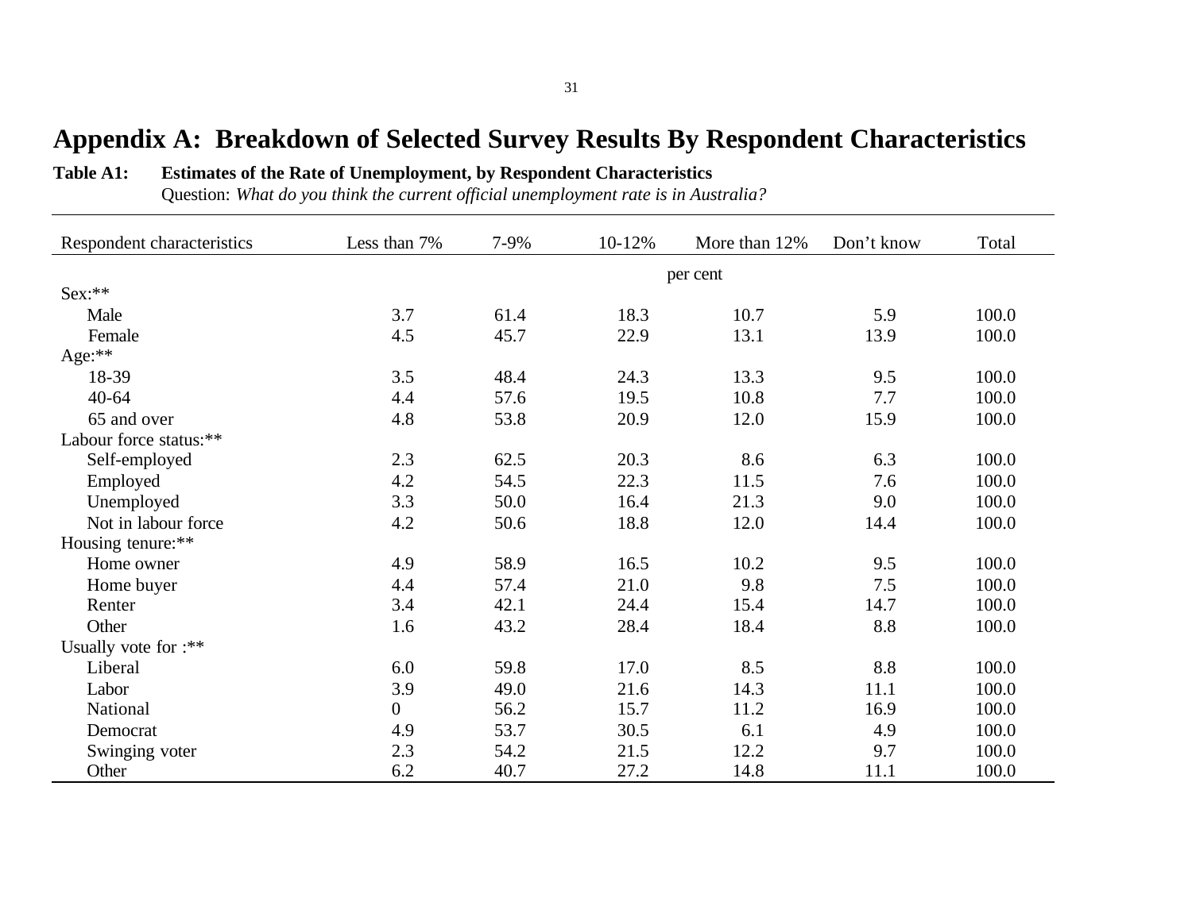# Appendix A: Breakdown of Selected Survey Results By Respondent Characteristics

**Table A1: Estimates of the Rate of Unemployment, by Respondent Characteristics**

Question: *What do you think the current official unemployment rate is in Australia?*

| Respondent characteristics | Less than 7% | 7-9% | 10-12% | More than 12% | Don't know | Total |
|---|---|---|---|---|---|---|
| | | | per cent | | | |
| Sex:** | | | | | | |
| Male | 3.7 | 61.4 | 18.3 | 10.7 | 5.9 | 100.0 |
| Female | 4.5 | 45.7 | 22.9 | 13.1 | 13.9 | 100.0 |
| Age:** | | | | | | |
| 18-39 | 3.5 | 48.4 | 24.3 | 13.3 | 9.5 | 100.0 |
| 40-64 | 4.4 | 57.6 | 19.5 | 10.8 | 7.7 | 100.0 |
| 65 and over | 4.8 | 53.8 | 20.9 | 12.0 | 15.9 | 100.0 |
| Labour force status:** | | | | | | |
| Self-employed | 2.3 | 62.5 | 20.3 | 8.6 | 6.3 | 100.0 |
| Employed | 4.2 | 54.5 | 22.3 | 11.5 | 7.6 | 100.0 |
| Unemployed | 3.3 | 50.0 | 16.4 | 21.3 | 9.0 | 100.0 |
| Not in labour force | 4.2 | 50.6 | 18.8 | 12.0 | 14.4 | 100.0 |
| Housing tenure:** | | | | | | |
| Home owner | 4.9 | 58.9 | 16.5 | 10.2 | 9.5 | 100.0 |
| Home buyer | 4.4 | 57.4 | 21.0 | 9.8 | 7.5 | 100.0 |
| Renter | 3.4 | 42.1 | 24.4 | 15.4 | 14.7 | 100.0 |
| Other | 1.6 | 43.2 | 28.4 | 18.4 | 8.8 | 100.0 |
| Usually vote for :** | | | | | | |
| Liberal | 6.0 | 59.8 | 17.0 | 8.5 | 8.8 | 100.0 |
| Labor | 3.9 | 49.0 | 21.6 | 14.3 | 11.1 | 100.0 |
| National | 0 | 56.2 | 15.7 | 11.2 | 16.9 | 100.0 |
| Democrat | 4.9 | 53.7 | 30.5 | 6.1 | 4.9 | 100.0 |
| Swinging voter | 2.3 | 54.2 | 21.5 | 12.2 | 9.7 | 100.0 |
| Other | 6.2 | 40.7 | 27.2 | 14.8 | 11.1 | 100.0 |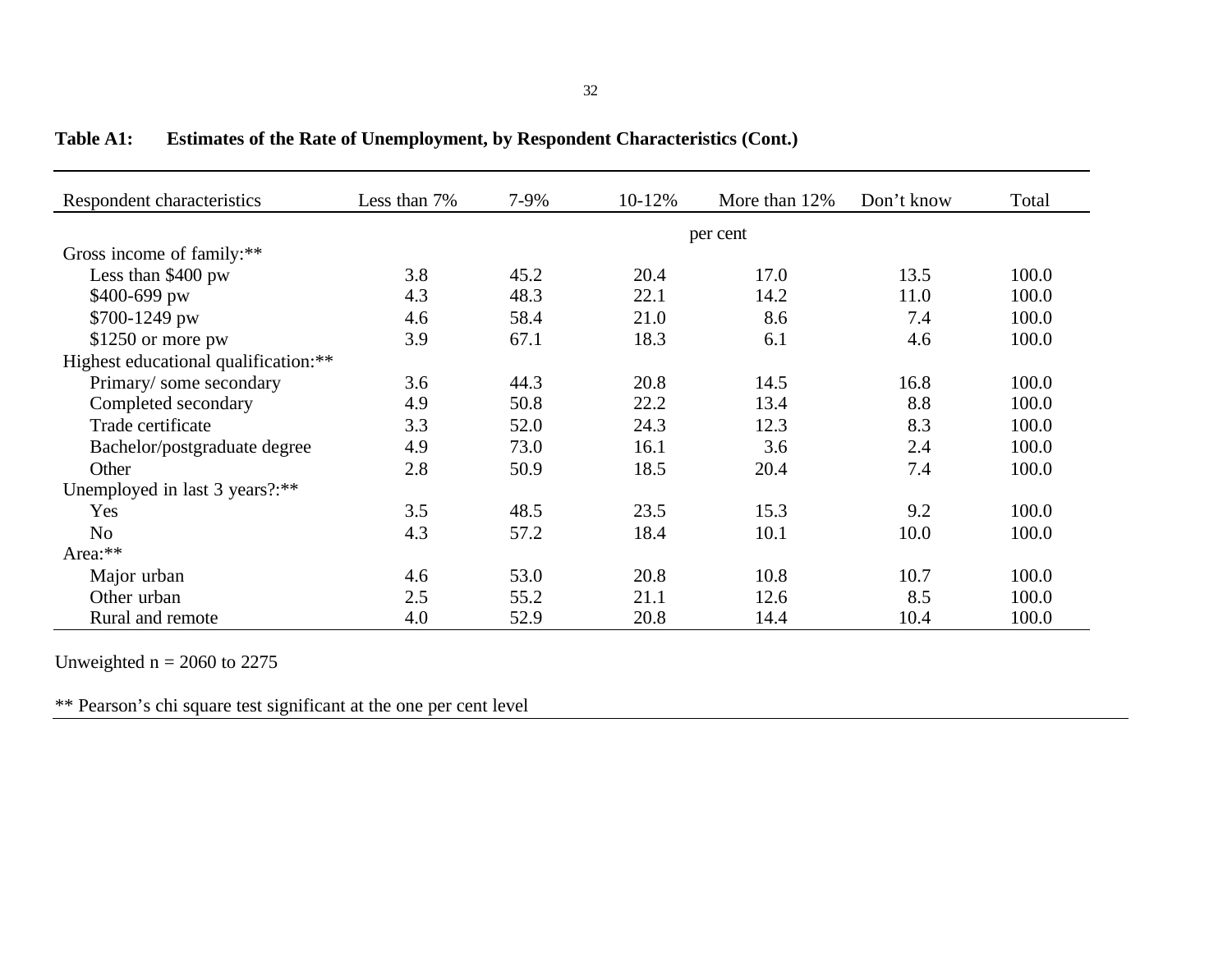**Table A1: Estimates of the Rate of Unemployment, by Respondent Characteristics (Cont.)**

| Respondent characteristics | Less than 7% | 7-9% | 10-12% | More than 12% | Don't know | Total |
|---|---|---|---|---|---|---|
| | | | per cent | | | |
| Gross income of family:** | | | | | | |
| Less than $400 pw | 3.8 | 45.2 | 20.4 | 17.0 | 13.5 | 100.0 |
| $400-699 pw | 4.3 | 48.3 | 22.1 | 14.2 | 11.0 | 100.0 |
| $700-1249 pw | 4.6 | 58.4 | 21.0 | 8.6 | 7.4 | 100.0 |
| $1250 or more pw | 3.9 | 67.1 | 18.3 | 6.1 | 4.6 | 100.0 |
| Highest educational qualification:** | | | | | | |
| Primary/ some secondary | 3.6 | 44.3 | 20.8 | 14.5 | 16.8 | 100.0 |
| Completed secondary | 4.9 | 50.8 | 22.2 | 13.4 | 8.8 | 100.0 |
| Trade certificate | 3.3 | 52.0 | 24.3 | 12.3 | 8.3 | 100.0 |
| Bachelor/postgraduate degree | 4.9 | 73.0 | 16.1 | 3.6 | 2.4 | 100.0 |
| Other | 2.8 | 50.9 | 18.5 | 20.4 | 7.4 | 100.0 |
| Unemployed in last 3 years?:** | | | | | | |
| Yes | 3.5 | 48.5 | 23.5 | 15.3 | 9.2 | 100.0 |
| No | 4.3 | 57.2 | 18.4 | 10.1 | 10.0 | 100.0 |
| Area:** | | | | | | |
| Major urban | 4.6 | 53.0 | 20.8 | 10.8 | 10.7 | 100.0 |
| Other urban | 2.5 | 55.2 | 21.1 | 12.6 | 8.5 | 100.0 |
| Rural and remote | 4.0 | 52.9 | 20.8 | 14.4 | 10.4 | 100.0 |

Unweighted n = 2060 to 2275

** Pearson's chi square test significant at the one per cent level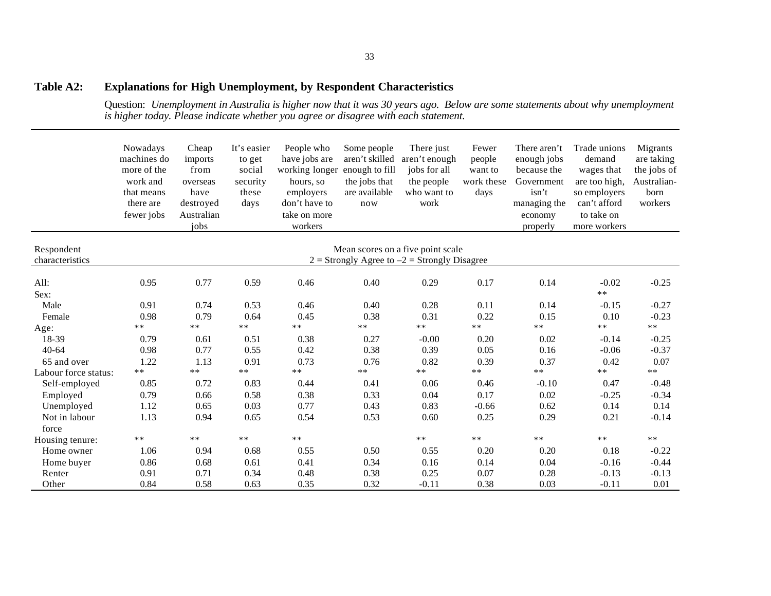**Table A2: Explanations for High Unemployment, by Respondent Characteristics**

Question: *Unemployment in Australia is higher now that it was 30 years ago. Below are some statements about why unemployment is higher today. Please indicate whether you agree or disagree with each statement.*

| Respondent characteristics | Nowadays machines do more of the work and that means there are fewer jobs | Cheap imports from overseas have destroyed Australian jobs | It's easier to get social security these days | People who have jobs are working longer hours, so employers don't have to take on more workers | Some people aren't skilled enough to fill the jobs that are available now | There just aren't enough jobs for all the people who want to work | Fewer people want to work these days | There aren't enough jobs because the Government isn't managing the economy properly | Trade unions demand wages that are too high, so employers can't afford to take on more workers | Migrants are taking the jobs of Australian-born workers |
|---|---|---|---|---|---|---|---|---|---|---|
| | Mean scores on a five point scale 2 = Strongly Agree to –2 = Strongly Disagree | | | | | | | | | |
| All: | 0.95 | 0.77 | 0.59 | 0.46 | 0.40 | 0.29 | 0.17 | 0.14 | –0.02 | –0.25 |
| Sex: | | | | | | | | | ** | |
| Male | 0.91 | 0.74 | 0.53 | 0.46 | 0.40 | 0.28 | 0.11 | 0.14 | –0.15 | –0.27 |
| Female | 0.98 | 0.79 | 0.64 | 0.45 | 0.38 | 0.31 | 0.22 | 0.15 | 0.10 | –0.23 |
| Age: | ** | ** | ** | ** | ** | ** | ** | ** | ** | ** |
| 18-39 | 0.79 | 0.61 | 0.51 | 0.38 | 0.27 | –0.00 | 0.20 | 0.02 | –0.14 | –0.25 |
| 40-64 | 0.98 | 0.77 | 0.55 | 0.42 | 0.38 | 0.39 | 0.05 | 0.16 | –0.06 | –0.37 |
| 65 and over | 1.22 | 1.13 | 0.91 | 0.73 | 0.76 | 0.82 | 0.39 | 0.37 | 0.42 | 0.07 |
| Labour force status: | ** | ** | ** | ** | ** | ** | ** | ** | ** | ** |
| Self-employed | 0.85 | 0.72 | 0.83 | 0.44 | 0.41 | 0.06 | 0.46 | –0.10 | 0.47 | –0.48 |
| Employed | 0.79 | 0.66 | 0.58 | 0.38 | 0.33 | 0.04 | 0.17 | 0.02 | –0.25 | –0.34 |
| Unemployed | 1.12 | 0.65 | 0.03 | 0.77 | 0.43 | 0.83 | –0.66 | 0.62 | 0.14 | 0.14 |
| Not in labour force | 1.13 | 0.94 | 0.65 | 0.54 | 0.53 | 0.60 | 0.25 | 0.29 | 0.21 | –0.14 |
| Housing tenure: | ** | ** | ** | ** | | ** | ** | ** | ** | ** |
| Home owner | 1.06 | 0.94 | 0.68 | 0.55 | 0.50 | 0.55 | 0.20 | 0.20 | 0.18 | –0.22 |
| Home buyer | 0.86 | 0.68 | 0.61 | 0.41 | 0.34 | 0.16 | 0.14 | 0.04 | –0.16 | –0.44 |
| Renter | 0.91 | 0.71 | 0.34 | 0.48 | 0.38 | 0.25 | 0.07 | 0.28 | –0.13 | –0.13 |
| Other | 0.84 | 0.58 | 0.63 | 0.35 | 0.32 | –0.11 | 0.38 | 0.03 | –0.11 | 0.01 |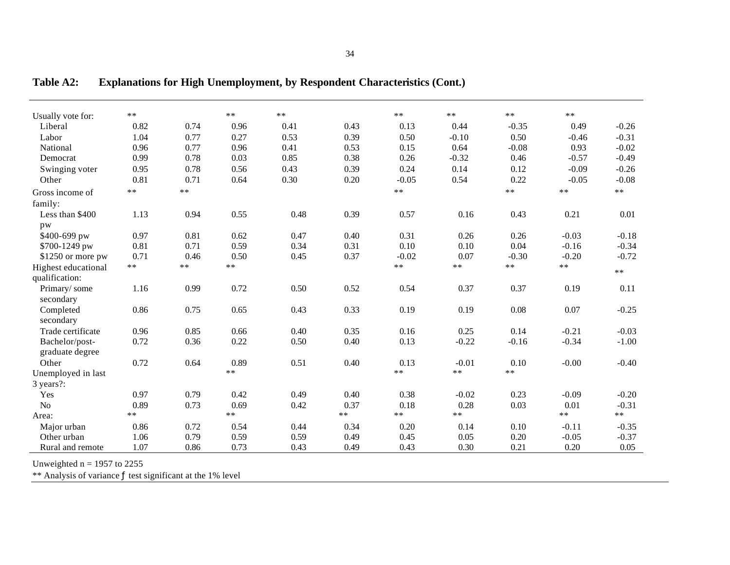## Table A2: Explanations for High Unemployment, by Respondent Characteristics (Cont.)

| | | | | | | | | | | |
|---|---|---|---|---|---|---|---|---|---|---|
| Usually vote for: | ** | | ** | ** | | ** | ** | ** | ** | |
| Liberal | 0.82 | 0.74 | 0.96 | 0.41 | 0.43 | 0.13 | 0.44 | -0.35 | 0.49 | -0.26 |
| Labor | 1.04 | 0.77 | 0.27 | 0.53 | 0.39 | 0.50 | -0.10 | 0.50 | -0.46 | -0.31 |
| National | 0.96 | 0.77 | 0.96 | 0.41 | 0.53 | 0.15 | 0.64 | -0.08 | 0.93 | -0.02 |
| Democrat | 0.99 | 0.78 | 0.03 | 0.85 | 0.38 | 0.26 | -0.32 | 0.46 | -0.57 | -0.49 |
| Swinging voter | 0.95 | 0.78 | 0.56 | 0.43 | 0.39 | 0.24 | 0.14 | 0.12 | -0.09 | -0.26 |
| Other | 0.81 | 0.71 | 0.64 | 0.30 | 0.20 | -0.05 | 0.54 | 0.22 | -0.05 | -0.08 |
| Gross income of family: | ** | ** | | | | ** | | ** | ** | ** |
| Less than $400 pw | 1.13 | 0.94 | 0.55 | 0.48 | 0.39 | 0.57 | 0.16 | 0.43 | 0.21 | 0.01 |
| $400-699 pw | 0.97 | 0.81 | 0.62 | 0.47 | 0.40 | 0.31 | 0.26 | 0.26 | -0.03 | -0.18 |
| $700-1249 pw | 0.81 | 0.71 | 0.59 | 0.34 | 0.31 | 0.10 | 0.10 | 0.04 | -0.16 | -0.34 |
| $1250 or more pw | 0.71 | 0.46 | 0.50 | 0.45 | 0.37 | -0.02 | 0.07 | -0.30 | -0.20 | -0.72 |
| Highest educational qualification: | ** | ** | ** | | | ** | ** | ** | ** | ** |
| Primary/ some secondary | 1.16 | 0.99 | 0.72 | 0.50 | 0.52 | 0.54 | 0.37 | 0.37 | 0.19 | 0.11 |
| Completed secondary | 0.86 | 0.75 | 0.65 | 0.43 | 0.33 | 0.19 | 0.19 | 0.08 | 0.07 | -0.25 |
| Trade certificate | 0.96 | 0.85 | 0.66 | 0.40 | 0.35 | 0.16 | 0.25 | 0.14 | -0.21 | -0.03 |
| Bachelor/post-graduate degree | 0.72 | 0.36 | 0.22 | 0.50 | 0.40 | 0.13 | -0.22 | -0.16 | -0.34 | -1.00 |
| Other | 0.72 | 0.64 | 0.89 | 0.51 | 0.40 | 0.13 | -0.01 | 0.10 | -0.00 | -0.40 |
| Unemployed in last 3 years?: | | | ** | | | ** | ** | ** | | |
| Yes | 0.97 | 0.79 | 0.42 | 0.49 | 0.40 | 0.38 | -0.02 | 0.23 | -0.09 | -0.20 |
| No | 0.89 | 0.73 | 0.69 | 0.42 | 0.37 | 0.18 | 0.28 | 0.03 | 0.01 | -0.31 |
| Area: | ** | | ** | | ** | ** | ** | | ** | ** |
| Major urban | 0.86 | 0.72 | 0.54 | 0.44 | 0.34 | 0.20 | 0.14 | 0.10 | -0.11 | -0.35 |
| Other urban | 1.06 | 0.79 | 0.59 | 0.59 | 0.49 | 0.45 | 0.05 | 0.20 | -0.05 | -0.37 |
| Rural and remote | 1.07 | 0.86 | 0.73 | 0.43 | 0.49 | 0.43 | 0.30 | 0.21 | 0.20 | 0.05 |

Unweighted n = 1957 to 2255

** Analysis of variance ƒ test significant at the 1% level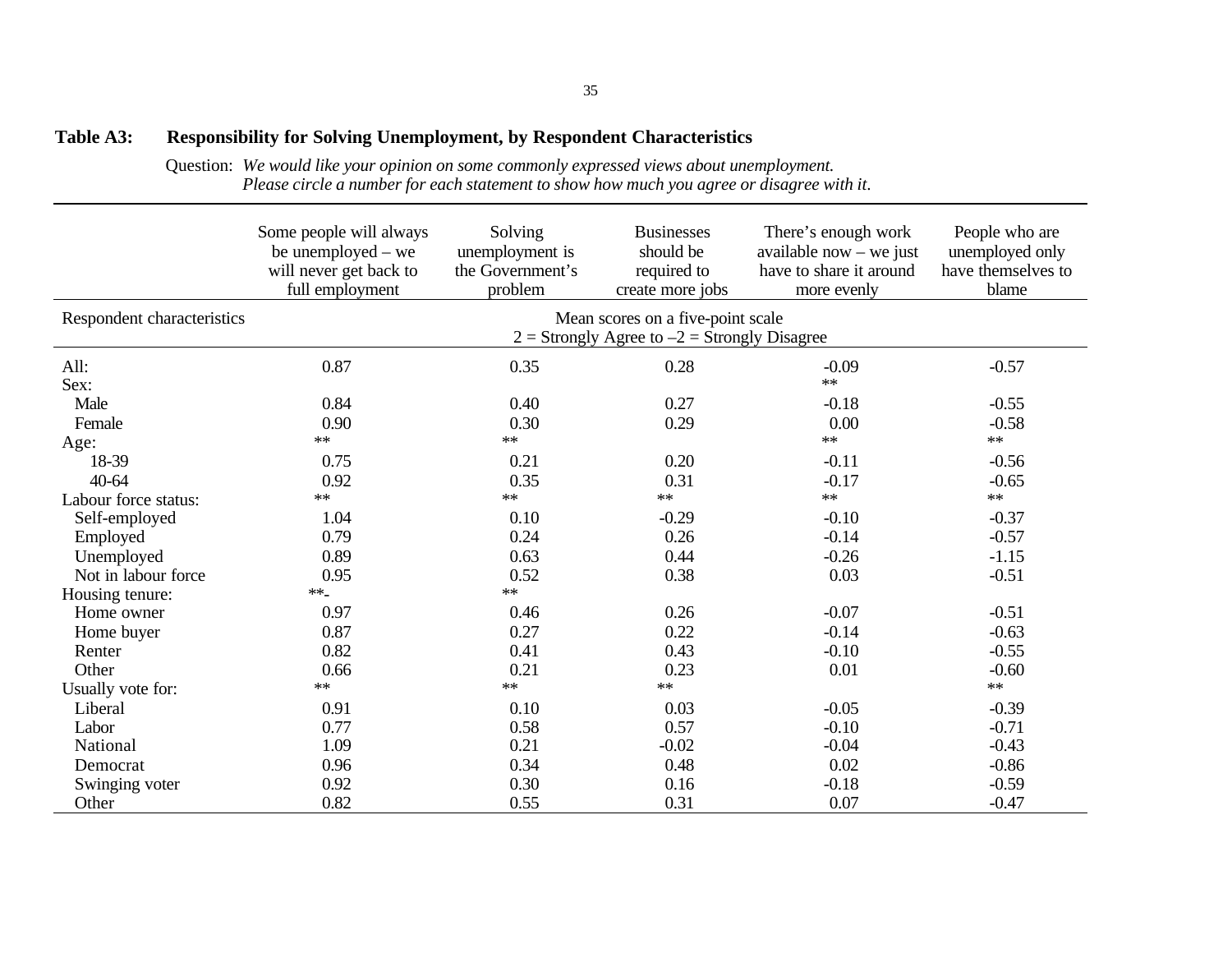### Table A3: Responsibility for Solving Unemployment, by Respondent Characteristics

Question: *We would like your opinion on some commonly expressed views about unemployment. Please circle a number for each statement to show how much you agree or disagree with it.*

| Respondent characteristics | Some people will always be unemployed – we will never get back to full employment | Solving unemployment is the Government's problem | Businesses should be required to create more jobs | There's enough work available now – we just have to share it around more evenly | People who are unemployed only have themselves to blame |
|---|---|---|---|---|---|
| | Mean scores on a five-point scale 2 = Strongly Agree to –2 = Strongly Disagree | | | | |
| All: | 0.87 | 0.35 | 0.28 | -0.09 | -0.57 |
| Sex: | | | | ** | |
| Male | 0.84 | 0.40 | 0.27 | -0.18 | -0.55 |
| Female | 0.90 | 0.30 | 0.29 | 0.00 | -0.58 |
| Age: | ** | ** | | ** | ** |
| 18-39 | 0.75 | 0.21 | 0.20 | -0.11 | -0.56 |
| 40-64 | 0.92 | 0.35 | 0.31 | -0.17 | -0.65 |
| Labour force status: | ** | ** | ** | ** | ** |
| Self-employed | 1.04 | 0.10 | -0.29 | -0.10 | -0.37 |
| Employed | 0.79 | 0.24 | 0.26 | -0.14 | -0.57 |
| Unemployed | 0.89 | 0.63 | 0.44 | -0.26 | -1.15 |
| Not in labour force | 0.95 | 0.52 | 0.38 | 0.03 | -0.51 |
| Housing tenure: | ** | ** | | | |
| Home owner | 0.97 | 0.46 | 0.26 | -0.07 | -0.51 |
| Home buyer | 0.87 | 0.27 | 0.22 | -0.14 | -0.63 |
| Renter | 0.82 | 0.41 | 0.43 | -0.10 | -0.55 |
| Other | 0.66 | 0.21 | 0.23 | 0.01 | -0.60 |
| Usually vote for: | ** | ** | ** | | ** |
| Liberal | 0.91 | 0.10 | 0.03 | -0.05 | -0.39 |
| Labor | 0.77 | 0.58 | 0.57 | -0.10 | -0.71 |
| National | 1.09 | 0.21 | -0.02 | -0.04 | -0.43 |
| Democrat | 0.96 | 0.34 | 0.48 | 0.02 | -0.86 |
| Swinging voter | 0.92 | 0.30 | 0.16 | -0.18 | -0.59 |
| Other | 0.82 | 0.55 | 0.31 | 0.07 | -0.47 |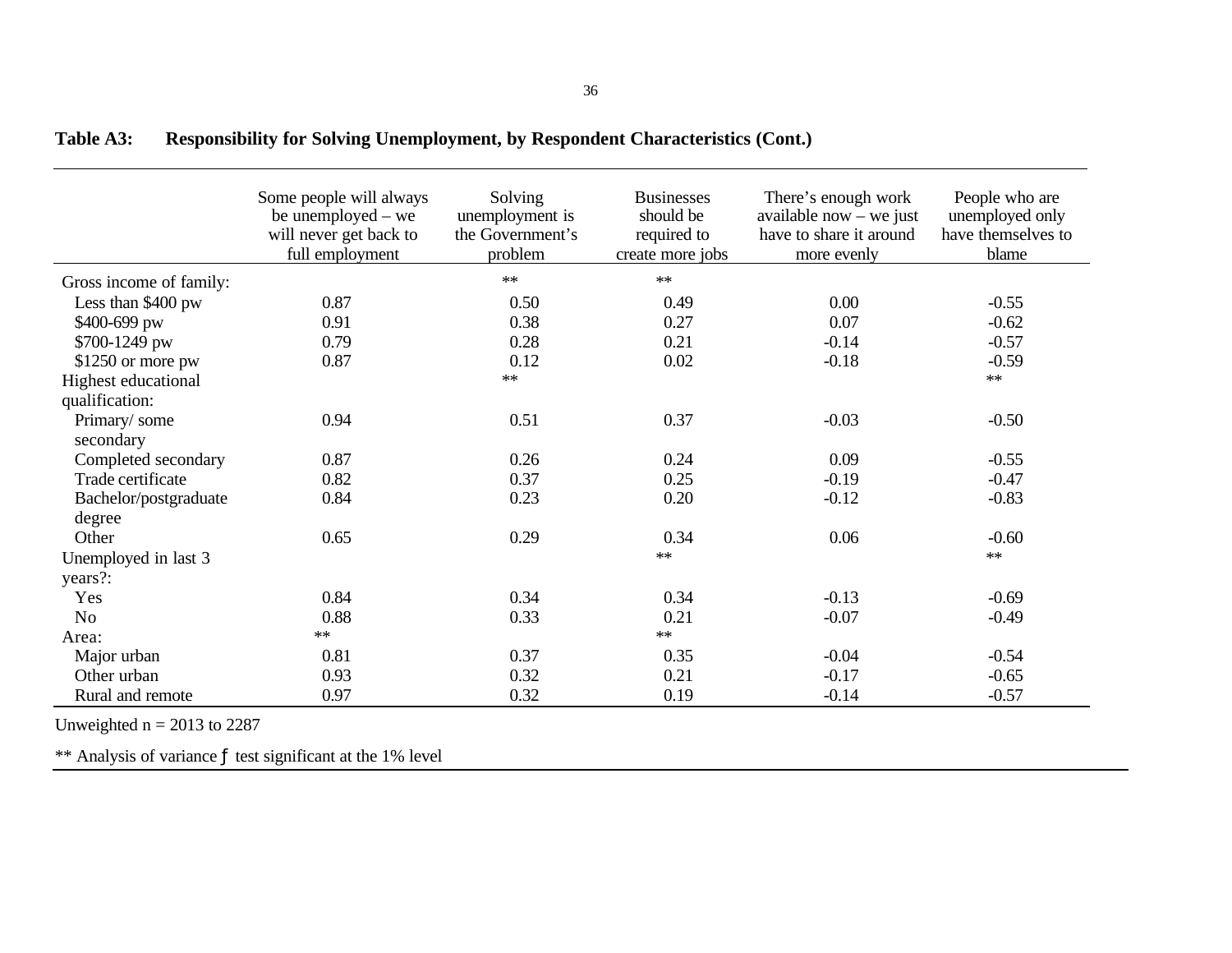**Table A3: Responsibility for Solving Unemployment, by Respondent Characteristics (Cont.)**

| | Some people will always be unemployed – we will never get back to full employment | Solving unemployment is the Government's problem | Businesses should be required to create more jobs | There's enough work available now – we just have to share it around more evenly | People who are unemployed only have themselves to blame |
|---|---|---|---|---|---|
| Gross income of family: | | ** | ** | | |
| Less than $400 pw | 0.87 | 0.50 | 0.49 | 0.00 | -0.55 |
| $400-699 pw | 0.91 | 0.38 | 0.27 | 0.07 | -0.62 |
| $700-1249 pw | 0.79 | 0.28 | 0.21 | -0.14 | -0.57 |
| $1250 or more pw | 0.87 | 0.12 | 0.02 | -0.18 | -0.59 |
| Highest educational qualification: | | ** | | | ** |
| Primary/ some secondary | 0.94 | 0.51 | 0.37 | -0.03 | -0.50 |
| Completed secondary | 0.87 | 0.26 | 0.24 | 0.09 | -0.55 |
| Trade certificate | 0.82 | 0.37 | 0.25 | -0.19 | -0.47 |
| Bachelor/postgraduate degree | 0.84 | 0.23 | 0.20 | -0.12 | -0.83 |
| Other | 0.65 | 0.29 | 0.34 | 0.06 | -0.60 |
| Unemployed in last 3 years?: | | | ** | | ** |
| Yes | 0.84 | 0.34 | 0.34 | -0.13 | -0.69 |
| No | 0.88 | 0.33 | 0.21 | -0.07 | -0.49 |
| Area: | ** | | ** | | |
| Major urban | 0.81 | 0.37 | 0.35 | -0.04 | -0.54 |
| Other urban | 0.93 | 0.32 | 0.21 | -0.17 | -0.65 |
| Rural and remote | 0.97 | 0.32 | 0.19 | -0.14 | -0.57 |

Unweighted n = 2013 to 2287

** Analysis of variance ƒ test significant at the 1% level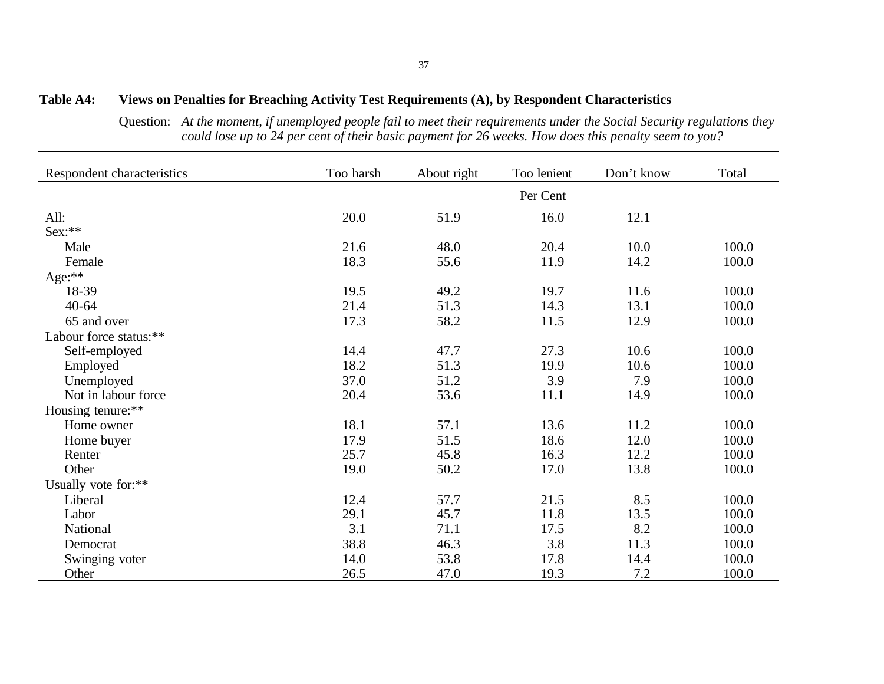**Table A4: Views on Penalties for Breaching Activity Test Requirements (A), by Respondent Characteristics**

Question: *At the moment, if unemployed people fail to meet their requirements under the Social Security regulations they could lose up to 24 per cent of their basic payment for 26 weeks. How does this penalty seem to you?*

| Respondent characteristics | Too harsh | About right | Too lenient | Don't know | Total |
|---|---|---|---|---|---|
| | | | Per Cent | | |
| All: | 20.0 | 51.9 | 16.0 | 12.1 | |
| Sex:** | | | | | |
| Male | 21.6 | 48.0 | 20.4 | 10.0 | 100.0 |
| Female | 18.3 | 55.6 | 11.9 | 14.2 | 100.0 |
| Age:** | | | | | |
| 18-39 | 19.5 | 49.2 | 19.7 | 11.6 | 100.0 |
| 40-64 | 21.4 | 51.3 | 14.3 | 13.1 | 100.0 |
| 65 and over | 17.3 | 58.2 | 11.5 | 12.9 | 100.0 |
| Labour force status:** | | | | | |
| Self-employed | 14.4 | 47.7 | 27.3 | 10.6 | 100.0 |
| Employed | 18.2 | 51.3 | 19.9 | 10.6 | 100.0 |
| Unemployed | 37.0 | 51.2 | 3.9 | 7.9 | 100.0 |
| Not in labour force | 20.4 | 53.6 | 11.1 | 14.9 | 100.0 |
| Housing tenure:** | | | | | |
| Home owner | 18.1 | 57.1 | 13.6 | 11.2 | 100.0 |
| Home buyer | 17.9 | 51.5 | 18.6 | 12.0 | 100.0 |
| Renter | 25.7 | 45.8 | 16.3 | 12.2 | 100.0 |
| Other | 19.0 | 50.2 | 17.0 | 13.8 | 100.0 |
| Usually vote for:** | | | | | |
| Liberal | 12.4 | 57.7 | 21.5 | 8.5 | 100.0 |
| Labor | 29.1 | 45.7 | 11.8 | 13.5 | 100.0 |
| National | 3.1 | 71.1 | 17.5 | 8.2 | 100.0 |
| Democrat | 38.8 | 46.3 | 3.8 | 11.3 | 100.0 |
| Swinging voter | 14.0 | 53.8 | 17.8 | 14.4 | 100.0 |
| Other | 26.5 | 47.0 | 19.3 | 7.2 | 100.0 |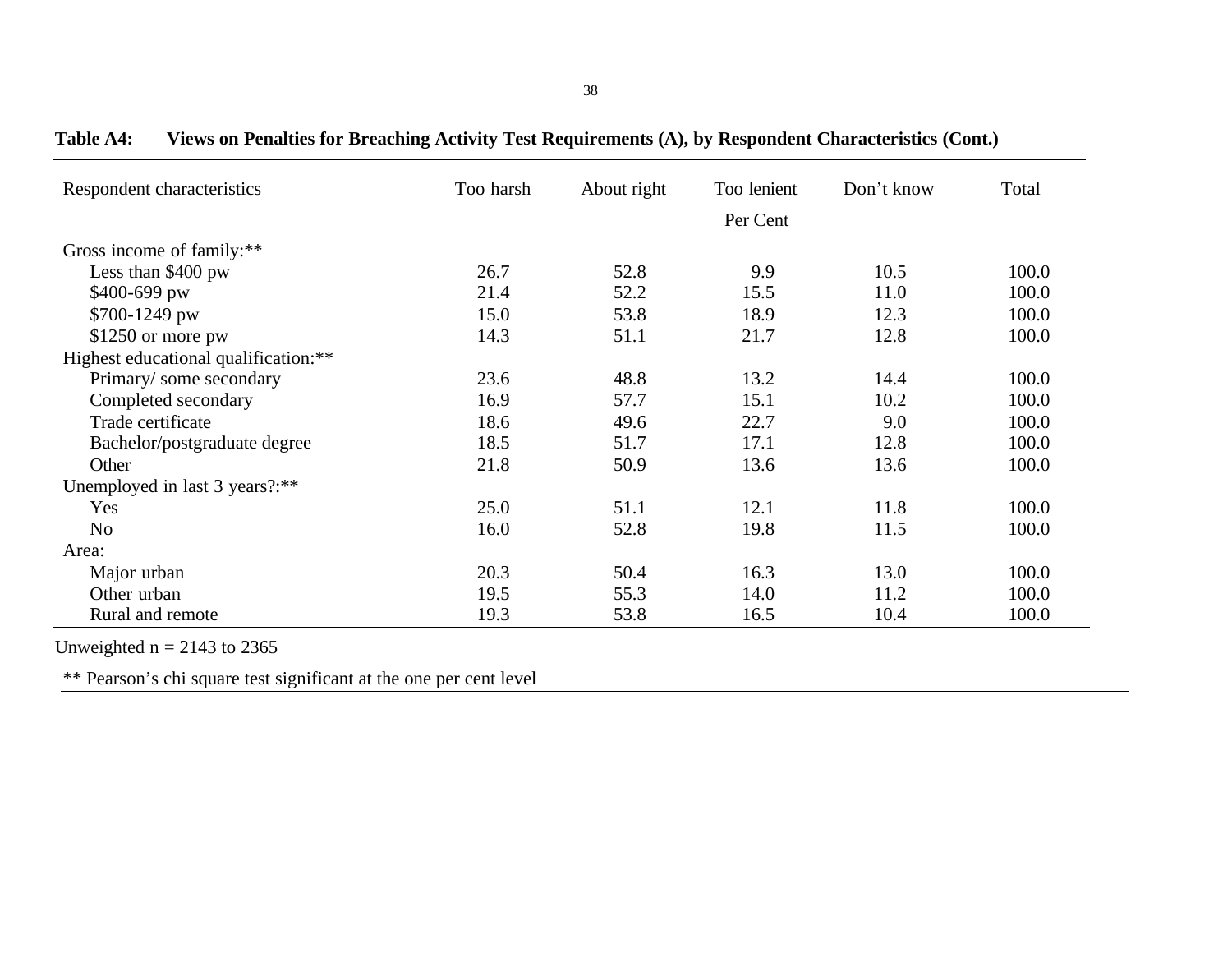**Table A4: Views on Penalties for Breaching Activity Test Requirements (A), by Respondent Characteristics (Cont.)**

| Respondent characteristics | Too harsh | About right | Too lenient | Don't know | Total |
|---|---|---|---|---|---|
| | | | Per Cent | | |
| Gross income of family:** | | | | | |
| Less than $400 pw | 26.7 | 52.8 | 9.9 | 10.5 | 100.0 |
| $400-699 pw | 21.4 | 52.2 | 15.5 | 11.0 | 100.0 |
| $700-1249 pw | 15.0 | 53.8 | 18.9 | 12.3 | 100.0 |
| $1250 or more pw | 14.3 | 51.1 | 21.7 | 12.8 | 100.0 |
| Highest educational qualification:** | | | | | |
| Primary/ some secondary | 23.6 | 48.8 | 13.2 | 14.4 | 100.0 |
| Completed secondary | 16.9 | 57.7 | 15.1 | 10.2 | 100.0 |
| Trade certificate | 18.6 | 49.6 | 22.7 | 9.0 | 100.0 |
| Bachelor/postgraduate degree | 18.5 | 51.7 | 17.1 | 12.8 | 100.0 |
| Other | 21.8 | 50.9 | 13.6 | 13.6 | 100.0 |
| Unemployed in last 3 years?:** | | | | | |
| Yes | 25.0 | 51.1 | 12.1 | 11.8 | 100.0 |
| No | 16.0 | 52.8 | 19.8 | 11.5 | 100.0 |
| Area: | | | | | |
| Major urban | 20.3 | 50.4 | 16.3 | 13.0 | 100.0 |
| Other urban | 19.5 | 55.3 | 14.0 | 11.2 | 100.0 |
| Rural and remote | 19.3 | 53.8 | 16.5 | 10.4 | 100.0 |

Unweighted n = 2143 to 2365

** Pearson's chi square test significant at the one per cent level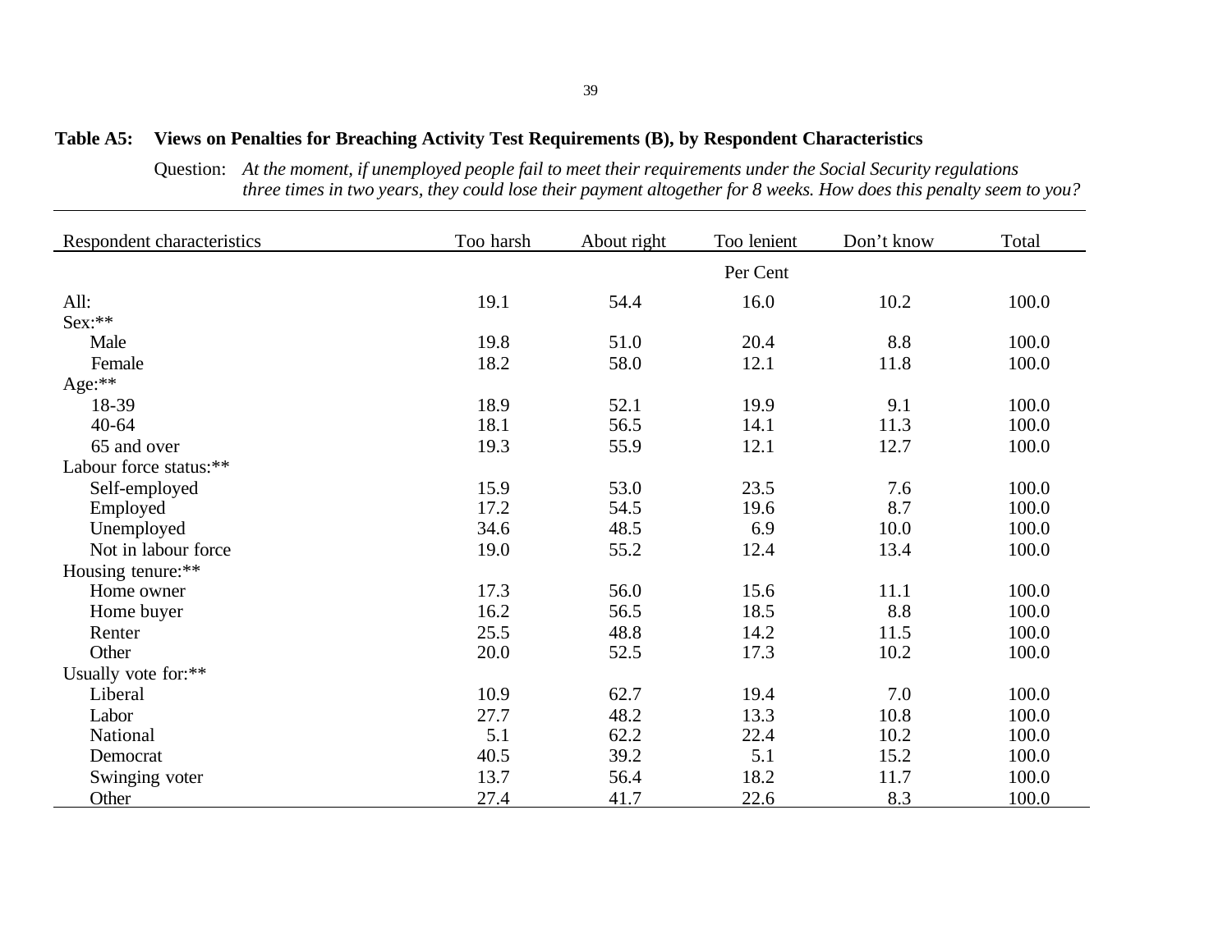**Table A5: Views on Penalties for Breaching Activity Test Requirements (B), by Respondent Characteristics**

Question: *At the moment, if unemployed people fail to meet their requirements under the Social Security regulations three times in two years, they could lose their payment altogether for 8 weeks. How does this penalty seem to you?*

| Respondent characteristics | Too harsh | About right | Too lenient | Don't know | Total |
|---|---|---|---|---|---|
| | | | Per Cent | | |
| All: | 19.1 | 54.4 | 16.0 | 10.2 | 100.0 |
| Sex:** | | | | | |
| Male | 19.8 | 51.0 | 20.4 | 8.8 | 100.0 |
| Female | 18.2 | 58.0 | 12.1 | 11.8 | 100.0 |
| Age:** | | | | | |
| 18-39 | 18.9 | 52.1 | 19.9 | 9.1 | 100.0 |
| 40-64 | 18.1 | 56.5 | 14.1 | 11.3 | 100.0 |
| 65 and over | 19.3 | 55.9 | 12.1 | 12.7 | 100.0 |
| Labour force status:** | | | | | |
| Self-employed | 15.9 | 53.0 | 23.5 | 7.6 | 100.0 |
| Employed | 17.2 | 54.5 | 19.6 | 8.7 | 100.0 |
| Unemployed | 34.6 | 48.5 | 6.9 | 10.0 | 100.0 |
| Not in labour force | 19.0 | 55.2 | 12.4 | 13.4 | 100.0 |
| Housing tenure:** | | | | | |
| Home owner | 17.3 | 56.0 | 15.6 | 11.1 | 100.0 |
| Home buyer | 16.2 | 56.5 | 18.5 | 8.8 | 100.0 |
| Renter | 25.5 | 48.8 | 14.2 | 11.5 | 100.0 |
| Other | 20.0 | 52.5 | 17.3 | 10.2 | 100.0 |
| Usually vote for:** | | | | | |
| Liberal | 10.9 | 62.7 | 19.4 | 7.0 | 100.0 |
| Labor | 27.7 | 48.2 | 13.3 | 10.8 | 100.0 |
| National | 5.1 | 62.2 | 22.4 | 10.2 | 100.0 |
| Democrat | 40.5 | 39.2 | 5.1 | 15.2 | 100.0 |
| Swinging voter | 13.7 | 56.4 | 18.2 | 11.7 | 100.0 |
| Other | 27.4 | 41.7 | 22.6 | 8.3 | 100.0 |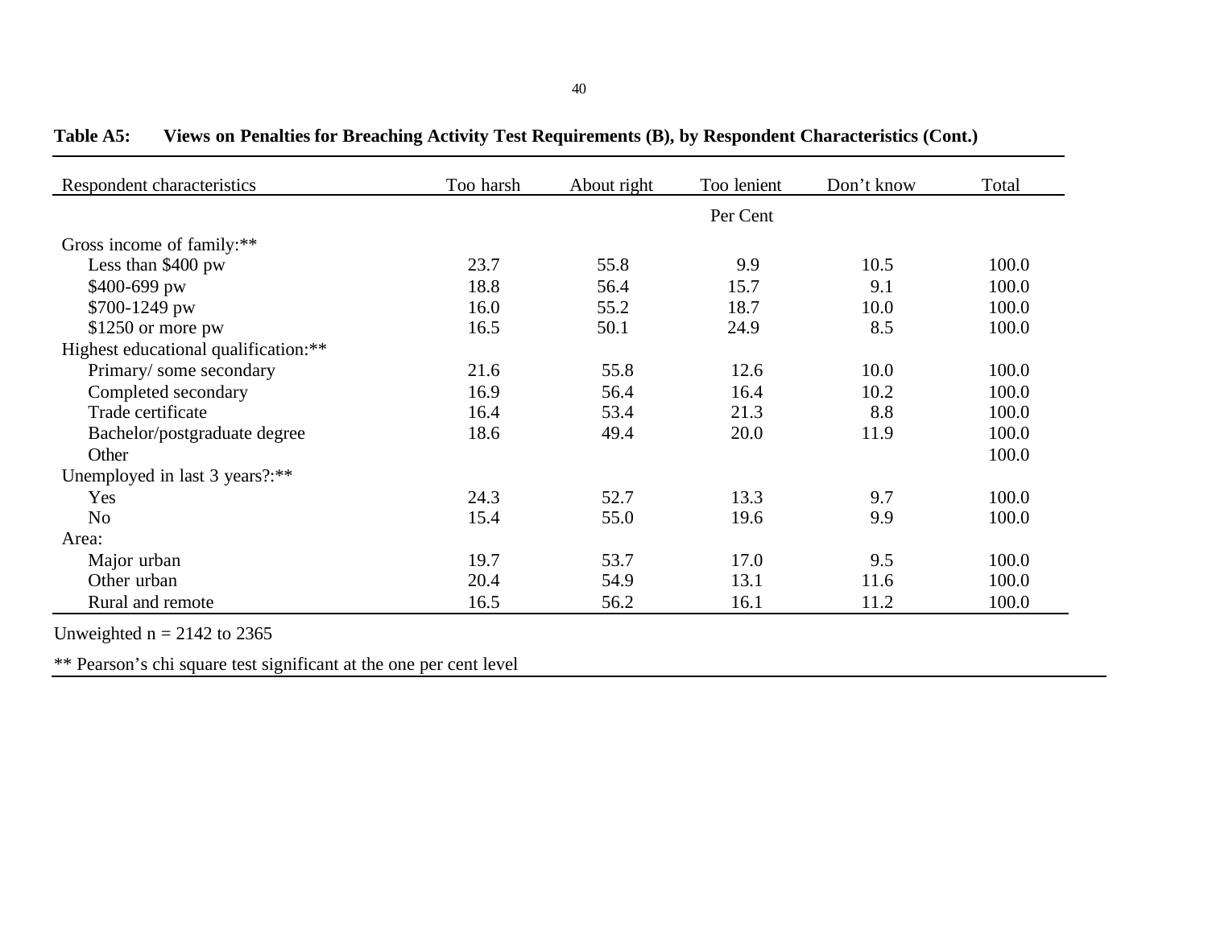**Table A5: Views on Penalties for Breaching Activity Test Requirements (B), by Respondent Characteristics (Cont.)**

| Respondent characteristics | Too harsh | About right | Too lenient | Don't know | Total |
|---|---|---|---|---|---|
| | | | Per Cent | | |
| Gross income of family:** | | | | | |
| Less than $400 pw | 23.7 | 55.8 | 9.9 | 10.5 | 100.0 |
| $400-699 pw | 18.8 | 56.4 | 15.7 | 9.1 | 100.0 |
| $700-1249 pw | 16.0 | 55.2 | 18.7 | 10.0 | 100.0 |
| $1250 or more pw | 16.5 | 50.1 | 24.9 | 8.5 | 100.0 |
| Highest educational qualification:** | | | | | |
| Primary/ some secondary | 21.6 | 55.8 | 12.6 | 10.0 | 100.0 |
| Completed secondary | 16.9 | 56.4 | 16.4 | 10.2 | 100.0 |
| Trade certificate | 16.4 | 53.4 | 21.3 | 8.8 | 100.0 |
| Bachelor/postgraduate degree | 18.6 | 49.4 | 20.0 | 11.9 | 100.0 |
| Other | | | | | 100.0 |
| Unemployed in last 3 years?:** | | | | | |
| Yes | 24.3 | 52.7 | 13.3 | 9.7 | 100.0 |
| No | 15.4 | 55.0 | 19.6 | 9.9 | 100.0 |
| Area: | | | | | |
| Major urban | 19.7 | 53.7 | 17.0 | 9.5 | 100.0 |
| Other urban | 20.4 | 54.9 | 13.1 | 11.6 | 100.0 |
| Rural and remote | 16.5 | 56.2 | 16.1 | 11.2 | 100.0 |

Unweighted n = 2142 to 2365

** Pearson's chi square test significant at the one per cent level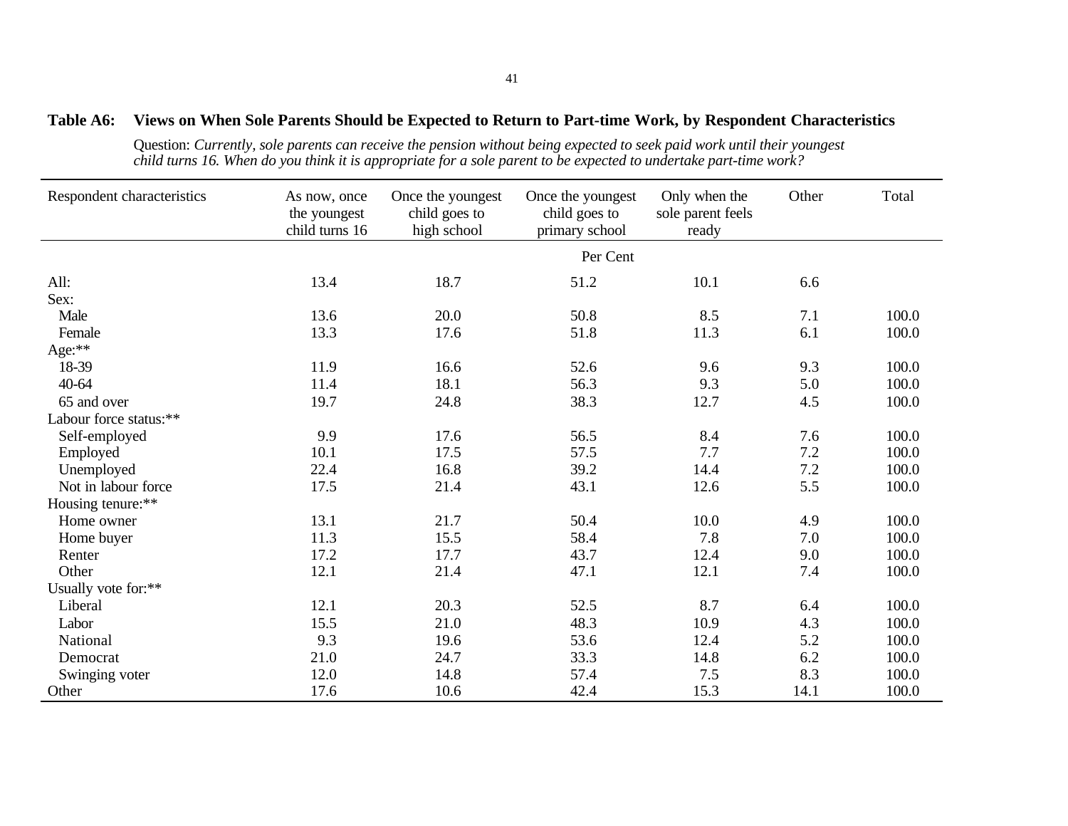**Table A6: Views on When Sole Parents Should be Expected to Return to Part-time Work, by Respondent Characteristics**

Question: *Currently, sole parents can receive the pension without being expected to seek paid work until their youngest child turns 16. When do you think it is appropriate for a sole parent to be expected to undertake part-time work?*

| Respondent characteristics | As now, once the youngest child turns 16 | Once the youngest child goes to high school | Once the youngest child goes to primary school | Only when the sole parent feels ready | Other | Total |
|---|---|---|---|---|---|---|
| | | | Per Cent | | | |
| All: | 13.4 | 18.7 | 51.2 | 10.1 | 6.6 | |
| Sex: | | | | | | |
| Male | 13.6 | 20.0 | 50.8 | 8.5 | 7.1 | 100.0 |
| Female | 13.3 | 17.6 | 51.8 | 11.3 | 6.1 | 100.0 |
| Age:** | | | | | | |
| 18-39 | 11.9 | 16.6 | 52.6 | 9.6 | 9.3 | 100.0 |
| 40-64 | 11.4 | 18.1 | 56.3 | 9.3 | 5.0 | 100.0 |
| 65 and over | 19.7 | 24.8 | 38.3 | 12.7 | 4.5 | 100.0 |
| Labour force status:** | | | | | | |
| Self-employed | 9.9 | 17.6 | 56.5 | 8.4 | 7.6 | 100.0 |
| Employed | 10.1 | 17.5 | 57.5 | 7.7 | 7.2 | 100.0 |
| Unemployed | 22.4 | 16.8 | 39.2 | 14.4 | 7.2 | 100.0 |
| Not in labour force | 17.5 | 21.4 | 43.1 | 12.6 | 5.5 | 100.0 |
| Housing tenure:** | | | | | | |
| Home owner | 13.1 | 21.7 | 50.4 | 10.0 | 4.9 | 100.0 |
| Home buyer | 11.3 | 15.5 | 58.4 | 7.8 | 7.0 | 100.0 |
| Renter | 17.2 | 17.7 | 43.7 | 12.4 | 9.0 | 100.0 |
| Other | 12.1 | 21.4 | 47.1 | 12.1 | 7.4 | 100.0 |
| Usually vote for:** | | | | | | |
| Liberal | 12.1 | 20.3 | 52.5 | 8.7 | 6.4 | 100.0 |
| Labor | 15.5 | 21.0 | 48.3 | 10.9 | 4.3 | 100.0 |
| National | 9.3 | 19.6 | 53.6 | 12.4 | 5.2 | 100.0 |
| Democrat | 21.0 | 24.7 | 33.3 | 14.8 | 6.2 | 100.0 |
| Swinging voter | 12.0 | 14.8 | 57.4 | 7.5 | 8.3 | 100.0 |
| Other | 17.6 | 10.6 | 42.4 | 15.3 | 14.1 | 100.0 |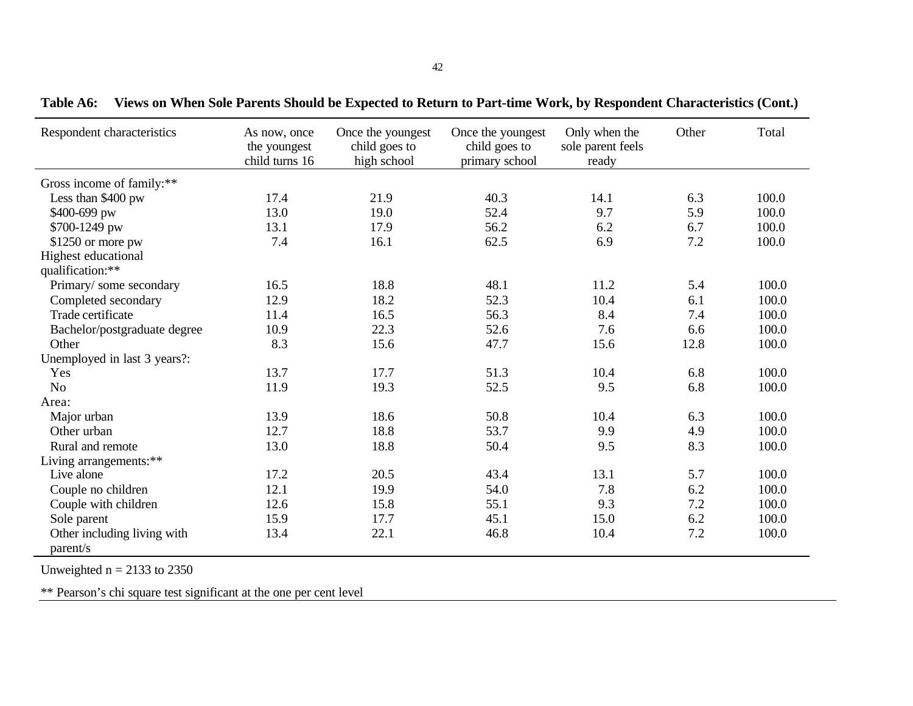**Table A6: Views on When Sole Parents Should be Expected to Return to Part-time Work, by Respondent Characteristics (Cont.)**

| Respondent characteristics | As now, once the youngest child turns 16 | Once the youngest child goes to high school | Once the youngest child goes to primary school | Only when the sole parent feels ready | Other | Total |
|---|---|---|---|---|---|---|
| Gross income of family:** | | | | | | |
| Less than $400 pw | 17.4 | 21.9 | 40.3 | 14.1 | 6.3 | 100.0 |
| $400-699 pw | 13.0 | 19.0 | 52.4 | 9.7 | 5.9 | 100.0 |
| $700-1249 pw | 13.1 | 17.9 | 56.2 | 6.2 | 6.7 | 100.0 |
| $1250 or more pw | 7.4 | 16.1 | 62.5 | 6.9 | 7.2 | 100.0 |
| Highest educational qualification:** | | | | | | |
| Primary/ some secondary | 16.5 | 18.8 | 48.1 | 11.2 | 5.4 | 100.0 |
| Completed secondary | 12.9 | 18.2 | 52.3 | 10.4 | 6.1 | 100.0 |
| Trade certificate | 11.4 | 16.5 | 56.3 | 8.4 | 7.4 | 100.0 |
| Bachelor/postgraduate degree | 10.9 | 22.3 | 52.6 | 7.6 | 6.6 | 100.0 |
| Other | 8.3 | 15.6 | 47.7 | 15.6 | 12.8 | 100.0 |
| Unemployed in last 3 years?: | | | | | | |
| Yes | 13.7 | 17.7 | 51.3 | 10.4 | 6.8 | 100.0 |
| No | 11.9 | 19.3 | 52.5 | 9.5 | 6.8 | 100.0 |
| Area: | | | | | | |
| Major urban | 13.9 | 18.6 | 50.8 | 10.4 | 6.3 | 100.0 |
| Other urban | 12.7 | 18.8 | 53.7 | 9.9 | 4.9 | 100.0 |
| Rural and remote | 13.0 | 18.8 | 50.4 | 9.5 | 8.3 | 100.0 |
| Living arrangements:** | | | | | | |
| Live alone | 17.2 | 20.5 | 43.4 | 13.1 | 5.7 | 100.0 |
| Couple no children | 12.1 | 19.9 | 54.0 | 7.8 | 6.2 | 100.0 |
| Couple with children | 12.6 | 15.8 | 55.1 | 9.3 | 7.2 | 100.0 |
| Sole parent | 15.9 | 17.7 | 45.1 | 15.0 | 6.2 | 100.0 |
| Other including living with parent/s | 13.4 | 22.1 | 46.8 | 10.4 | 7.2 | 100.0 |

Unweighted n = 2133 to 2350

** Pearson's chi square test significant at the one per cent level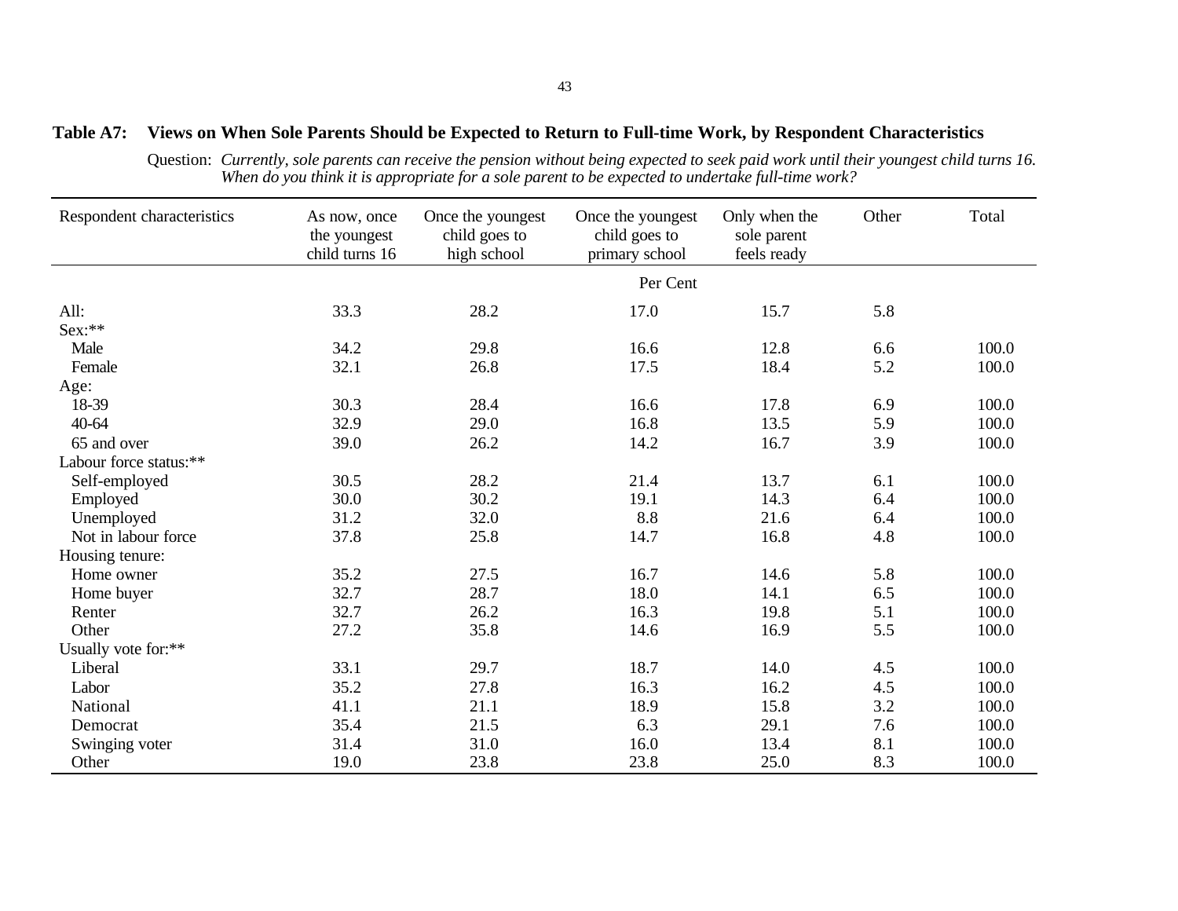**Table A7: Views on When Sole Parents Should be Expected to Return to Full-time Work, by Respondent Characteristics**

Question: *Currently, sole parents can receive the pension without being expected to seek paid work until their youngest child turns 16. When do you think it is appropriate for a sole parent to be expected to undertake full-time work?*

| Respondent characteristics | As now, once the youngest child turns 16 | Once the youngest child goes to high school | Once the youngest child goes to primary school | Only when the sole parent feels ready | Other | Total |
|---|---|---|---|---|---|---|
| | | | Per Cent | | | |
| All: | 33.3 | 28.2 | 17.0 | 15.7 | 5.8 | |
| Sex:** | | | | | | |
| Male | 34.2 | 29.8 | 16.6 | 12.8 | 6.6 | 100.0 |
| Female | 32.1 | 26.8 | 17.5 | 18.4 | 5.2 | 100.0 |
| Age: | | | | | | |
| 18-39 | 30.3 | 28.4 | 16.6 | 17.8 | 6.9 | 100.0 |
| 40-64 | 32.9 | 29.0 | 16.8 | 13.5 | 5.9 | 100.0 |
| 65 and over | 39.0 | 26.2 | 14.2 | 16.7 | 3.9 | 100.0 |
| Labour force status:** | | | | | | |
| Self-employed | 30.5 | 28.2 | 21.4 | 13.7 | 6.1 | 100.0 |
| Employed | 30.0 | 30.2 | 19.1 | 14.3 | 6.4 | 100.0 |
| Unemployed | 31.2 | 32.0 | 8.8 | 21.6 | 6.4 | 100.0 |
| Not in labour force | 37.8 | 25.8 | 14.7 | 16.8 | 4.8 | 100.0 |
| Housing tenure: | | | | | | |
| Home owner | 35.2 | 27.5 | 16.7 | 14.6 | 5.8 | 100.0 |
| Home buyer | 32.7 | 28.7 | 18.0 | 14.1 | 6.5 | 100.0 |
| Renter | 32.7 | 26.2 | 16.3 | 19.8 | 5.1 | 100.0 |
| Other | 27.2 | 35.8 | 14.6 | 16.9 | 5.5 | 100.0 |
| Usually vote for:** | | | | | | |
| Liberal | 33.1 | 29.7 | 18.7 | 14.0 | 4.5 | 100.0 |
| Labor | 35.2 | 27.8 | 16.3 | 16.2 | 4.5 | 100.0 |
| National | 41.1 | 21.1 | 18.9 | 15.8 | 3.2 | 100.0 |
| Democrat | 35.4 | 21.5 | 6.3 | 29.1 | 7.6 | 100.0 |
| Swinging voter | 31.4 | 31.0 | 16.0 | 13.4 | 8.1 | 100.0 |
| Other | 19.0 | 23.8 | 23.8 | 25.0 | 8.3 | 100.0 |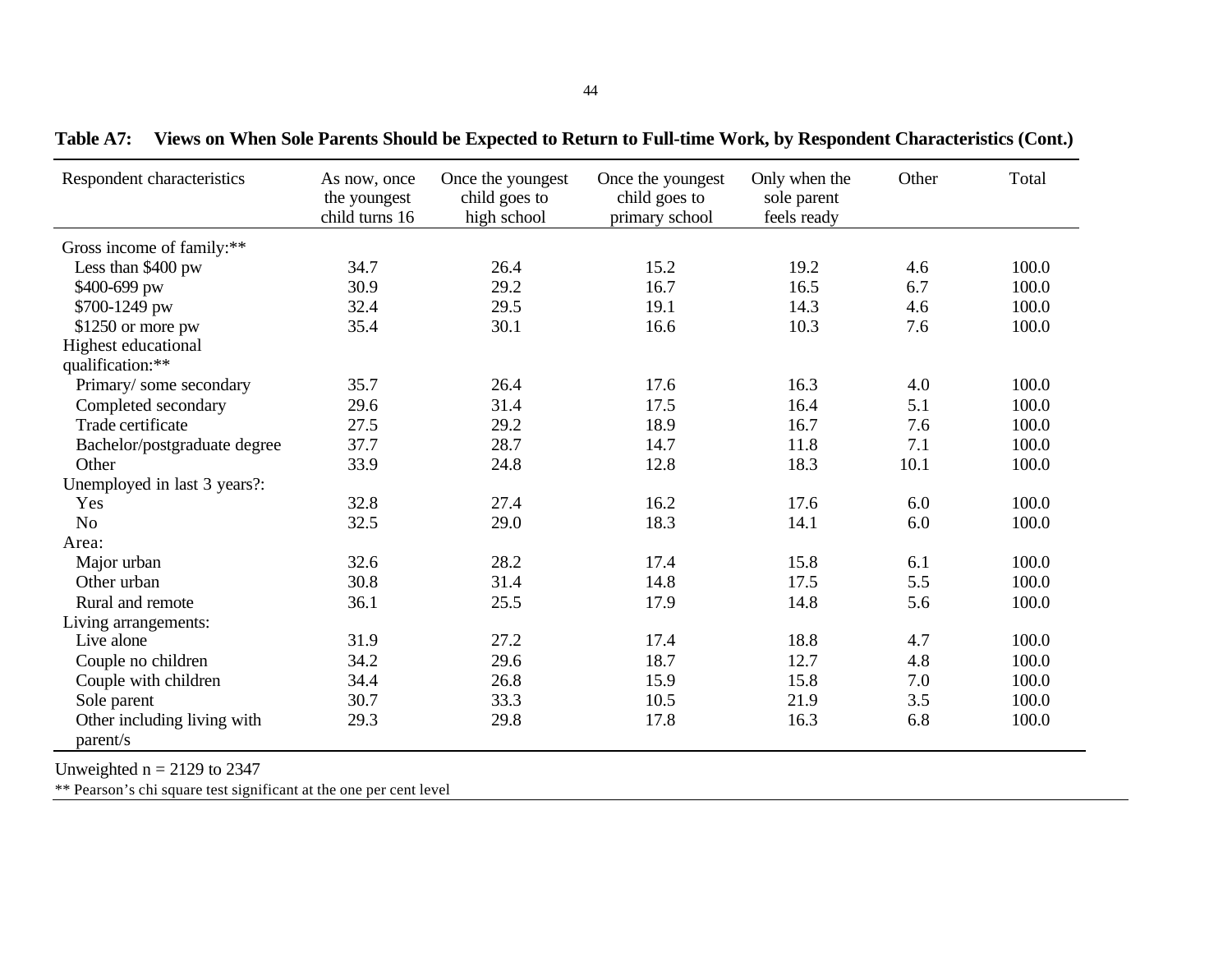**Table A7: Views on When Sole Parents Should be Expected to Return to Full-time Work, by Respondent Characteristics (Cont.)**

| Respondent characteristics | As now, once the youngest child turns 16 | Once the youngest child goes to high school | Once the youngest child goes to primary school | Only when the sole parent feels ready | Other | Total |
|---|---|---|---|---|---|---|
| Gross income of family:** | | | | | | |
| Less than $400 pw | 34.7 | 26.4 | 15.2 | 19.2 | 4.6 | 100.0 |
| $400-699 pw | 30.9 | 29.2 | 16.7 | 16.5 | 6.7 | 100.0 |
| $700-1249 pw | 32.4 | 29.5 | 19.1 | 14.3 | 4.6 | 100.0 |
| $1250 or more pw | 35.4 | 30.1 | 16.6 | 10.3 | 7.6 | 100.0 |
| Highest educational qualification:** | | | | | | |
| Primary/ some secondary | 35.7 | 26.4 | 17.6 | 16.3 | 4.0 | 100.0 |
| Completed secondary | 29.6 | 31.4 | 17.5 | 16.4 | 5.1 | 100.0 |
| Trade certificate | 27.5 | 29.2 | 18.9 | 16.7 | 7.6 | 100.0 |
| Bachelor/postgraduate degree | 37.7 | 28.7 | 14.7 | 11.8 | 7.1 | 100.0 |
| Other | 33.9 | 24.8 | 12.8 | 18.3 | 10.1 | 100.0 |
| Unemployed in last 3 years?: | | | | | | |
| Yes | 32.8 | 27.4 | 16.2 | 17.6 | 6.0 | 100.0 |
| No | 32.5 | 29.0 | 18.3 | 14.1 | 6.0 | 100.0 |
| Area: | | | | | | |
| Major urban | 32.6 | 28.2 | 17.4 | 15.8 | 6.1 | 100.0 |
| Other urban | 30.8 | 31.4 | 14.8 | 17.5 | 5.5 | 100.0 |
| Rural and remote | 36.1 | 25.5 | 17.9 | 14.8 | 5.6 | 100.0 |
| Living arrangements: | | | | | | |
| Live alone | 31.9 | 27.2 | 17.4 | 18.8 | 4.7 | 100.0 |
| Couple no children | 34.2 | 29.6 | 18.7 | 12.7 | 4.8 | 100.0 |
| Couple with children | 34.4 | 26.8 | 15.9 | 15.8 | 7.0 | 100.0 |
| Sole parent | 30.7 | 33.3 | 10.5 | 21.9 | 3.5 | 100.0 |
| Other including living with parent/s | 29.3 | 29.8 | 17.8 | 16.3 | 6.8 | 100.0 |

Unweighted n = 2129 to 2347

** Pearson's chi square test significant at the one per cent level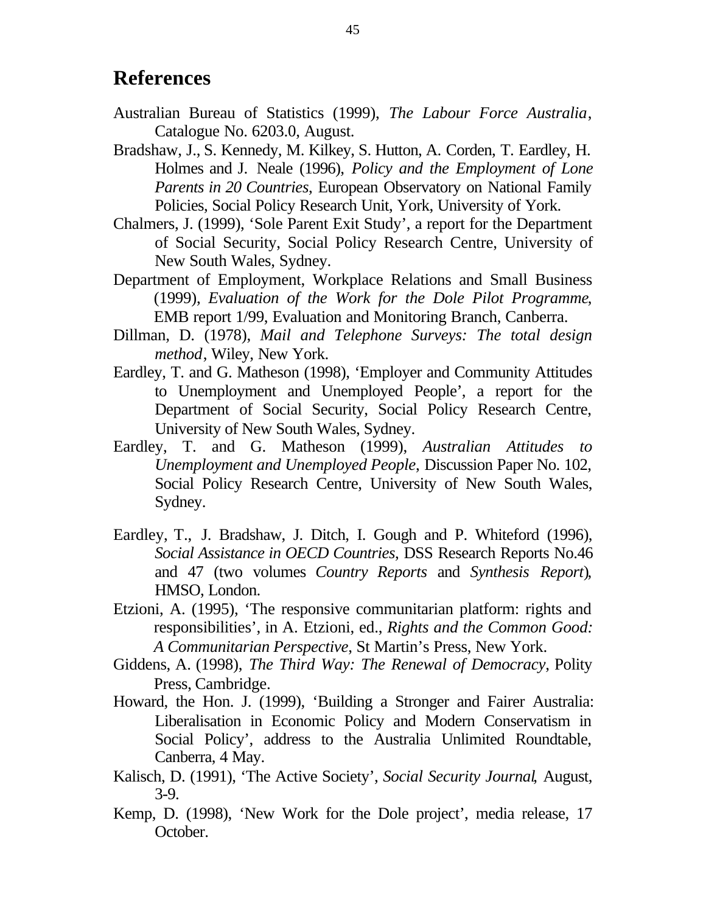# References

Australian Bureau of Statistics (1999), *The Labour Force Australia*, Catalogue No. 6203.0, August.

Bradshaw, J., S. Kennedy, M. Kilkey, S. Hutton, A. Corden, T. Eardley, H. Holmes and J. Neale (1996), *Policy and the Employment of Lone Parents in 20 Countries*, European Observatory on National Family Policies, Social Policy Research Unit, York, University of York.

Chalmers, J. (1999), 'Sole Parent Exit Study', a report for the Department of Social Security, Social Policy Research Centre, University of New South Wales, Sydney.

Department of Employment, Workplace Relations and Small Business (1999), *Evaluation of the Work for the Dole Pilot Programme*, EMB report 1/99, Evaluation and Monitoring Branch, Canberra.

Dillman, D. (1978), *Mail and Telephone Surveys: The total design method*, Wiley, New York.

Eardley, T. and G. Matheson (1998), 'Employer and Community Attitudes to Unemployment and Unemployed People', a report for the Department of Social Security, Social Policy Research Centre, University of New South Wales, Sydney.

Eardley, T. and G. Matheson (1999), *Australian Attitudes to Unemployment and Unemployed People*, Discussion Paper No. 102, Social Policy Research Centre, University of New South Wales, Sydney.

Eardley, T., J. Bradshaw, J. Ditch, I. Gough and P. Whiteford (1996), *Social Assistance in OECD Countries*, DSS Research Reports No.46 and 47 (two volumes *Country Reports* and *Synthesis Report*), HMSO, London.

Etzioni, A. (1995), 'The responsive communitarian platform: rights and responsibilities', in A. Etzioni, ed., *Rights and the Common Good: A Communitarian Perspective*, St Martin's Press, New York.

Giddens, A. (1998), *The Third Way: The Renewal of Democracy*, Polity Press, Cambridge.

Howard, the Hon. J. (1999), 'Building a Stronger and Fairer Australia: Liberalisation in Economic Policy and Modern Conservatism in Social Policy', address to the Australia Unlimited Roundtable, Canberra, 4 May.

Kalisch, D. (1991), 'The Active Society', *Social Security Journal*, August, 3-9.

Kemp, D. (1998), 'New Work for the Dole project', media release, 17 October.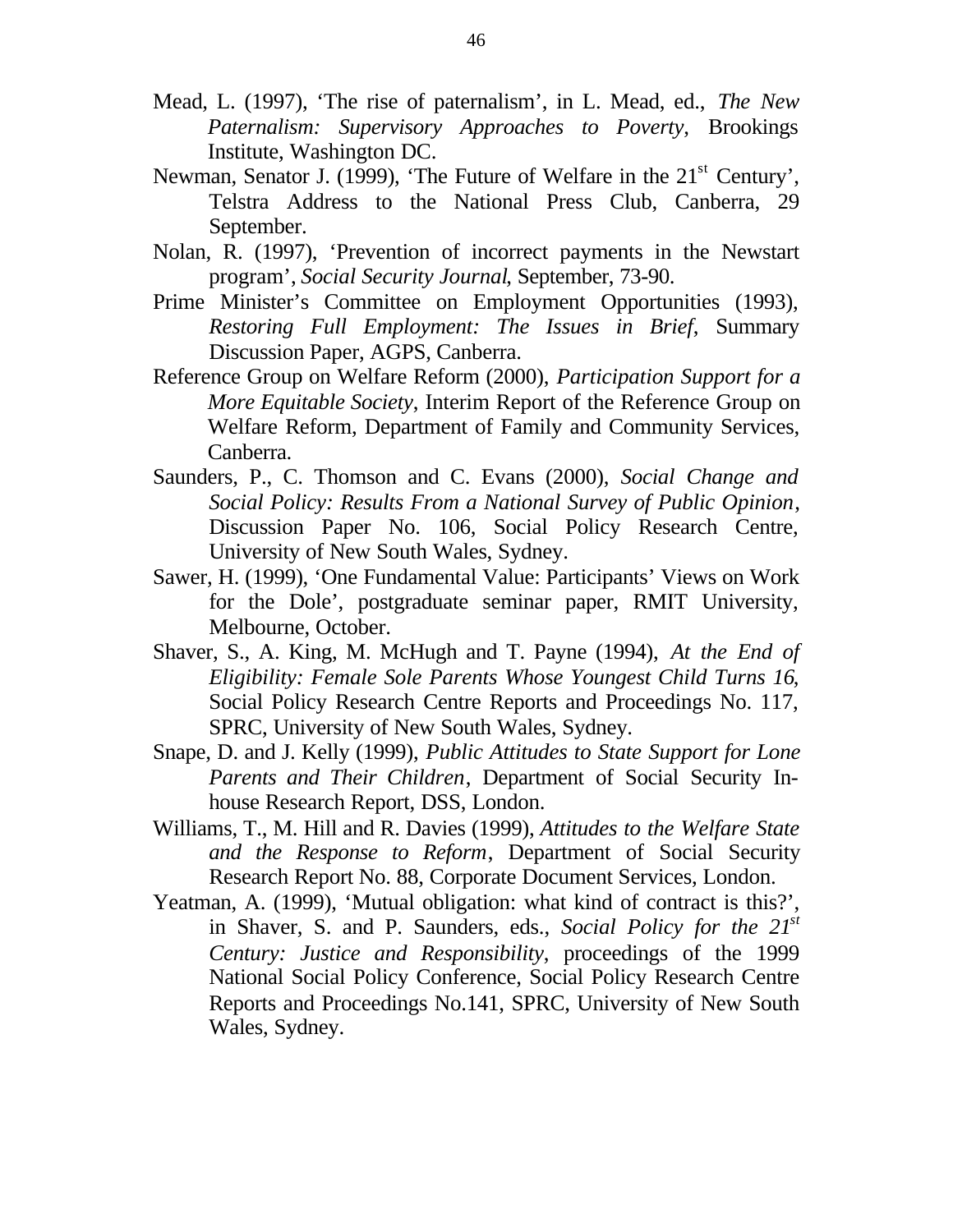Mead, L. (1997), 'The rise of paternalism', in L. Mead, ed., *The New Paternalism: Supervisory Approaches to Poverty*, Brookings Institute, Washington DC.

Newman, Senator J. (1999), 'The Future of Welfare in the 21st Century', Telstra Address to the National Press Club, Canberra, 29 September.

Nolan, R. (1997), 'Prevention of incorrect payments in the Newstart program', *Social Security Journal*, September, 73-90.

Prime Minister's Committee on Employment Opportunities (1993), *Restoring Full Employment: The Issues in Brief*, Summary Discussion Paper, AGPS, Canberra.

Reference Group on Welfare Reform (2000), *Participation Support for a More Equitable Society*, Interim Report of the Reference Group on Welfare Reform, Department of Family and Community Services, Canberra.

Saunders, P., C. Thomson and C. Evans (2000), *Social Change and Social Policy: Results From a National Survey of Public Opinion*, Discussion Paper No. 106, Social Policy Research Centre, University of New South Wales, Sydney.

Sawer, H. (1999), 'One Fundamental Value: Participants' Views on Work for the Dole', postgraduate seminar paper, RMIT University, Melbourne, October.

Shaver, S., A. King, M. McHugh and T. Payne (1994), *At the End of Eligibility: Female Sole Parents Whose Youngest Child Turns 16*, Social Policy Research Centre Reports and Proceedings No. 117, SPRC, University of New South Wales, Sydney.

Snape, D. and J. Kelly (1999), *Public Attitudes to State Support for Lone Parents and Their Children*, Department of Social Security In-house Research Report, DSS, London.

Williams, T., M. Hill and R. Davies (1999), *Attitudes to the Welfare State and the Response to Reform*, Department of Social Security Research Report No. 88, Corporate Document Services, London.

Yeatman, A. (1999), 'Mutual obligation: what kind of contract is this?', in Shaver, S. and P. Saunders, eds., *Social Policy for the 21st Century: Justice and Responsibility*, proceedings of the 1999 National Social Policy Conference, Social Policy Research Centre Reports and Proceedings No.141, SPRC, University of New South Wales, Sydney.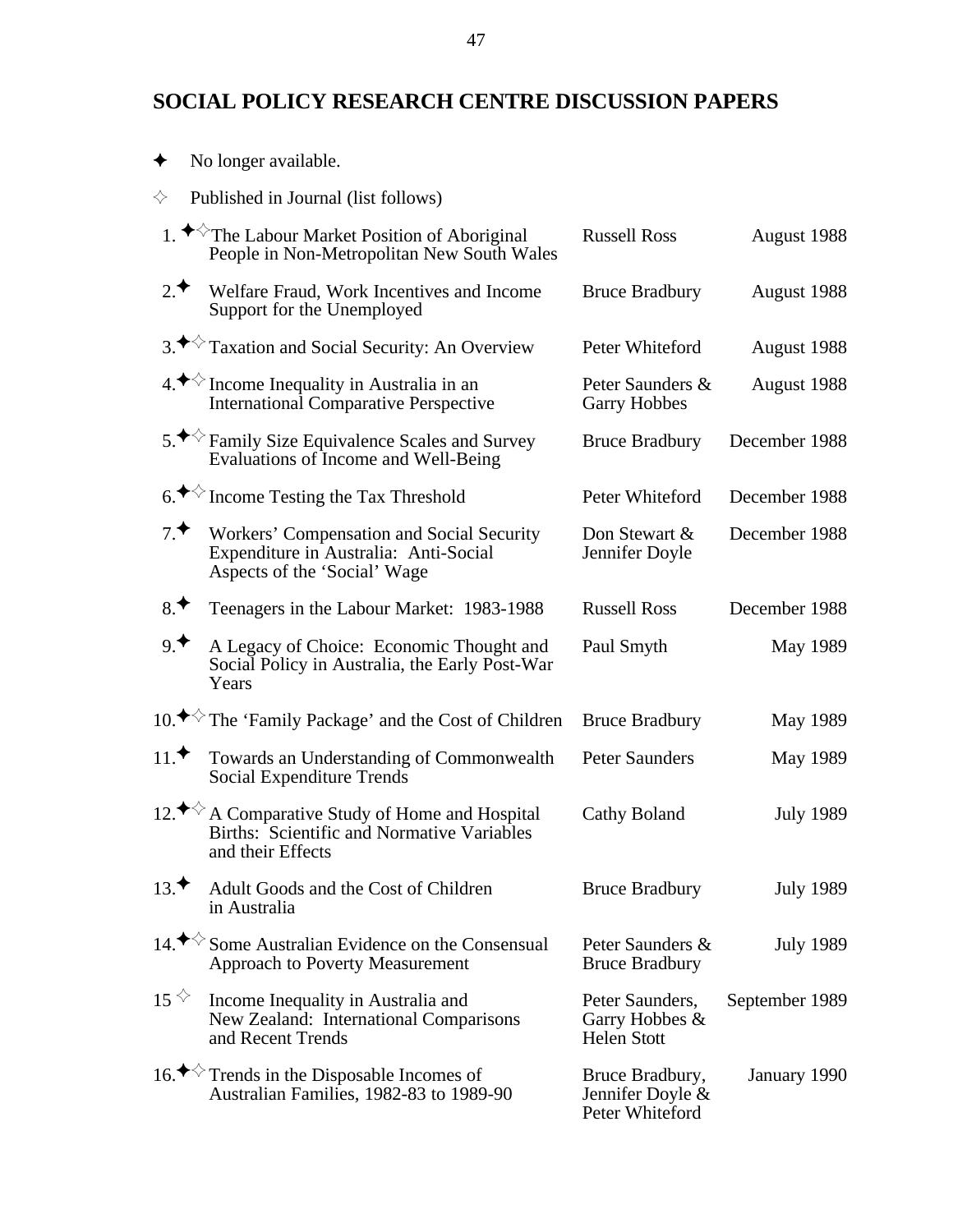# SOCIAL POLICY RESEARCH CENTRE DISCUSSION PAPERS

✦ No longer available.

✧ Published in Journal (list follows)

| No. | Title | Author(s) | Date |
|---|---|---|---|
| 1. ✦✧ | The Labour Market Position of Aboriginal People in Non-Metropolitan New South Wales | Russell Ross | August 1988 |
| 2. ✦ | Welfare Fraud, Work Incentives and Income Support for the Unemployed | Bruce Bradbury | August 1988 |
| 3. ✦✧ | Taxation and Social Security: An Overview | Peter Whiteford | August 1988 |
| 4. ✦✧ | Income Inequality in Australia in an International Comparative Perspective | Peter Saunders & Garry Hobbes | August 1988 |
| 5. ✦✧ | Family Size Equivalence Scales and Survey Evaluations of Income and Well-Being | Bruce Bradbury | December 1988 |
| 6. ✦✧ | Income Testing the Tax Threshold | Peter Whiteford | December 1988 |
| 7. ✦ | Workers' Compensation and Social Security Expenditure in Australia: Anti-Social Aspects of the 'Social' Wage | Don Stewart & Jennifer Doyle | December 1988 |
| 8. ✦ | Teenagers in the Labour Market: 1983-1988 | Russell Ross | December 1988 |
| 9. ✦ | A Legacy of Choice: Economic Thought and Social Policy in Australia, the Early Post-War Years | Paul Smyth | May 1989 |
| 10. ✦✧ | The 'Family Package' and the Cost of Children | Bruce Bradbury | May 1989 |
| 11. ✦ | Towards an Understanding of Commonwealth Social Expenditure Trends | Peter Saunders | May 1989 |
| 12. ✦✧ | A Comparative Study of Home and Hospital Births: Scientific and Normative Variables and their Effects | Cathy Boland | July 1989 |
| 13. ✦ | Adult Goods and the Cost of Children in Australia | Bruce Bradbury | July 1989 |
| 14. ✦✧ | Some Australian Evidence on the Consensual Approach to Poverty Measurement | Peter Saunders & Bruce Bradbury | July 1989 |
| 15 ✧ | Income Inequality in Australia and New Zealand: International Comparisons and Recent Trends | Peter Saunders, Garry Hobbes & Helen Stott | September 1989 |
| 16. ✦✧ | Trends in the Disposable Incomes of Australian Families, 1982-83 to 1989-90 | Bruce Bradbury, Jennifer Doyle & Peter Whiteford | January 1990 |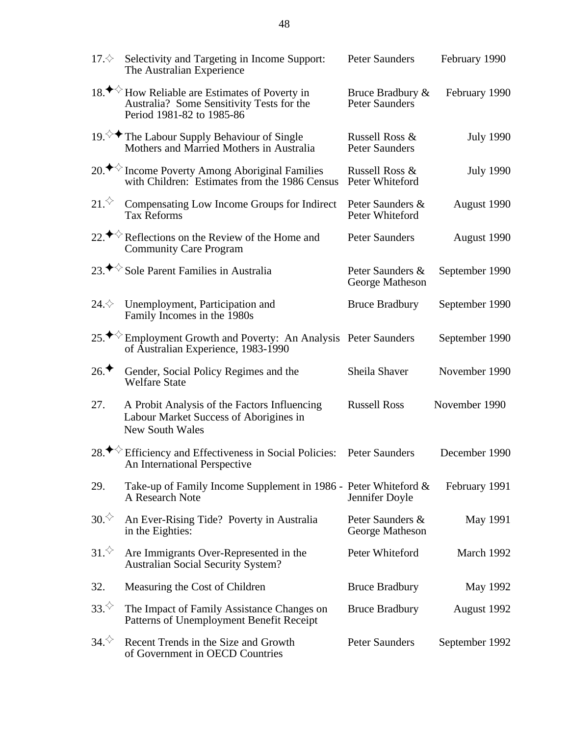| No. | Title | Author(s) | Date |
|---|---|---|---|
| 17.✧ | Selectivity and Targeting in Income Support: The Australian Experience | Peter Saunders | February 1990 |
| 18.✦✧ | How Reliable are Estimates of Poverty in Australia? Some Sensitivity Tests for the Period 1981-82 to 1985-86 | Bruce Bradbury & Peter Saunders | February 1990 |
| 19.✧✦ | The Labour Supply Behaviour of Single Mothers and Married Mothers in Australia | Russell Ross & Peter Saunders | July 1990 |
| 20.✦✧ | Income Poverty Among Aboriginal Families with Children: Estimates from the 1986 Census | Russell Ross & Peter Whiteford | July 1990 |
| 21.✧ | Compensating Low Income Groups for Indirect Tax Reforms | Peter Saunders & Peter Whiteford | August 1990 |
| 22.✦✧ | Reflections on the Review of the Home and Community Care Program | Peter Saunders | August 1990 |
| 23.✦✧ | Sole Parent Families in Australia | Peter Saunders & George Matheson | September 1990 |
| 24.✧ | Unemployment, Participation and Family Incomes in the 1980s | Bruce Bradbury | September 1990 |
| 25.✦✧ | Employment Growth and Poverty: An Analysis of Australian Experience, 1983-1990 | Peter Saunders | September 1990 |
| 26.✦ | Gender, Social Policy Regimes and the Welfare State | Sheila Shaver | November 1990 |
| 27. | A Probit Analysis of the Factors Influencing Labour Market Success of Aborigines in New South Wales | Russell Ross | November 1990 |
| 28.✦✧ | Efficiency and Effectiveness in Social Policies: An International Perspective | Peter Saunders | December 1990 |
| 29. | Take-up of Family Income Supplement in 1986 - A Research Note | Peter Whiteford & Jennifer Doyle | February 1991 |
| 30.✧ | An Ever-Rising Tide? Poverty in Australia in the Eighties: | Peter Saunders & George Matheson | May 1991 |
| 31.✧ | Are Immigrants Over-Represented in the Australian Social Security System? | Peter Whiteford | March 1992 |
| 32. | Measuring the Cost of Children | Bruce Bradbury | May 1992 |
| 33.✧ | The Impact of Family Assistance Changes on Patterns of Unemployment Benefit Receipt | Bruce Bradbury | August 1992 |
| 34.✧ | Recent Trends in the Size and Growth of Government in OECD Countries | Peter Saunders | September 1992 |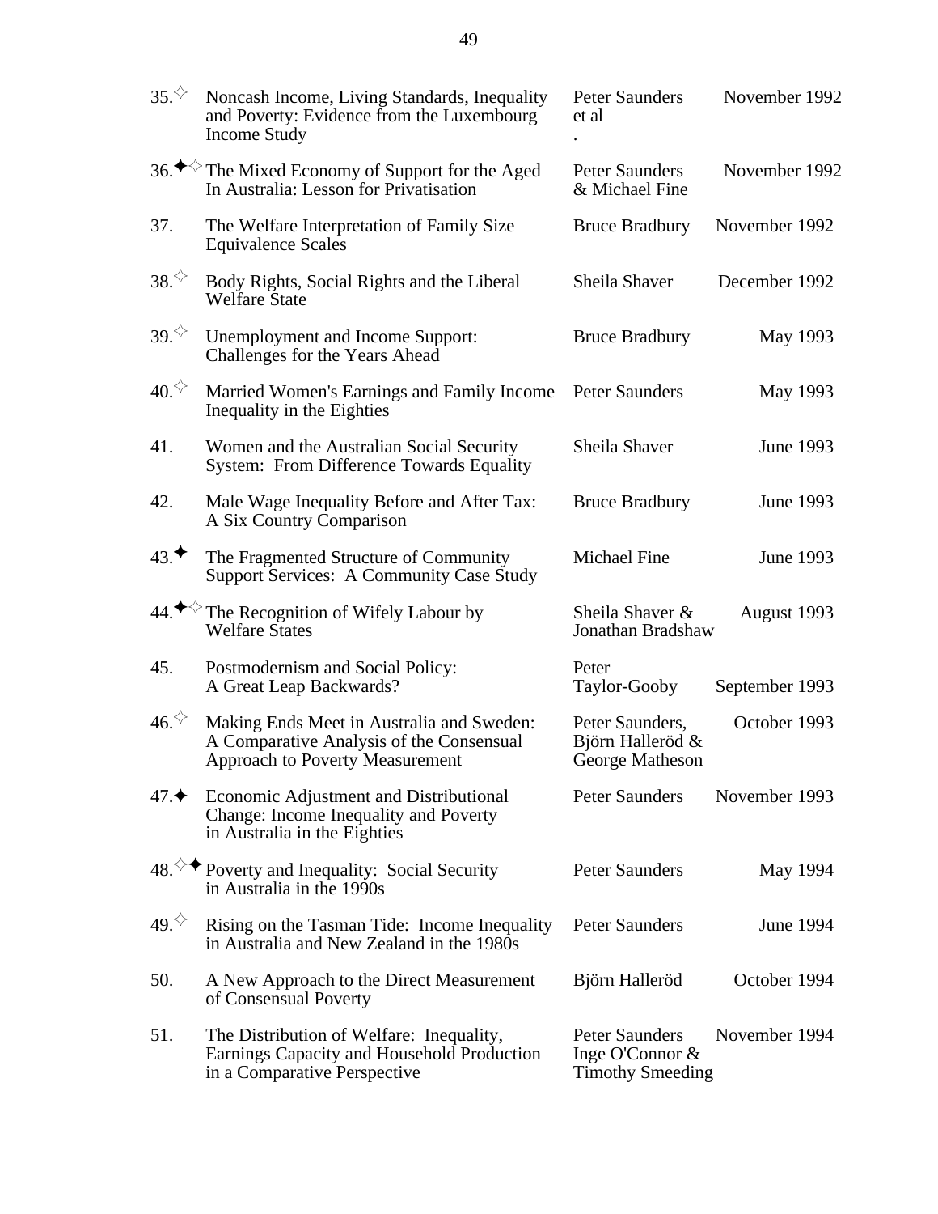| | | | |
|---|---|---|---|
| 35.✧ | Noncash Income, Living Standards, Inequality and Poverty: Evidence from the Luxembourg Income Study | Peter Saunders et al | November 1992 |
| 36.✦✧ | The Mixed Economy of Support for the Aged In Australia: Lesson for Privatisation | Peter Saunders & Michael Fine | November 1992 |
| 37. | The Welfare Interpretation of Family Size Equivalence Scales | Bruce Bradbury | November 1992 |
| 38.✧ | Body Rights, Social Rights and the Liberal Welfare State | Sheila Shaver | December 1992 |
| 39.✧ | Unemployment and Income Support: Challenges for the Years Ahead | Bruce Bradbury | May 1993 |
| 40.✧ | Married Women's Earnings and Family Income Inequality in the Eighties | Peter Saunders | May 1993 |
| 41. | Women and the Australian Social Security System: From Difference Towards Equality | Sheila Shaver | June 1993 |
| 42. | Male Wage Inequality Before and After Tax: A Six Country Comparison | Bruce Bradbury | June 1993 |
| 43.✦ | The Fragmented Structure of Community Support Services: A Community Case Study | Michael Fine | June 1993 |
| 44.✦✧ | The Recognition of Wifely Labour by Welfare States | Sheila Shaver & Jonathan Bradshaw | August 1993 |
| 45. | Postmodernism and Social Policy: A Great Leap Backwards? | Peter Taylor-Gooby | September 1993 |
| 46.✧ | Making Ends Meet in Australia and Sweden: A Comparative Analysis of the Consensual Approach to Poverty Measurement | Peter Saunders, Björn Halleröd & George Matheson | October 1993 |
| 47.✦ | Economic Adjustment and Distributional Change: Income Inequality and Poverty in Australia in the Eighties | Peter Saunders | November 1993 |
| 48.✧✦ | Poverty and Inequality: Social Security in Australia in the 1990s | Peter Saunders | May 1994 |
| 49.✧ | Rising on the Tasman Tide: Income Inequality in Australia and New Zealand in the 1980s | Peter Saunders | June 1994 |
| 50. | A New Approach to the Direct Measurement of Consensual Poverty | Björn Halleröd | October 1994 |
| 51. | The Distribution of Welfare: Inequality, Earnings Capacity and Household Production in a Comparative Perspective | Peter Saunders Inge O'Connor & Timothy Smeeding | November 1994 |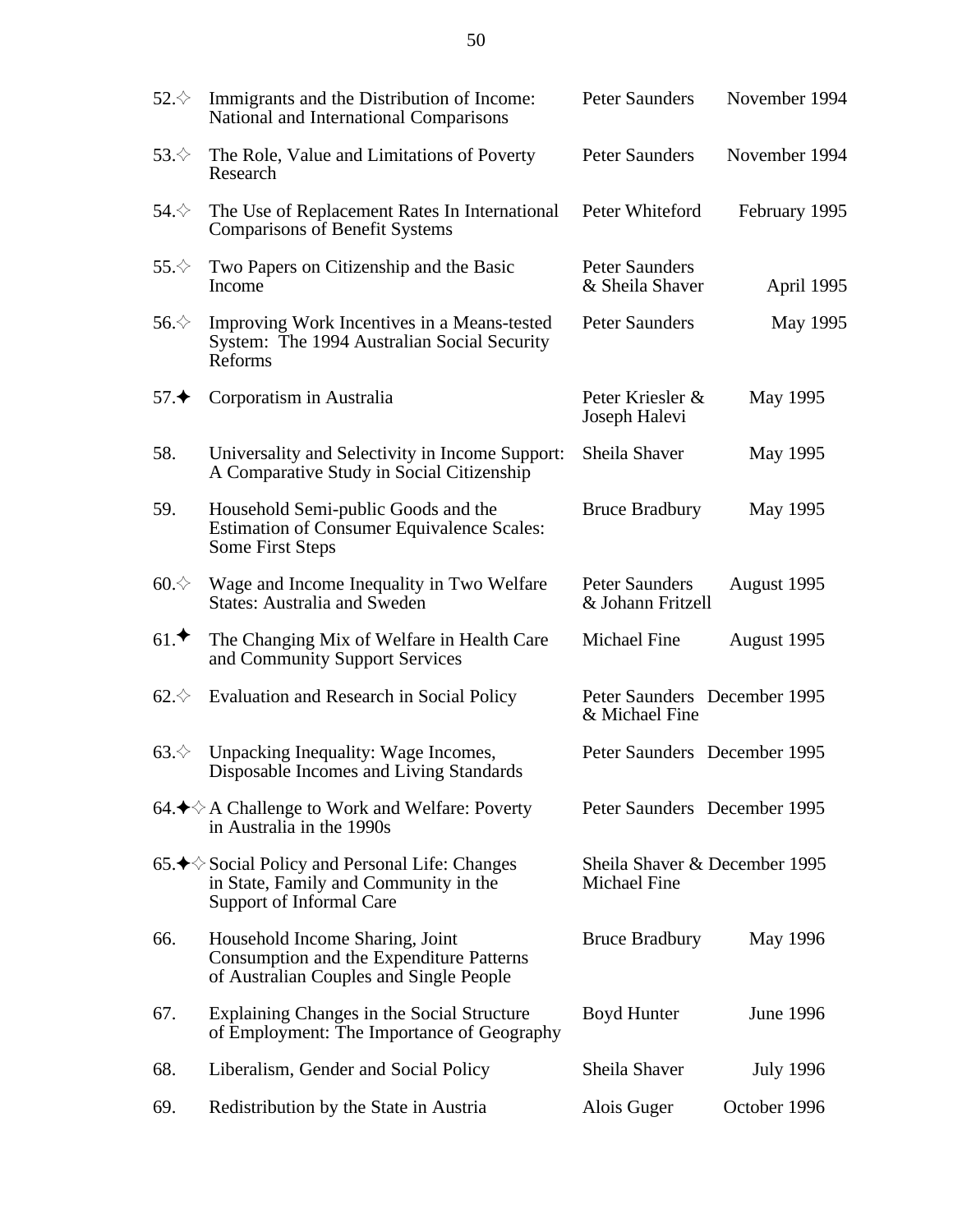| | | | |
|---|---|---|---|
| 52.✧ | Immigrants and the Distribution of Income: National and International Comparisons | Peter Saunders | November 1994 |
| 53.✧ | The Role, Value and Limitations of Poverty Research | Peter Saunders | November 1994 |
| 54.✧ | The Use of Replacement Rates In International Comparisons of Benefit Systems | Peter Whiteford | February 1995 |
| 55.✧ | Two Papers on Citizenship and the Basic Income | Peter Saunders & Sheila Shaver | April 1995 |
| 56.✧ | Improving Work Incentives in a Means-tested System: The 1994 Australian Social Security Reforms | Peter Saunders | May 1995 |
| 57.✦ | Corporatism in Australia | Peter Kriesler & Joseph Halevi | May 1995 |
| 58. | Universality and Selectivity in Income Support: A Comparative Study in Social Citizenship | Sheila Shaver | May 1995 |
| 59. | Household Semi-public Goods and the Estimation of Consumer Equivalence Scales: Some First Steps | Bruce Bradbury | May 1995 |
| 60.✧ | Wage and Income Inequality in Two Welfare States: Australia and Sweden | Peter Saunders & Johann Fritzell | August 1995 |
| 61.✦ | The Changing Mix of Welfare in Health Care and Community Support Services | Michael Fine | August 1995 |
| 62.✧ | Evaluation and Research in Social Policy | Peter Saunders & Michael Fine | December 1995 |
| 63.✧ | Unpacking Inequality: Wage Incomes, Disposable Incomes and Living Standards | Peter Saunders | December 1995 |
| 64.✦✧ | A Challenge to Work and Welfare: Poverty in Australia in the 1990s | Peter Saunders | December 1995 |
| 65.✦✧ | Social Policy and Personal Life: Changes in State, Family and Community in the Support of Informal Care | Sheila Shaver & Michael Fine | December 1995 |
| 66. | Household Income Sharing, Joint Consumption and the Expenditure Patterns of Australian Couples and Single People | Bruce Bradbury | May 1996 |
| 67. | Explaining Changes in the Social Structure of Employment: The Importance of Geography | Boyd Hunter | June 1996 |
| 68. | Liberalism, Gender and Social Policy | Sheila Shaver | July 1996 |
| 69. | Redistribution by the State in Austria | Alois Guger | October 1996 |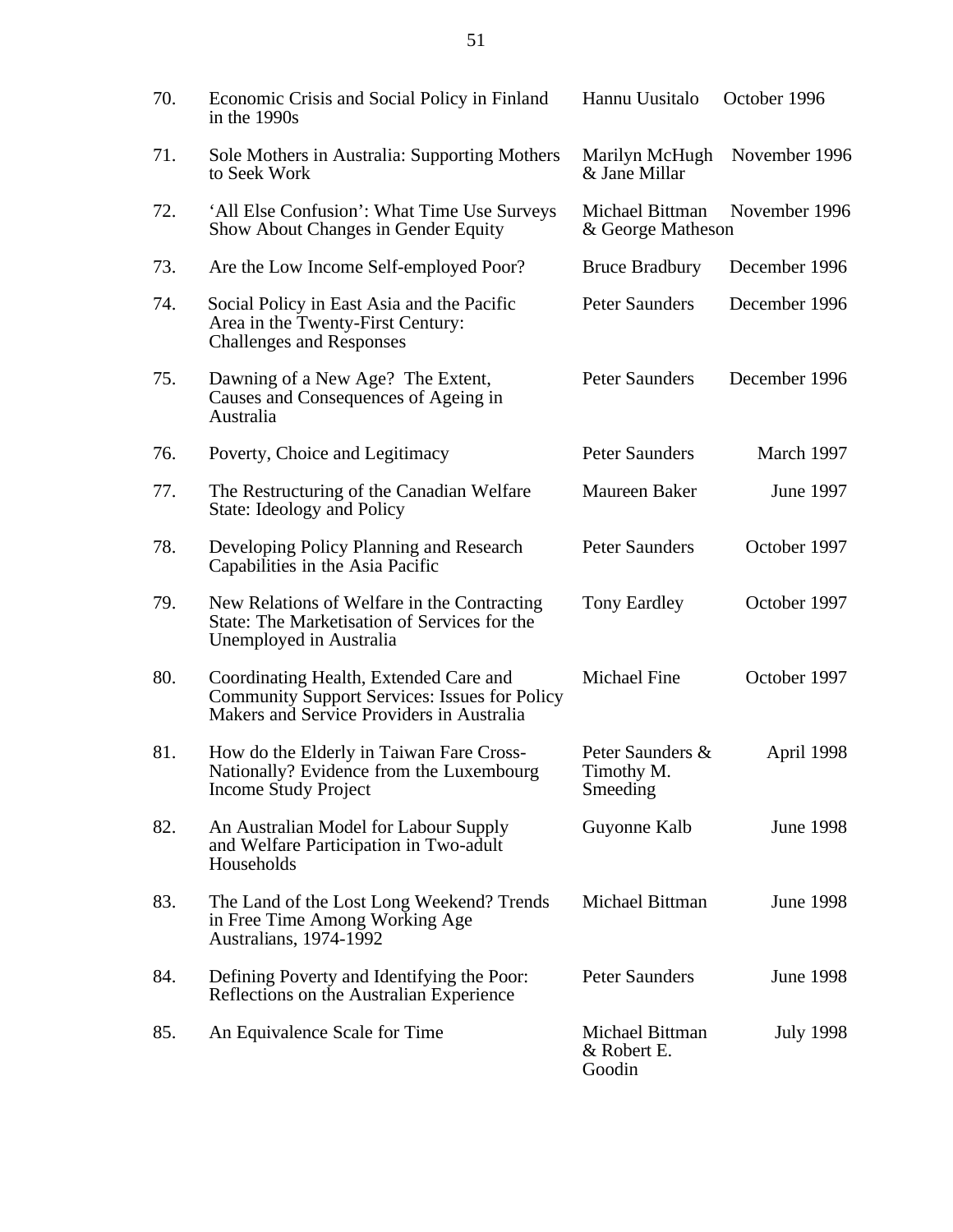| No. | Title | Author(s) | Date |
|---|---|---|---|
| 70. | Economic Crisis and Social Policy in Finland in the 1990s | Hannu Uusitalo | October 1996 |
| 71. | Sole Mothers in Australia: Supporting Mothers to Seek Work | Marilyn McHugh & Jane Millar | November 1996 |
| 72. | 'All Else Confusion': What Time Use Surveys Show About Changes in Gender Equity | Michael Bittman & George Matheson | November 1996 |
| 73. | Are the Low Income Self-employed Poor? | Bruce Bradbury | December 1996 |
| 74. | Social Policy in East Asia and the Pacific Area in the Twenty-First Century: Challenges and Responses | Peter Saunders | December 1996 |
| 75. | Dawning of a New Age? The Extent, Causes and Consequences of Ageing in Australia | Peter Saunders | December 1996 |
| 76. | Poverty, Choice and Legitimacy | Peter Saunders | March 1997 |
| 77. | The Restructuring of the Canadian Welfare State: Ideology and Policy | Maureen Baker | June 1997 |
| 78. | Developing Policy Planning and Research Capabilities in the Asia Pacific | Peter Saunders | October 1997 |
| 79. | New Relations of Welfare in the Contracting State: The Marketisation of Services for the Unemployed in Australia | Tony Eardley | October 1997 |
| 80. | Coordinating Health, Extended Care and Community Support Services: Issues for Policy Makers and Service Providers in Australia | Michael Fine | October 1997 |
| 81. | How do the Elderly in Taiwan Fare Cross-Nationally? Evidence from the Luxembourg Income Study Project | Peter Saunders & Timothy M. Smeeding | April 1998 |
| 82. | An Australian Model for Labour Supply and Welfare Participation in Two-adult Households | Guyonne Kalb | June 1998 |
| 83. | The Land of the Lost Long Weekend? Trends in Free Time Among Working Age Australians, 1974-1992 | Michael Bittman | June 1998 |
| 84. | Defining Poverty and Identifying the Poor: Reflections on the Australian Experience | Peter Saunders | June 1998 |
| 85. | An Equivalence Scale for Time | Michael Bittman & Robert E. Goodin | July 1998 |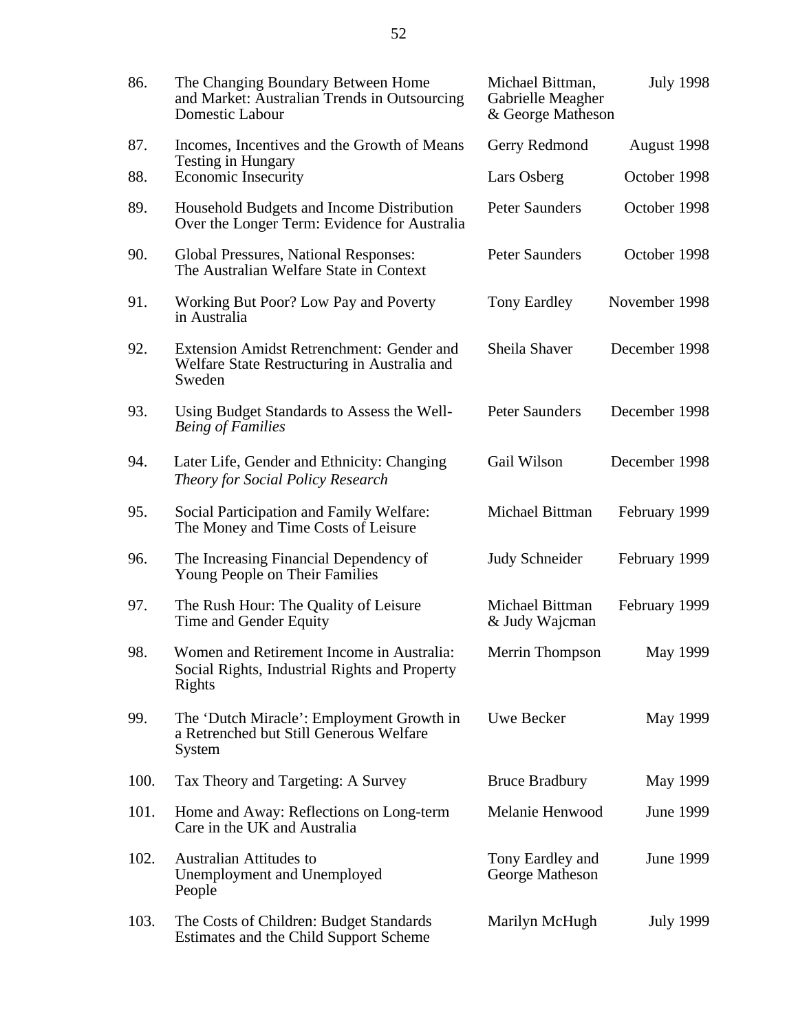| | | | |
|---|---|---|---|
| 86. | The Changing Boundary Between Home and Market: Australian Trends in Outsourcing Domestic Labour | Michael Bittman, Gabrielle Meagher & George Matheson | July 1998 |
| 87. | Incomes, Incentives and the Growth of Means Testing in Hungary | Gerry Redmond | August 1998 |
| 88. | Economic Insecurity | Lars Osberg | October 1998 |
| 89. | Household Budgets and Income Distribution Over the Longer Term: Evidence for Australia | Peter Saunders | October 1998 |
| 90. | Global Pressures, National Responses: The Australian Welfare State in Context | Peter Saunders | October 1998 |
| 91. | Working But Poor? Low Pay and Poverty in Australia | Tony Eardley | November 1998 |
| 92. | Extension Amidst Retrenchment: Gender and Welfare State Restructuring in Australia and Sweden | Sheila Shaver | December 1998 |
| 93. | Using Budget Standards to Assess the Well-*Being of Families* | Peter Saunders | December 1998 |
| 94. | Later Life, Gender and Ethnicity: Changing *Theory for Social Policy Research* | Gail Wilson | December 1998 |
| 95. | Social Participation and Family Welfare: The Money and Time Costs of Leisure | Michael Bittman | February 1999 |
| 96. | The Increasing Financial Dependency of Young People on Their Families | Judy Schneider | February 1999 |
| 97. | The Rush Hour: The Quality of Leisure Time and Gender Equity | Michael Bittman & Judy Wajcman | February 1999 |
| 98. | Women and Retirement Income in Australia: Social Rights, Industrial Rights and Property Rights | Merrin Thompson | May 1999 |
| 99. | The 'Dutch Miracle': Employment Growth in a Retrenched but Still Generous Welfare System | Uwe Becker | May 1999 |
| 100. | Tax Theory and Targeting: A Survey | Bruce Bradbury | May 1999 |
| 101. | Home and Away: Reflections on Long-term Care in the UK and Australia | Melanie Henwood | June 1999 |
| 102. | Australian Attitudes to Unemployment and Unemployed People | Tony Eardley and George Matheson | June 1999 |
| 103. | The Costs of Children: Budget Standards Estimates and the Child Support Scheme | Marilyn McHugh | July 1999 |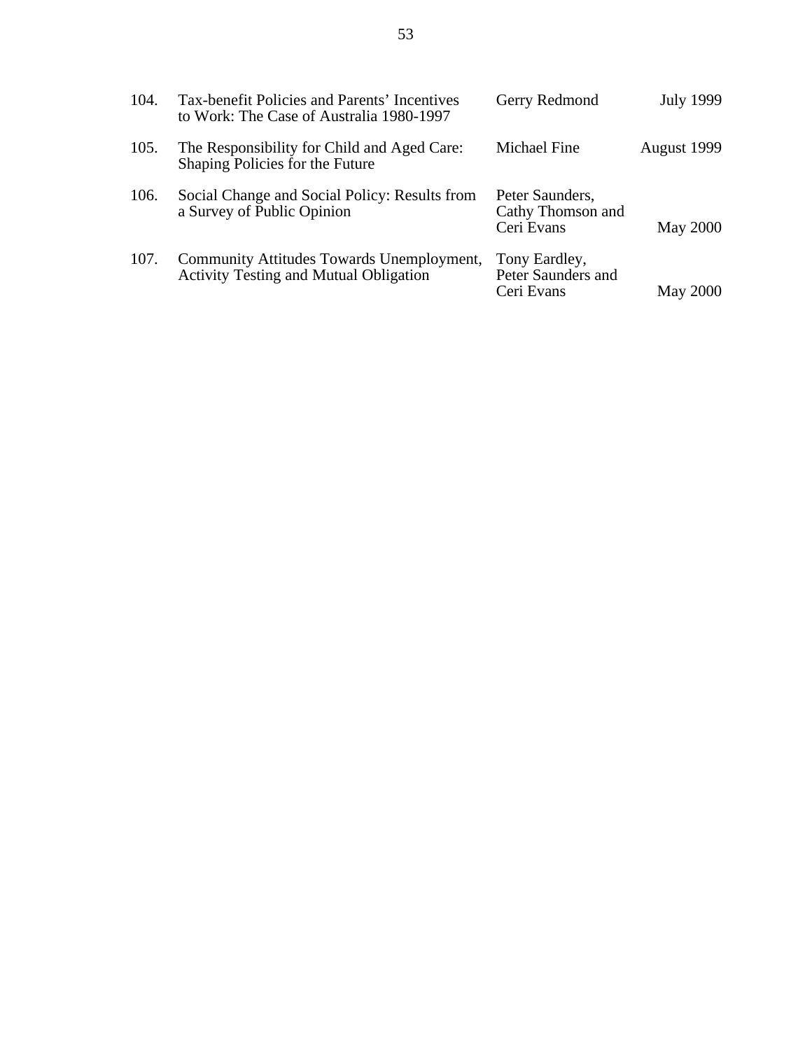| | | | |
|---|---|---|---|
| 104. | Tax-benefit Policies and Parents' Incentives to Work: The Case of Australia 1980-1997 | Gerry Redmond | July 1999 |
| 105. | The Responsibility for Child and Aged Care: Shaping Policies for the Future | Michael Fine | August 1999 |
| 106. | Social Change and Social Policy: Results from a Survey of Public Opinion | Peter Saunders, Cathy Thomson and Ceri Evans | May 2000 |
| 107. | Community Attitudes Towards Unemployment, Activity Testing and Mutual Obligation | Tony Eardley, Peter Saunders and Ceri Evans | May 2000 |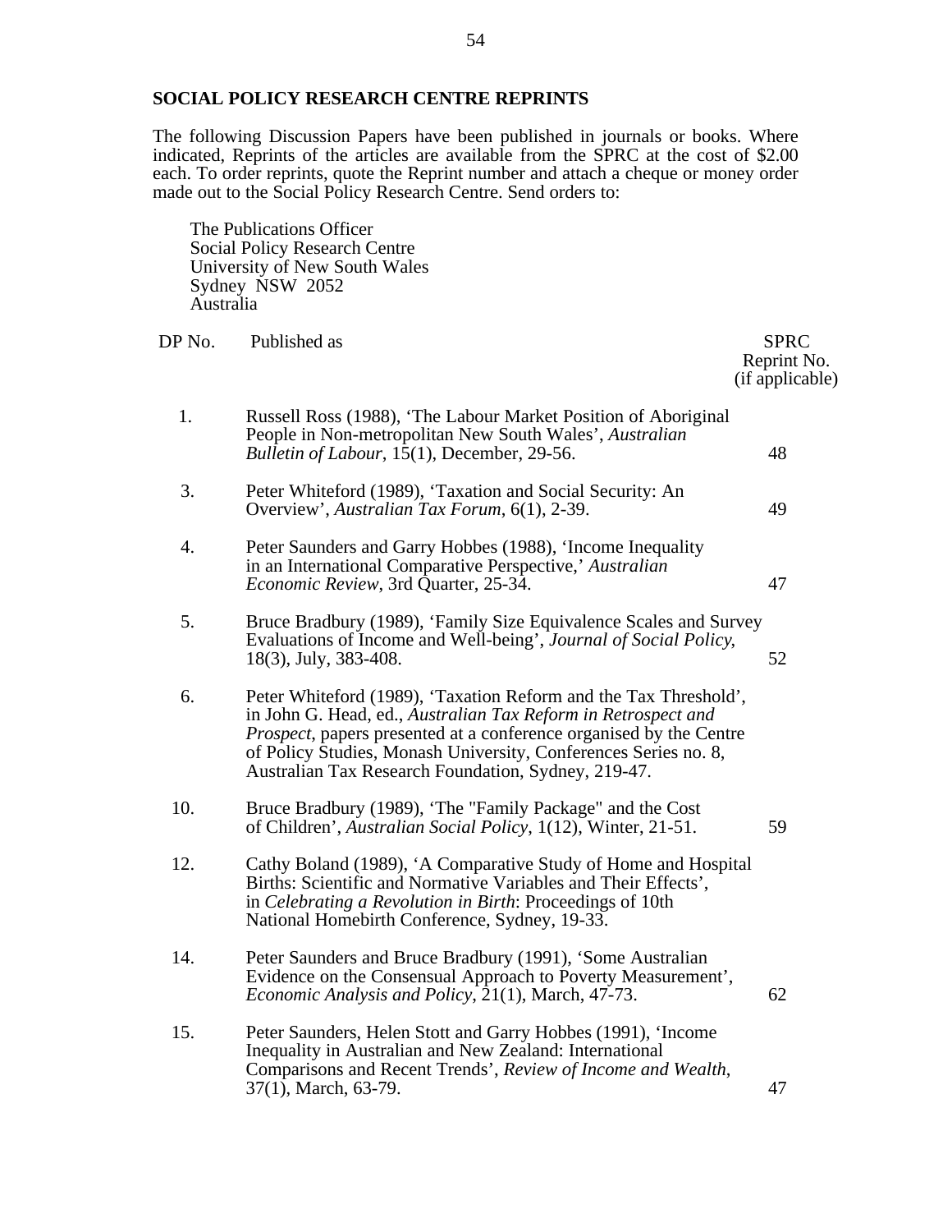## SOCIAL POLICY RESEARCH CENTRE REPRINTS

The following Discussion Papers have been published in journals or books. Where indicated, Reprints of the articles are available from the SPRC at the cost of $2.00 each. To order reprints, quote the Reprint number and attach a cheque or money order made out to the Social Policy Research Centre. Send orders to:

The Publications Officer
Social Policy Research Centre
University of New South Wales
Sydney NSW 2052
Australia

| DP No. | Published as | SPRC Reprint No. (if applicable) |
|---|---|---|
| 1. | Russell Ross (1988), 'The Labour Market Position of Aboriginal People in Non-metropolitan New South Wales', *Australian Bulletin of Labour*, 15(1), December, 29-56. | 48 |
| 3. | Peter Whiteford (1989), 'Taxation and Social Security: An Overview', *Australian Tax Forum*, 6(1), 2-39. | 49 |
| 4. | Peter Saunders and Garry Hobbes (1988), 'Income Inequality in an International Comparative Perspective,' *Australian Economic Review*, 3rd Quarter, 25-34. | 47 |
| 5. | Bruce Bradbury (1989), 'Family Size Equivalence Scales and Survey Evaluations of Income and Well-being', *Journal of Social Policy*, 18(3), July, 383-408. | 52 |
| 6. | Peter Whiteford (1989), 'Taxation Reform and the Tax Threshold', in John G. Head, ed., *Australian Tax Reform in Retrospect and Prospect*, papers presented at a conference organised by the Centre of Policy Studies, Monash University, Conferences Series no. 8, Australian Tax Research Foundation, Sydney, 219-47. | |
| 10. | Bruce Bradbury (1989), 'The "Family Package" and the Cost of Children', *Australian Social Policy*, 1(12), Winter, 21-51. | 59 |
| 12. | Cathy Boland (1989), 'A Comparative Study of Home and Hospital Births: Scientific and Normative Variables and Their Effects', in *Celebrating a Revolution in Birth*: Proceedings of 10th National Homebirth Conference, Sydney, 19-33. | |
| 14. | Peter Saunders and Bruce Bradbury (1991), 'Some Australian Evidence on the Consensual Approach to Poverty Measurement', *Economic Analysis and Policy*, 21(1), March, 47-73. | 62 |
| 15. | Peter Saunders, Helen Stott and Garry Hobbes (1991), 'Income Inequality in Australian and New Zealand: International Comparisons and Recent Trends', *Review of Income and Wealth*, 37(1), March, 63-79. | 47 |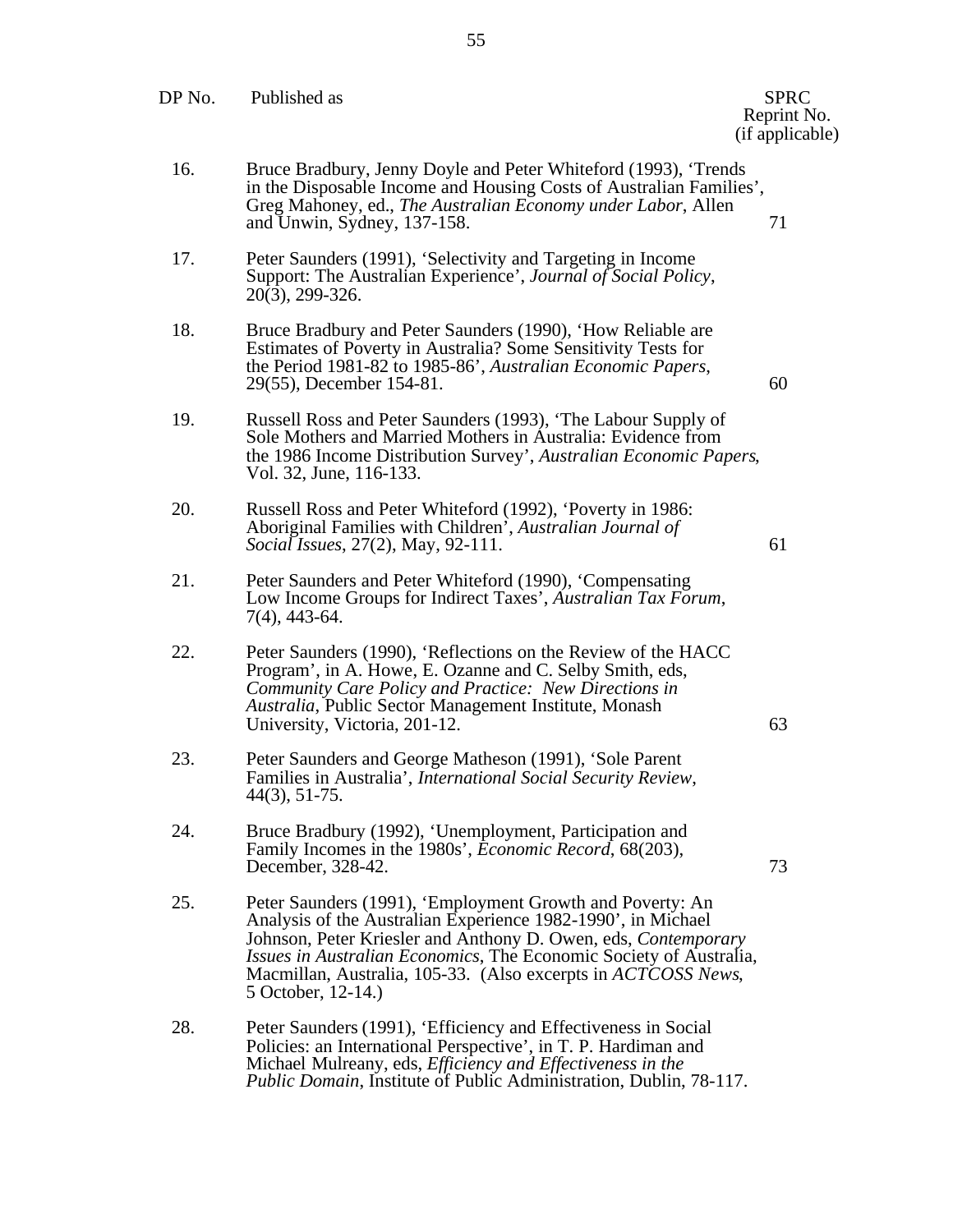| DP No. | Published as | SPRC Reprint No. (if applicable) |
|---|---|---|
| 16. | Bruce Bradbury, Jenny Doyle and Peter Whiteford (1993), 'Trends in the Disposable Income and Housing Costs of Australian Families', Greg Mahoney, ed., *The Australian Economy under Labor*, Allen and Unwin, Sydney, 137-158. | 71 |
| 17. | Peter Saunders (1991), 'Selectivity and Targeting in Income Support: The Australian Experience', *Journal of Social Policy*, 20(3), 299-326. | |
| 18. | Bruce Bradbury and Peter Saunders (1990), 'How Reliable are Estimates of Poverty in Australia? Some Sensitivity Tests for the Period 1981-82 to 1985-86', *Australian Economic Papers*, 29(55), December 154-81. | 60 |
| 19. | Russell Ross and Peter Saunders (1993), 'The Labour Supply of Sole Mothers and Married Mothers in Australia: Evidence from the 1986 Income Distribution Survey', *Australian Economic Papers*, Vol. 32, June, 116-133. | |
| 20. | Russell Ross and Peter Whiteford (1992), 'Poverty in 1986: Aboriginal Families with Children', *Australian Journal of Social Issues*, 27(2), May, 92-111. | 61 |
| 21. | Peter Saunders and Peter Whiteford (1990), 'Compensating Low Income Groups for Indirect Taxes', *Australian Tax Forum*, 7(4), 443-64. | |
| 22. | Peter Saunders (1990), 'Reflections on the Review of the HACC Program', in A. Howe, E. Ozanne and C. Selby Smith, eds, *Community Care Policy and Practice: New Directions in Australia*, Public Sector Management Institute, Monash University, Victoria, 201-12. | 63 |
| 23. | Peter Saunders and George Matheson (1991), 'Sole Parent Families in Australia', *International Social Security Review*, 44(3), 51-75. | |
| 24. | Bruce Bradbury (1992), 'Unemployment, Participation and Family Incomes in the 1980s', *Economic Record*, 68(203), December, 328-42. | 73 |
| 25. | Peter Saunders (1991), 'Employment Growth and Poverty: An Analysis of the Australian Experience 1982-1990', in Michael Johnson, Peter Kriesler and Anthony D. Owen, eds, *Contemporary Issues in Australian Economics*, The Economic Society of Australia, Macmillan, Australia, 105-33. (Also excerpts in *ACTCOSS News*, 5 October, 12-14.) | |
| 28. | Peter Saunders (1991), 'Efficiency and Effectiveness in Social Policies: an International Perspective', in T. P. Hardiman and Michael Mulreany, eds, *Efficiency and Effectiveness in the Public Domain*, Institute of Public Administration, Dublin, 78-117. | |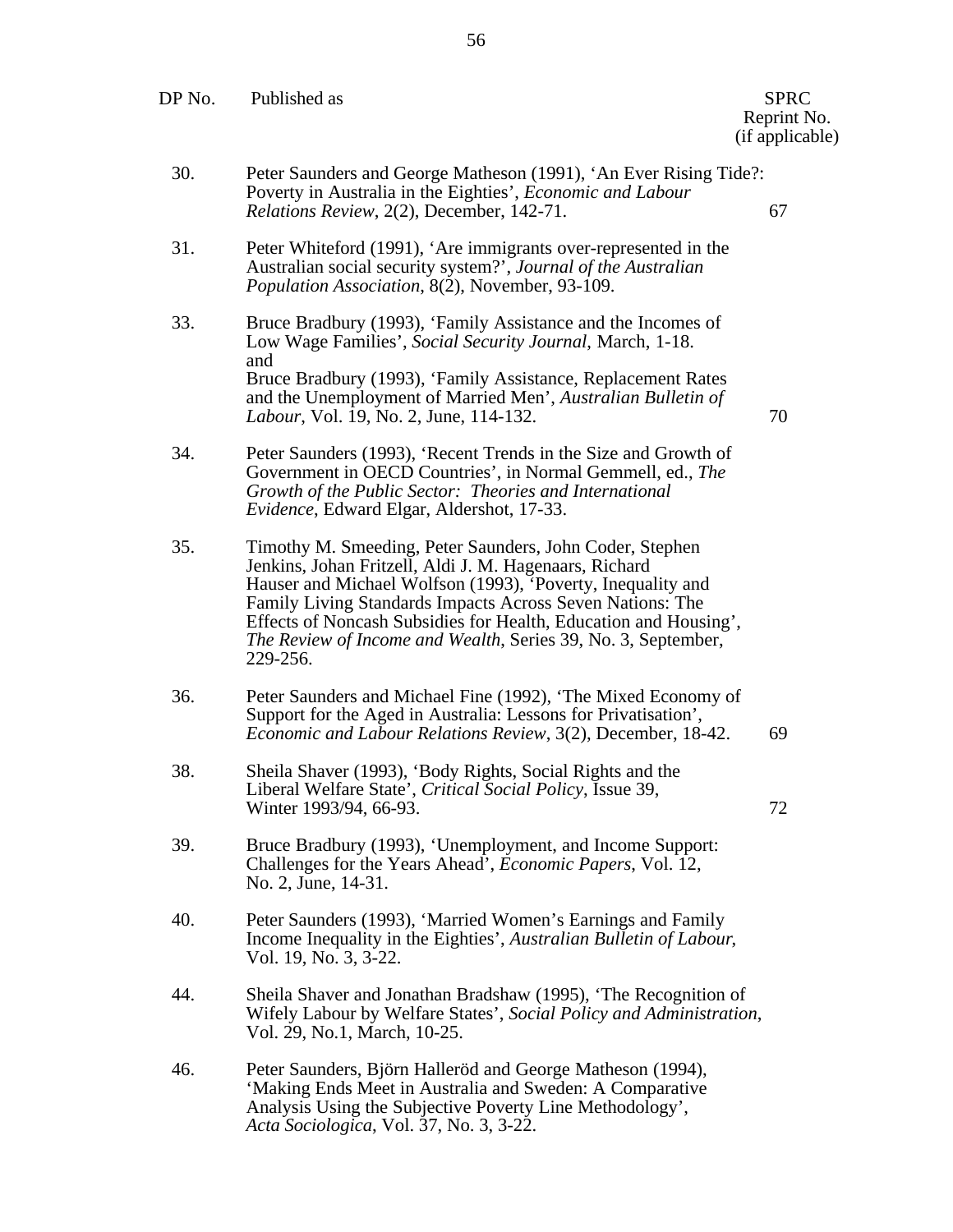| DP No. | Published as | SPRC Reprint No. (if applicable) |
|---|---|---|
| 30. | Peter Saunders and George Matheson (1991), 'An Ever Rising Tide?: Poverty in Australia in the Eighties', *Economic and Labour Relations Review*, 2(2), December, 142-71. | 67 |
| 31. | Peter Whiteford (1991), 'Are immigrants over-represented in the Australian social security system?', *Journal of the Australian Population Association*, 8(2), November, 93-109. | |
| 33. | Bruce Bradbury (1993), 'Family Assistance and the Incomes of Low Wage Families', *Social Security Journal*, March, 1-18. and Bruce Bradbury (1993), 'Family Assistance, Replacement Rates and the Unemployment of Married Men', *Australian Bulletin of Labour*, Vol. 19, No. 2, June, 114-132. | 70 |
| 34. | Peter Saunders (1993), 'Recent Trends in the Size and Growth of Government in OECD Countries', in Normal Gemmell, ed., *The Growth of the Public Sector: Theories and International Evidence*, Edward Elgar, Aldershot, 17-33. | |
| 35. | Timothy M. Smeeding, Peter Saunders, John Coder, Stephen Jenkins, Johan Fritzell, Aldi J. M. Hagenaars, Richard Hauser and Michael Wolfson (1993), 'Poverty, Inequality and Family Living Standards Impacts Across Seven Nations: The Effects of Noncash Subsidies for Health, Education and Housing', *The Review of Income and Wealth*, Series 39, No. 3, September, 229-256. | |
| 36. | Peter Saunders and Michael Fine (1992), 'The Mixed Economy of Support for the Aged in Australia: Lessons for Privatisation', *Economic and Labour Relations Review*, 3(2), December, 18-42. | 69 |
| 38. | Sheila Shaver (1993), 'Body Rights, Social Rights and the Liberal Welfare State', *Critical Social Policy*, Issue 39, Winter 1993/94, 66-93. | 72 |
| 39. | Bruce Bradbury (1993), 'Unemployment, and Income Support: Challenges for the Years Ahead', *Economic Papers*, Vol. 12, No. 2, June, 14-31. | |
| 40. | Peter Saunders (1993), 'Married Women's Earnings and Family Income Inequality in the Eighties', *Australian Bulletin of Labour*, Vol. 19, No. 3, 3-22. | |
| 44. | Sheila Shaver and Jonathan Bradshaw (1995), 'The Recognition of Wifely Labour by Welfare States', *Social Policy and Administration*, Vol. 29, No.1, March, 10-25. | |
| 46. | Peter Saunders, Björn Halleröd and George Matheson (1994), 'Making Ends Meet in Australia and Sweden: A Comparative Analysis Using the Subjective Poverty Line Methodology', *Acta Sociologica*, Vol. 37, No. 3, 3-22. | |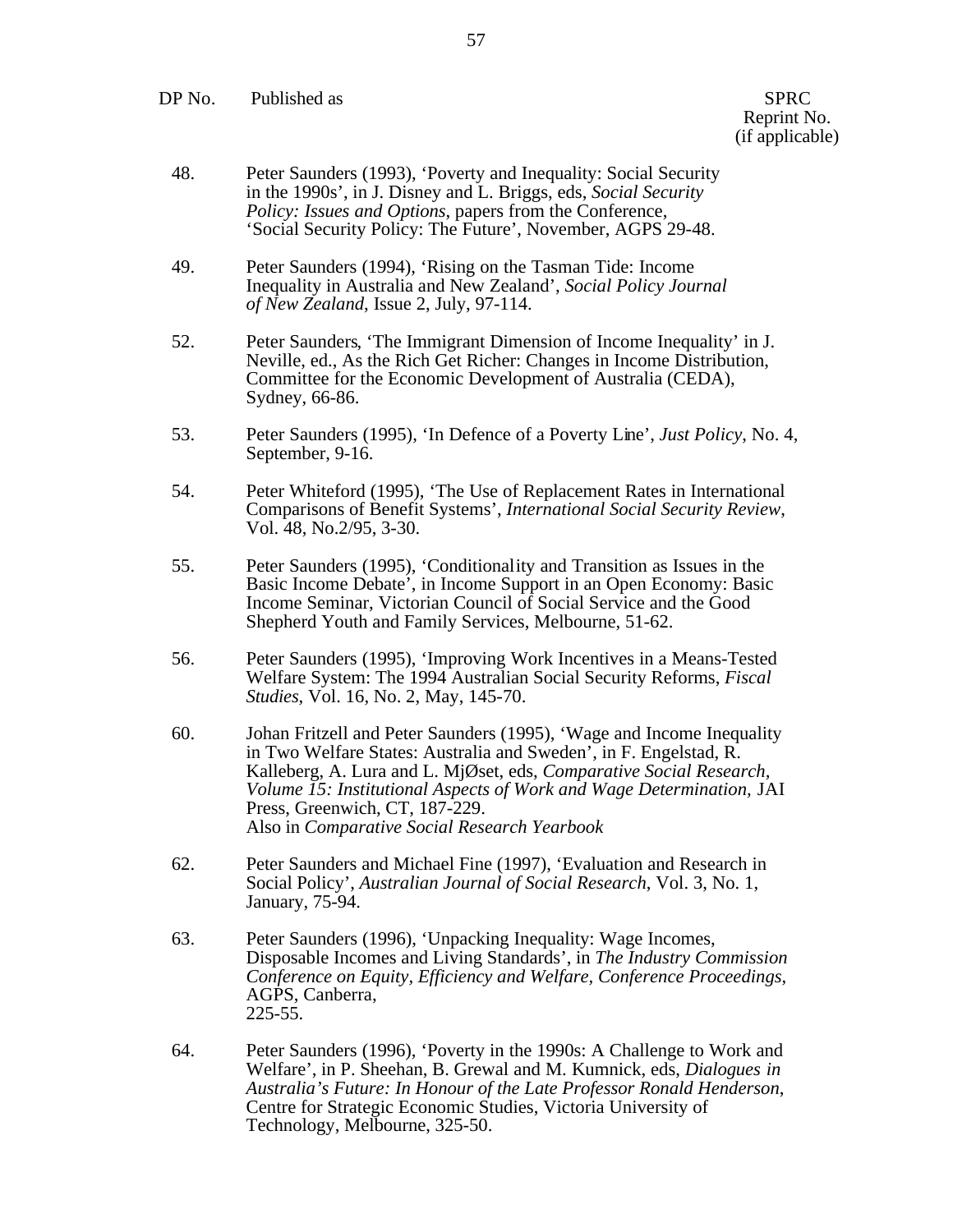| DP No. | Published as | SPRC Reprint No. (if applicable) |
|---|---|---|
| 48. | Peter Saunders (1993), 'Poverty and Inequality: Social Security in the 1990s', in J. Disney and L. Briggs, eds, *Social Security Policy: Issues and Options*, papers from the Conference, 'Social Security Policy: The Future', November, AGPS 29-48. | |
| 49. | Peter Saunders (1994), 'Rising on the Tasman Tide: Income Inequality in Australia and New Zealand', *Social Policy Journal of New Zealand*, Issue 2, July, 97-114. | |
| 52. | Peter Saunders, 'The Immigrant Dimension of Income Inequality' in J. Neville, ed., As the Rich Get Richer: Changes in Income Distribution, Committee for the Economic Development of Australia (CEDA), Sydney, 66-86. | |
| 53. | Peter Saunders (1995), 'In Defence of a Poverty Line', *Just Policy*, No. 4, September, 9-16. | |
| 54. | Peter Whiteford (1995), 'The Use of Replacement Rates in International Comparisons of Benefit Systems', *International Social Security Review*, Vol. 48, No.2/95, 3-30. | |
| 55. | Peter Saunders (1995), 'Conditionality and Transition as Issues in the Basic Income Debate', in Income Support in an Open Economy: Basic Income Seminar, Victorian Council of Social Service and the Good Shepherd Youth and Family Services, Melbourne, 51-62. | |
| 56. | Peter Saunders (1995), 'Improving Work Incentives in a Means-Tested Welfare System: The 1994 Australian Social Security Reforms, *Fiscal Studies*, Vol. 16, No. 2, May, 145-70. | |
| 60. | Johan Fritzell and Peter Saunders (1995), 'Wage and Income Inequality in Two Welfare States: Australia and Sweden', in F. Engelstad, R. Kalleberg, A. Lura and L. MjØset, eds, *Comparative Social Research, Volume 15: Institutional Aspects of Work and Wage Determination*, JAI Press, Greenwich, CT, 187-229. Also in *Comparative Social Research Yearbook* | |
| 62. | Peter Saunders and Michael Fine (1997), 'Evaluation and Research in Social Policy', *Australian Journal of Social Research*, Vol. 3, No. 1, January, 75-94. | |
| 63. | Peter Saunders (1996), 'Unpacking Inequality: Wage Incomes, Disposable Incomes and Living Standards', in *The Industry Commission Conference on Equity, Efficiency and Welfare, Conference Proceedings*, AGPS, Canberra, 225-55. | |
| 64. | Peter Saunders (1996), 'Poverty in the 1990s: A Challenge to Work and Welfare', in P. Sheehan, B. Grewal and M. Kumnick, eds, *Dialogues in Australia's Future: In Honour of the Late Professor Ronald Henderson*, Centre for Strategic Economic Studies, Victoria University of Technology, Melbourne, 325-50. | |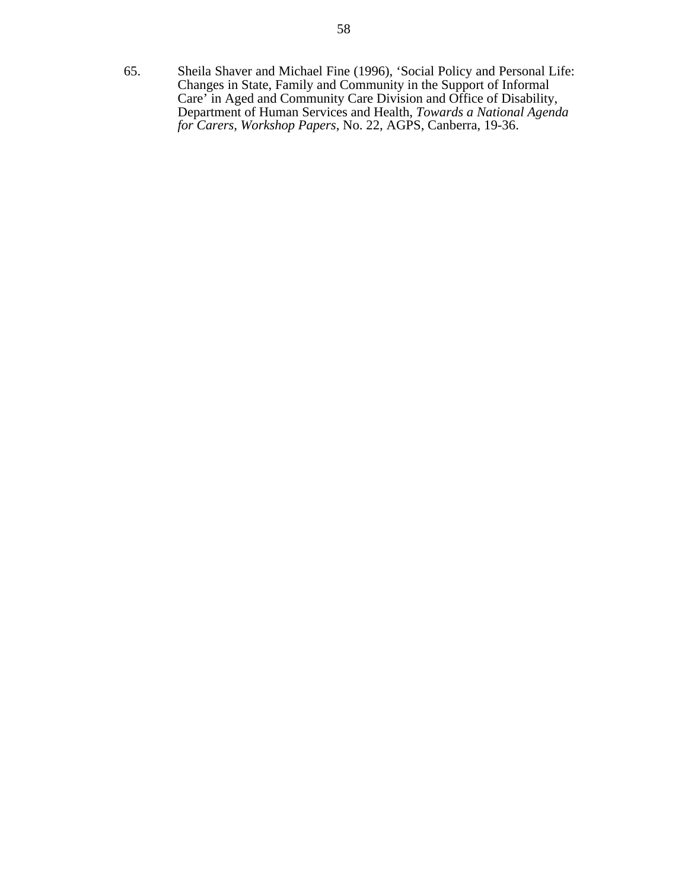65. Sheila Shaver and Michael Fine (1996), 'Social Policy and Personal Life: Changes in State, Family and Community in the Support of Informal Care' in Aged and Community Care Division and Office of Disability, Department of Human Services and Health, *Towards a National Agenda for Carers, Workshop Papers*, No. 22, AGPS, Canberra, 19-36.